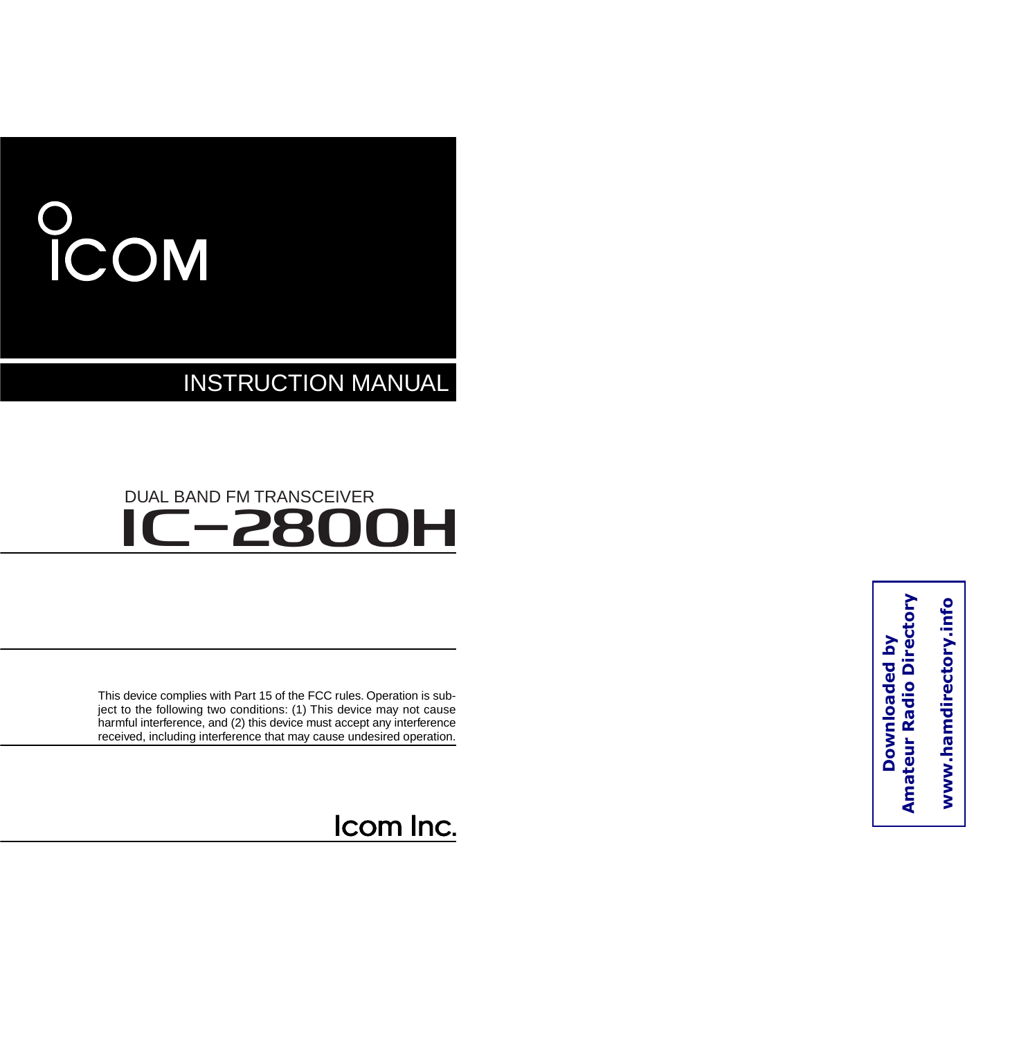# ICOM

## INSTRUCTION MANUAL

DUAL BAND FM TRANSCEIVER

# IC-2800H

This device complies with Part 15 of the FCC rules. Operation is subject to the following two conditions: (1) This device may not cause harmful interference, and (2) this device must accept any interference received, including interference that may cause undesired operation.

Icom Inc.

Downloaded by
Amateur Radio Directory

www.hamdirectory.info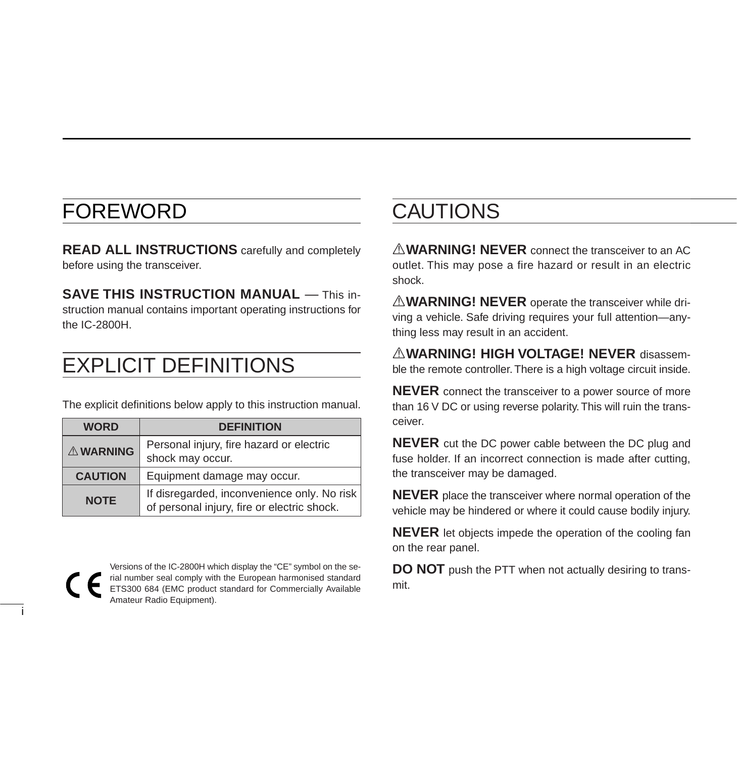# FOREWORD

**READ ALL INSTRUCTIONS** carefully and completely before using the transceiver.

**SAVE THIS INSTRUCTION MANUAL** — This instruction manual contains important operating instructions for the IC-2800H.

# EXPLICIT DEFINITIONS

The explicit definitions below apply to this instruction manual.

| WORD | DEFINITION |
|---|---|
| ⚠ WARNING | Personal injury, fire hazard or electric shock may occur. |
| CAUTION | Equipment damage may occur. |
| NOTE | If disregarded, inconvenience only. No risk of personal injury, fire or electric shock. |

CE Versions of the IC-2800H which display the “CE” symbol on the serial number seal comply with the European harmonised standard ETS300 684 (EMC product standard for Commercially Available Amateur Radio Equipment).

# CAUTIONS

⚠**WARNING! NEVER** connect the transceiver to an AC outlet. This may pose a fire hazard or result in an electric shock.

⚠**WARNING! NEVER** operate the transceiver while driving a vehicle. Safe driving requires your full attention—anything less may result in an accident.

⚠**WARNING! HIGH VOLTAGE! NEVER** disassemble the remote controller. There is a high voltage circuit inside.

**NEVER** connect the transceiver to a power source of more than 16 V DC or using reverse polarity. This will ruin the transceiver.

**NEVER** cut the DC power cable between the DC plug and fuse holder. If an incorrect connection is made after cutting, the transceiver may be damaged.

**NEVER** place the transceiver where normal operation of the vehicle may be hindered or where it could cause bodily injury.

**NEVER** let objects impede the operation of the cooling fan on the rear panel.

**DO NOT** push the PTT when not actually desiring to transmit.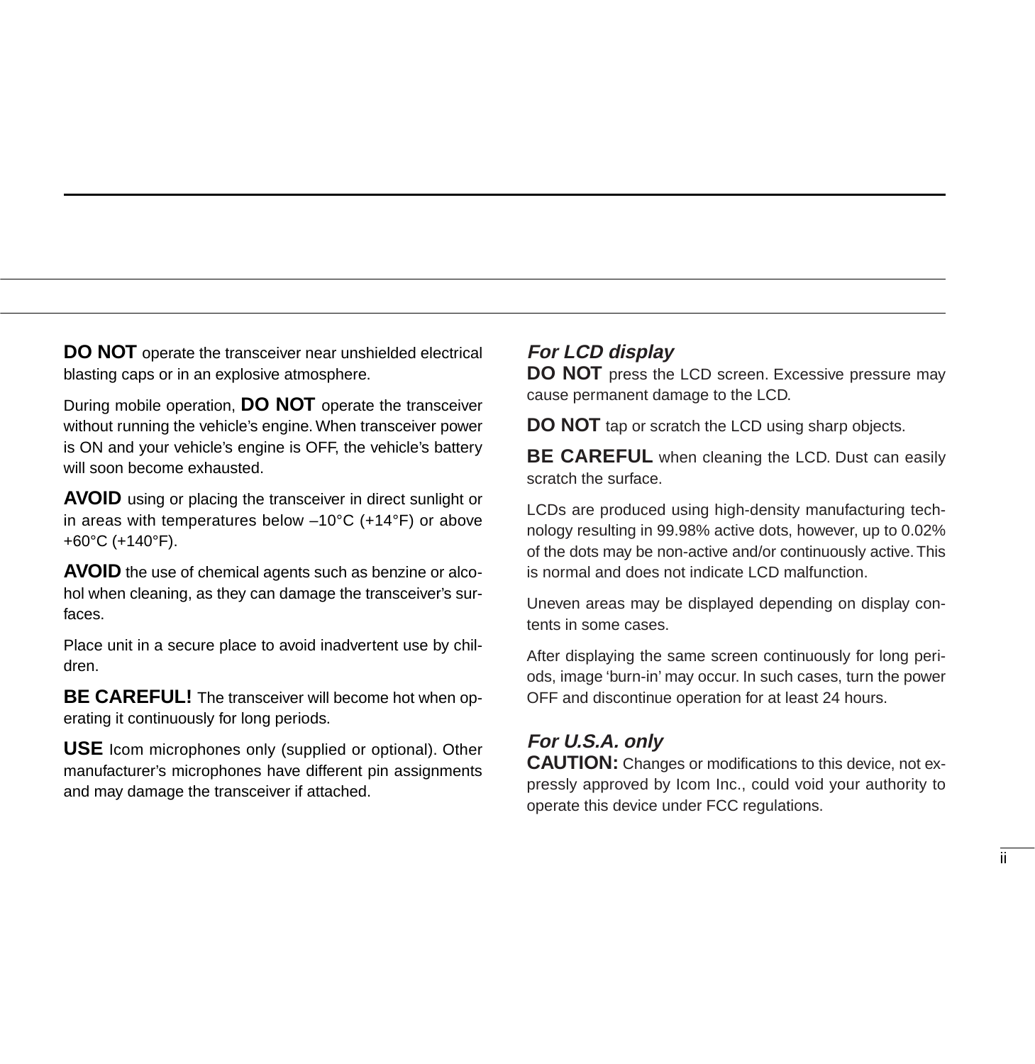**DO NOT** operate the transceiver near unshielded electrical blasting caps or in an explosive atmosphere.

During mobile operation, **DO NOT** operate the transceiver without running the vehicle's engine. When transceiver power is ON and your vehicle's engine is OFF, the vehicle's battery will soon become exhausted.

**AVOID** using or placing the transceiver in direct sunlight or in areas with temperatures below –10°C (+14°F) or above +60°C (+140°F).

**AVOID** the use of chemical agents such as benzine or alcohol when cleaning, as they can damage the transceiver's surfaces.

Place unit in a secure place to avoid inadvertent use by children.

**BE CAREFUL!** The transceiver will become hot when operating it continuously for long periods.

**USE** Icom microphones only (supplied or optional). Other manufacturer's microphones have different pin assignments and may damage the transceiver if attached.

### *For LCD display*

**DO NOT** press the LCD screen. Excessive pressure may cause permanent damage to the LCD.

**DO NOT** tap or scratch the LCD using sharp objects.

**BE CAREFUL** when cleaning the LCD. Dust can easily scratch the surface.

LCDs are produced using high-density manufacturing technology resulting in 99.98% active dots, however, up to 0.02% of the dots may be non-active and/or continuously active. This is normal and does not indicate LCD malfunction.

Uneven areas may be displayed depending on display contents in some cases.

After displaying the same screen continuously for long periods, image 'burn-in' may occur. In such cases, turn the power OFF and discontinue operation for at least 24 hours.

### *For U.S.A. only*

**CAUTION:** Changes or modifications to this device, not expressly approved by Icom Inc., could void your authority to operate this device under FCC regulations.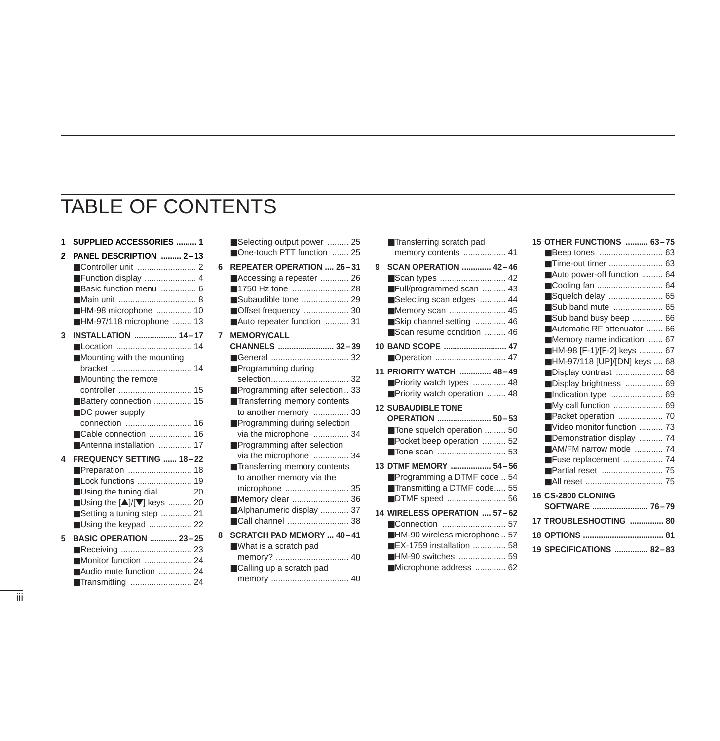# TABLE OF CONTENTS

**1 SUPPLIED ACCESSORIES** ......... 1

**2 PANEL DESCRIPTION** ......... 2–13
- ■Controller unit ......................... 2
- ■Function display ...................... 4
- ■Basic function menu ............... 6
- ■Main unit ................................ 8
- ■HM-98 microphone ............... 10
- ■HM-97/118 microphone ........ 13

**3 INSTALLATION** .................. 14–17
- ■Location ................................ 14
- ■Mounting with the mounting bracket .................................. 14
- ■Mounting the remote controller ............................... 15
- ■Battery connection ................ 15
- ■DC power supply connection ............................ 16
- ■Cable connection .................. 16
- ■Antenna installation .............. 17

**4 FREQUENCY SETTING** ...... 18–22
- ■Preparation ........................... 18
- ■Lock functions ....................... 19
- ■Using the tuning dial ............. 20
- ■Using the [▲]/[▼] keys .......... 20
- ■Setting a tuning step ............. 21
- ■Using the keypad .................. 22

**5 BASIC OPERATION** ............ 23–25
- ■Receiving .............................. 23
- ■Monitor function .................... 24
- ■Audio mute function .............. 24
- ■Transmitting .......................... 24
- ■Selecting output power ......... 25
- ■One-touch PTT function ....... 25

**6 REPEATER OPERATION** .... 26–31
- ■Accessing a repeater ............ 26
- ■1750 Hz tone ........................ 28
- ■Subaudible tone .................... 29
- ■Offset frequency ................... 30
- ■Auto repeater function .......... 31

**7 MEMORY/CALL CHANNELS** ......................... 32–39
- ■General ................................. 32
- ■Programming during selection................................. 32
- ■Programming after selection.. 33
- ■Transferring memory contents to another memory ............... 33
- ■Programming during selection via the microphone ............... 34
- ■Programming after selection via the microphone ............... 34
- ■Transferring memory contents to another memory via the microphone ........................... 35
- ■Memory clear ........................ 36
- ■Alphanumeric display ............ 37
- ■Call channel .......................... 38

**8 SCRATCH PAD MEMORY** ... 40–41
- ■What is a scratch pad memory? ............................... 40
- ■Calling up a scratch pad memory ................................. 40
- ■Transferring scratch pad memory contents .................. 41

**9 SCAN OPERATION** ............. 42–46
- ■Scan types ............................ 42
- ■Full/programmed scan .......... 43
- ■Selecting scan edges ........... 44
- ■Memory scan ........................ 45
- ■Skip channel setting ............. 46
- ■Scan resume condition ......... 46

**10 BAND SCOPE** ............................ 47
- ■Operation .............................. 47

**11 PRIORITY WATCH** .............. 48–49
- ■Priority watch types .............. 48
- ■Priority watch operation ........ 48

**12 SUBAUDIBLE TONE OPERATION** ........................ 50–53
- ■Tone squelch operation ......... 50
- ■Pocket beep operation .......... 52
- ■Tone scan ............................. 53

**13 DTMF MEMORY** .................. 54–56
- ■Programming a DTMF code .. 54
- ■Transmitting a DTMF code..... 55
- ■DTMF speed ......................... 56

**14 WIRELESS OPERATION** .... 57–62
- ■Connection ........................... 57
- ■HM-90 wireless microphone .. 57
- ■EX-1759 installation .............. 58
- ■HM-90 switches .................... 59
- ■Microphone address ............. 62

**15 OTHER FUNCTIONS** .......... 63–75
- ■Beep tones ........................... 63
- ■Time-out timer ...................... 63
- ■Auto power-off function ......... 64
- ■Cooling fan ............................ 64
- ■Squelch delay ....................... 65
- ■Sub band mute ..................... 65
- ■Sub band busy beep ............. 66
- ■Automatic RF attenuator ....... 66
- ■Memory name indication ...... 67
- ■HM-98 [F-1]/[F-2] keys .......... 67
- ■HM-97/118 [UP]/[DN] keys .... 68
- ■Display contrast .................... 68
- ■Display brightness ................ 69
- ■Indication type ...................... 69
- ■My call function ..................... 69
- ■Packet operation ................... 70
- ■Video monitor function .......... 73
- ■Demonstration display .......... 74
- ■AM/FM narrow mode ............ 74
- ■Fuse replacement ................. 74
- ■Partial reset .......................... 75
- ■All reset ................................. 75

**16 CS-2800 CLONING SOFTWARE** ......................... 76–79

**17 TROUBLESHOOTING** ............... 80

**18 OPTIONS** .................................... 81

**19 SPECIFICATIONS** ............... 82–83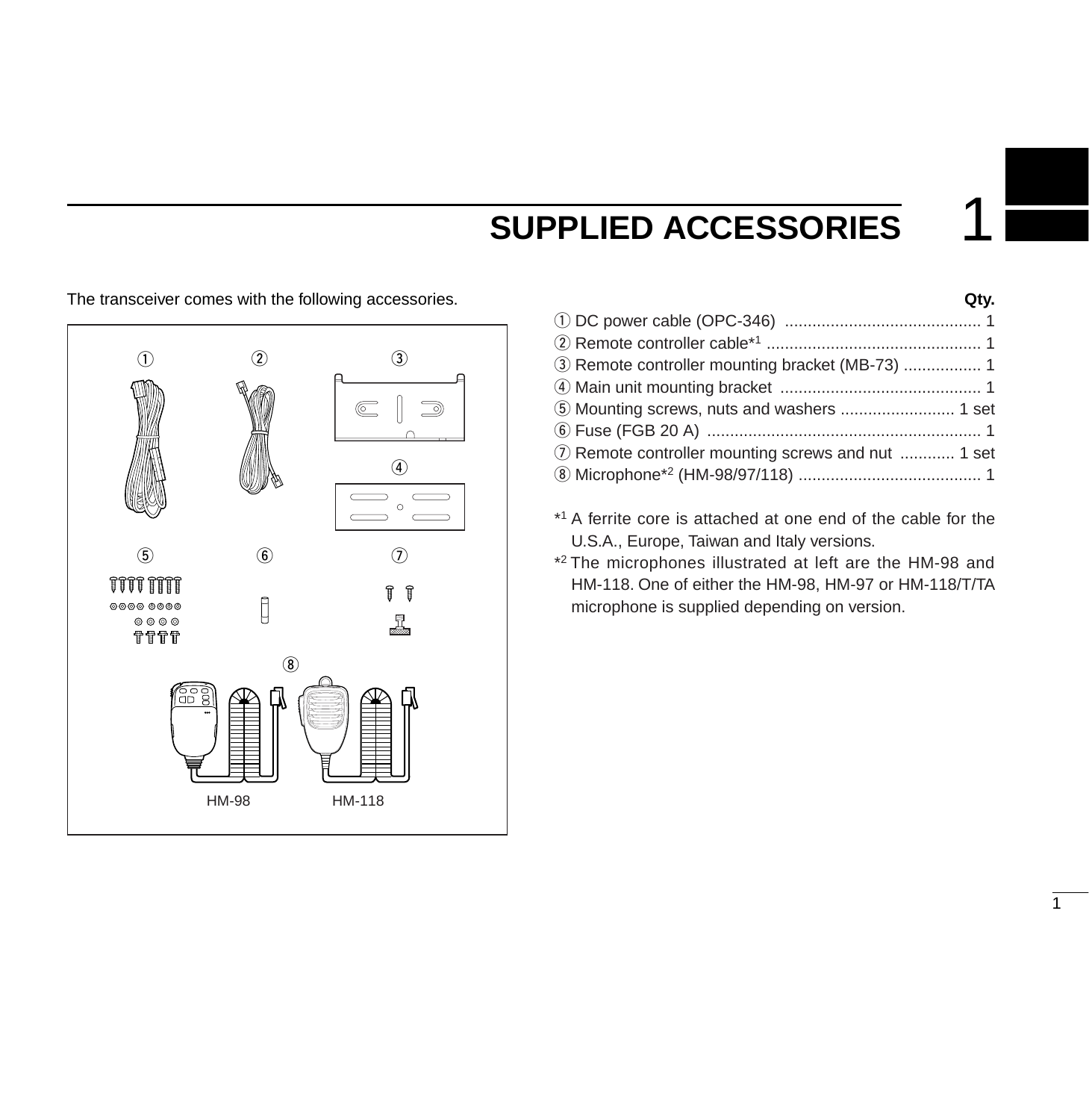# 1 SUPPLIED ACCESSORIES

The transceiver comes with the following accessories.

HM-98 HM-118

| | Qty. |
|---|---|
| ① DC power cable (OPC-346) | 1 |
| ② Remote controller cable*1 | 1 |
| ③ Remote controller mounting bracket (MB-73) | 1 |
| ④ Main unit mounting bracket | 1 |
| ⑤ Mounting screws, nuts and washers | 1 set |
| ⑥ Fuse (FGB 20 A) | 1 |
| ⑦ Remote controller mounting screws and nut | 1 set |
| ⑧ Microphone*2 (HM-98/97/118) | 1 |

*1 A ferrite core is attached at one end of the cable for the U.S.A., Europe, Taiwan and Italy versions.

*2 The microphones illustrated at left are the HM-98 and HM-118. One of either the HM-98, HM-97 or HM-118/T/TA microphone is supplied depending on version.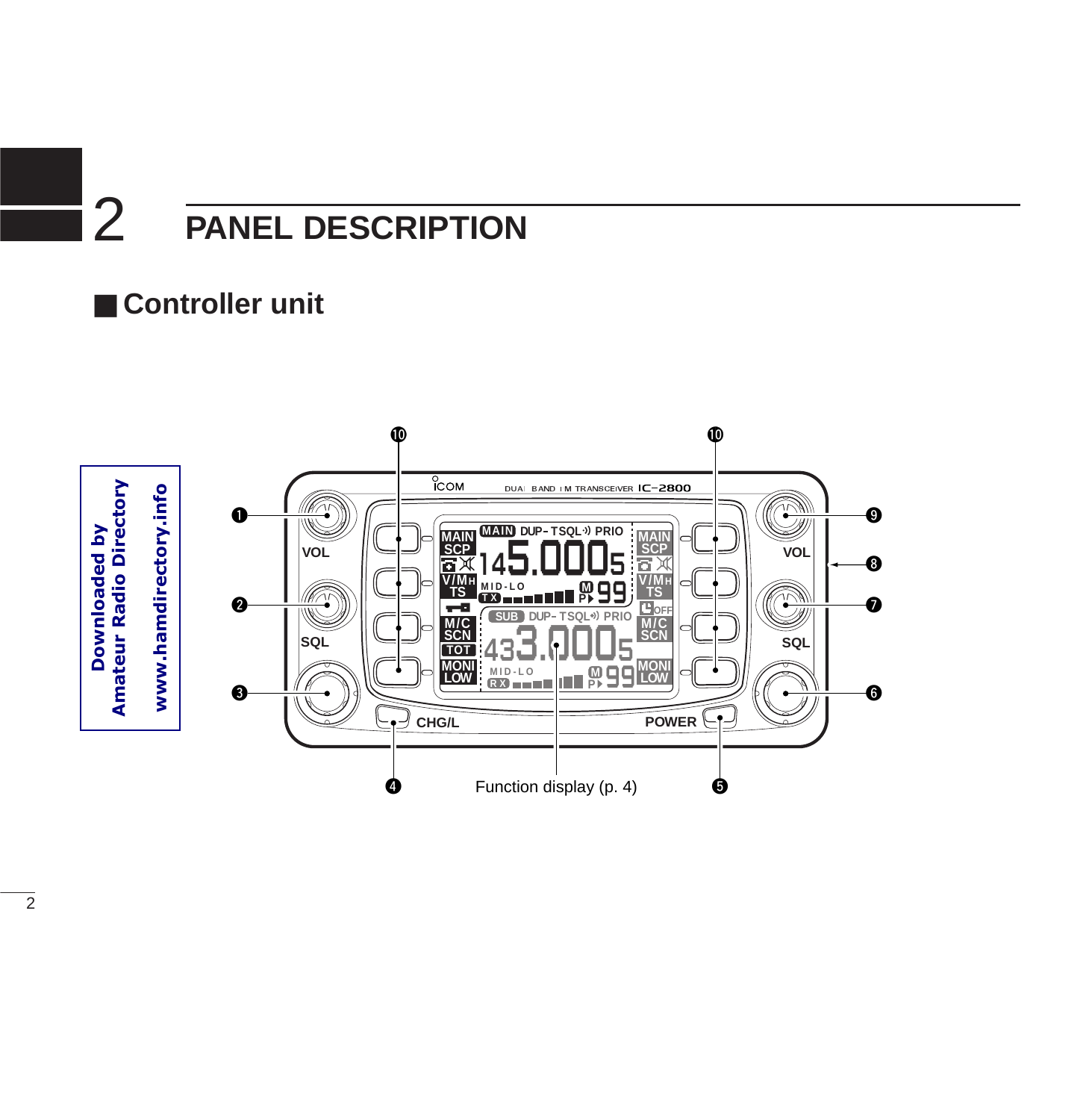# 2 PANEL DESCRIPTION

## ■ Controller unit

Downloaded by Amateur Radio Directory www.hamdirectory.info

❶ VOL

❷ SQL

❸

❹ CHG/L

❺ POWER

❻

❼ SQL

❽

❾ VOL

❿

Function display (p. 4)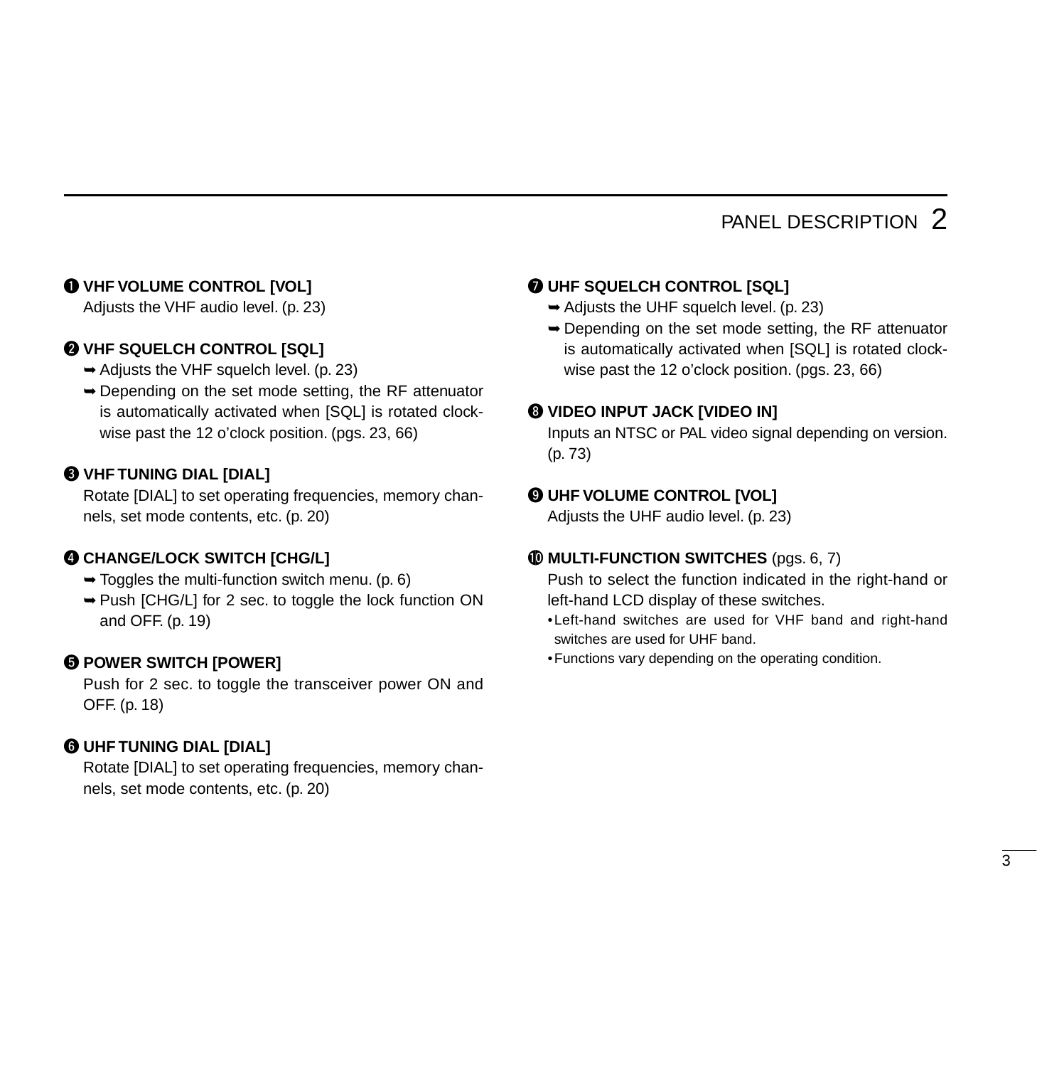## 2 PANEL DESCRIPTION

❶ **VHF VOLUME CONTROL [VOL]**
Adjusts the VHF audio level. (p. 23)

❷ **VHF SQUELCH CONTROL [SQL]**
➥ Adjusts the VHF squelch level. (p. 23)
➥ Depending on the set mode setting, the RF attenuator is automatically activated when [SQL] is rotated clockwise past the 12 o'clock position. (pgs. 23, 66)

❸ **VHF TUNING DIAL [DIAL]**
Rotate [DIAL] to set operating frequencies, memory channels, set mode contents, etc. (p. 20)

❹ **CHANGE/LOCK SWITCH [CHG/L]**
➥ Toggles the multi-function switch menu. (p. 6)
➥ Push [CHG/L] for 2 sec. to toggle the lock function ON and OFF. (p. 19)

❺ **POWER SWITCH [POWER]**
Push for 2 sec. to toggle the transceiver power ON and OFF. (p. 18)

❻ **UHF TUNING DIAL [DIAL]**
Rotate [DIAL] to set operating frequencies, memory channels, set mode contents, etc. (p. 20)

❼ **UHF SQUELCH CONTROL [SQL]**
➥ Adjusts the UHF squelch level. (p. 23)
➥ Depending on the set mode setting, the RF attenuator is automatically activated when [SQL] is rotated clockwise past the 12 o'clock position. (pgs. 23, 66)

❽ **VIDEO INPUT JACK [VIDEO IN]**
Inputs an NTSC or PAL video signal depending on version. (p. 73)

❾ **UHF VOLUME CONTROL [VOL]**
Adjusts the UHF audio level. (p. 23)

❿ **MULTI-FUNCTION SWITCHES** (pgs. 6, 7)
Push to select the function indicated in the right-hand or left-hand LCD display of these switches.

- Left-hand switches are used for VHF band and right-hand switches are used for UHF band.
- Functions vary depending on the operating condition.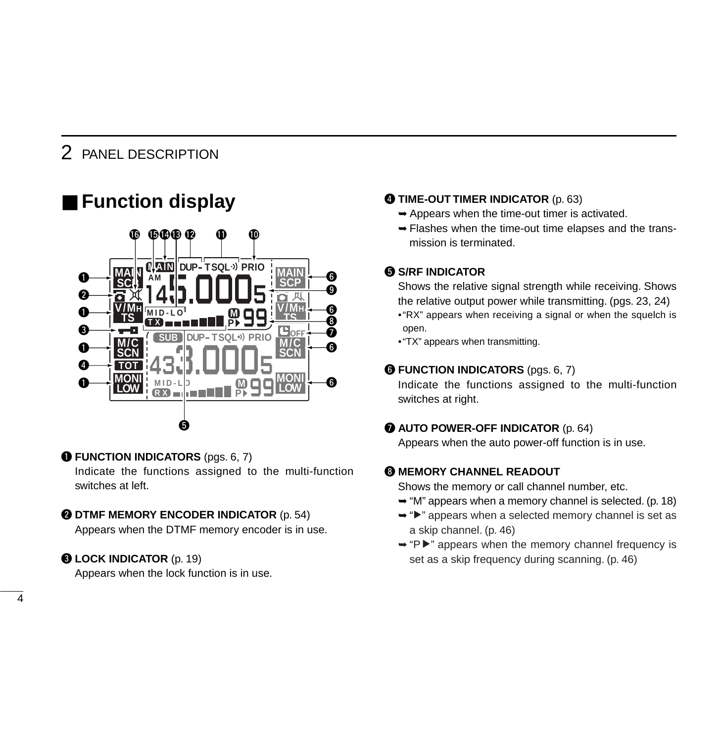## ■ Function display

❶ **FUNCTION INDICATORS** (pgs. 6, 7)
Indicate the functions assigned to the multi-function switches at left.

❷ **DTMF MEMORY ENCODER INDICATOR** (p. 54)
Appears when the DTMF memory encoder is in use.

❸ **LOCK INDICATOR** (p. 19)
Appears when the lock function is in use.

❹ **TIME-OUT TIMER INDICATOR** (p. 63)

- ➥ Appears when the time-out timer is activated.
- ➥ Flashes when the time-out time elapses and the transmission is terminated.

❺ **S/RF INDICATOR**
Shows the relative signal strength while receiving. Shows the relative output power while transmitting. (pgs. 23, 24)

- "RX" appears when receiving a signal or when the squelch is open.
- "TX" appears when transmitting.

❻ **FUNCTION INDICATORS** (pgs. 6, 7)
Indicate the functions assigned to the multi-function switches at right.

❼ **AUTO POWER-OFF INDICATOR** (p. 64)
Appears when the auto power-off function is in use.

❽ **MEMORY CHANNEL READOUT**
Shows the memory or call channel number, etc.

- ➥ "M" appears when a memory channel is selected. (p. 18)
- ➥ "▶" appears when a selected memory channel is set as a skip channel. (p. 46)
- ➥ "P▶" appears when the memory channel frequency is set as a skip frequency during scanning. (p. 46)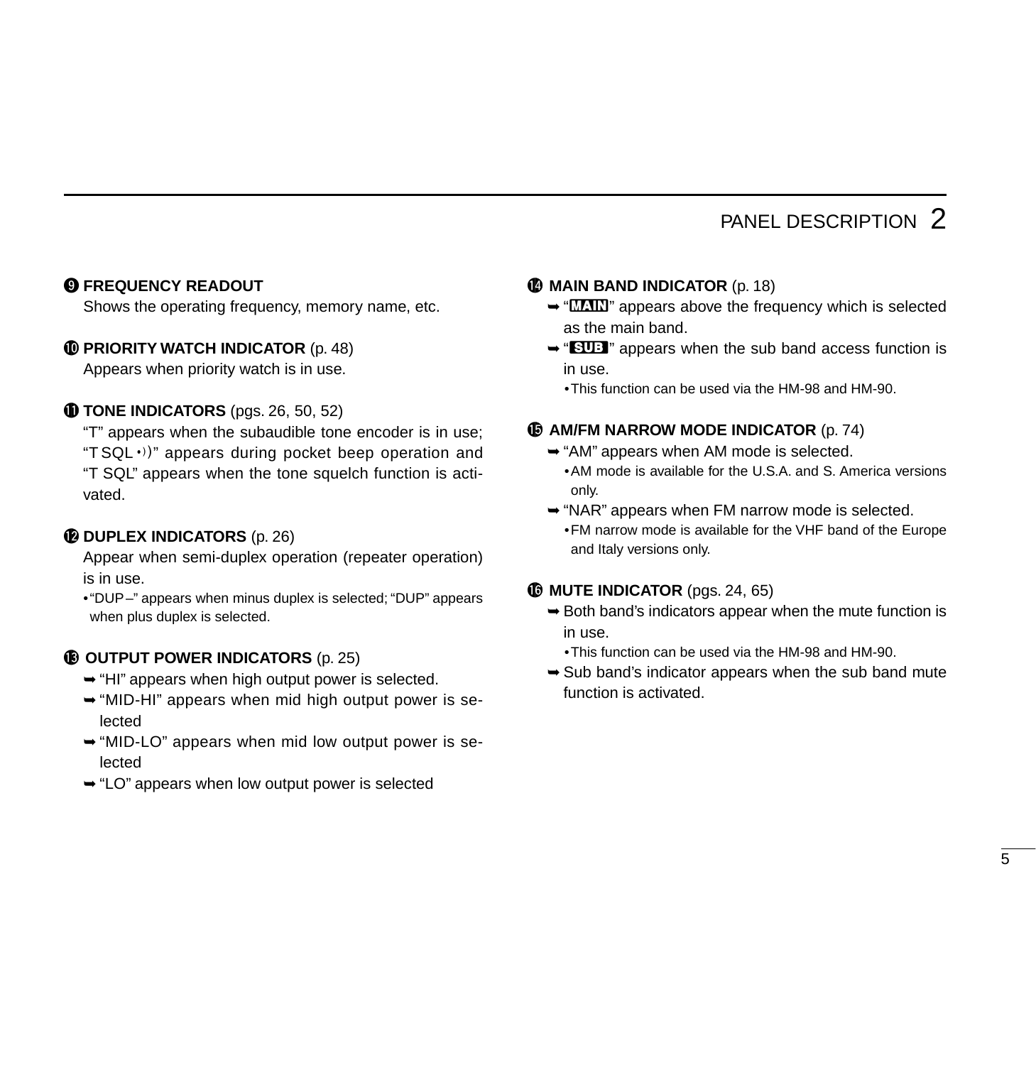**❾ FREQUENCY READOUT**

Shows the operating frequency, memory name, etc.

**❿ PRIORITY WATCH INDICATOR** (p. 48)

Appears when priority watch is in use.

**⓫ TONE INDICATORS** (pgs. 26, 50, 52)

"T" appears when the subaudible tone encoder is in use; "T SQL •))" appears during pocket beep operation and "T SQL" appears when the tone squelch function is activated.

**⓬ DUPLEX INDICATORS** (p. 26)

Appear when semi-duplex operation (repeater operation) is in use.

• "DUP–" appears when minus duplex is selected; "DUP" appears when plus duplex is selected.

**⓭ OUTPUT POWER INDICATORS** (p. 25)

➥ "HI" appears when high output power is selected.
➥ "MID-HI" appears when mid high output power is selected
➥ "MID-LO" appears when mid low output power is selected
➥ "LO" appears when low output power is selected

**⓮ MAIN BAND INDICATOR** (p. 18)

➥ "MAIN" appears above the frequency which is selected as the main band.
➥ "SUB" appears when the sub band access function is in use.
  • This function can be used via the HM-98 and HM-90.

**⓯ AM/FM NARROW MODE INDICATOR** (p. 74)

➥ "AM" appears when AM mode is selected.
  • AM mode is available for the U.S.A. and S. America versions only.
➥ "NAR" appears when FM narrow mode is selected.
  • FM narrow mode is available for the VHF band of the Europe and Italy versions only.

**⓰ MUTE INDICATOR** (pgs. 24, 65)

➥ Both band's indicators appear when the mute function is in use.
  • This function can be used via the HM-98 and HM-90.
➥ Sub band's indicator appears when the sub band mute function is activated.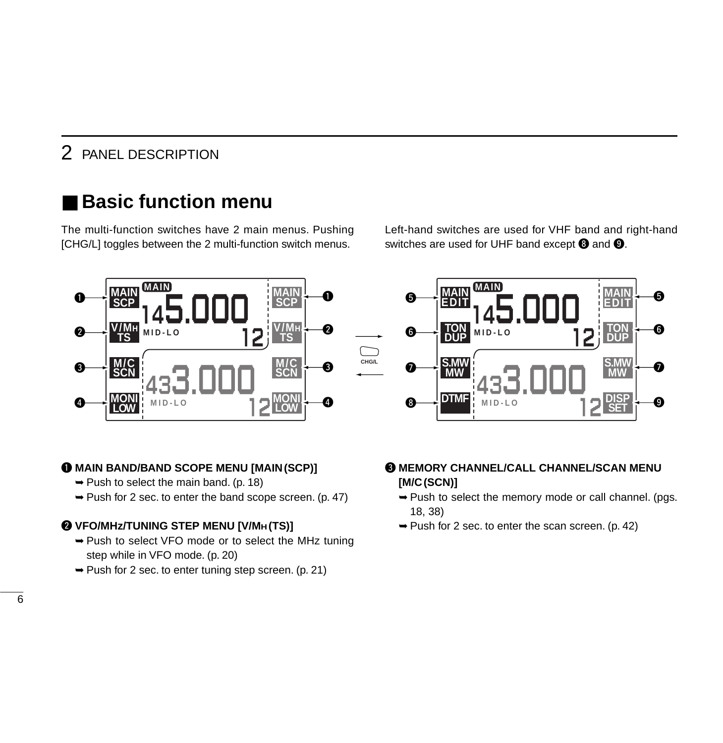## ■ Basic function menu

The multi-function switches have 2 main menus. Pushing [CHG/L] toggles between the 2 multi-function switch menus.

Left-hand switches are used for VHF band and right-hand switches are used for UHF band except ❽ and ❾.

❶ **MAIN BAND/BAND SCOPE MENU [MAIN (SCP)]**

➥ Push to select the main band. (p. 18)

➥ Push for 2 sec. to enter the band scope screen. (p. 47)

❷ **VFO/MHz/TUNING STEP MENU [V/MH (TS)]**

➥ Push to select VFO mode or to select the MHz tuning step while in VFO mode. (p. 20)

➥ Push for 2 sec. to enter tuning step screen. (p. 21)

❸ **MEMORY CHANNEL/CALL CHANNEL/SCAN MENU [M/C (SCN)]**

➥ Push to select the memory mode or call channel. (pgs. 18, 38)

➥ Push for 2 sec. to enter the scan screen. (p. 42)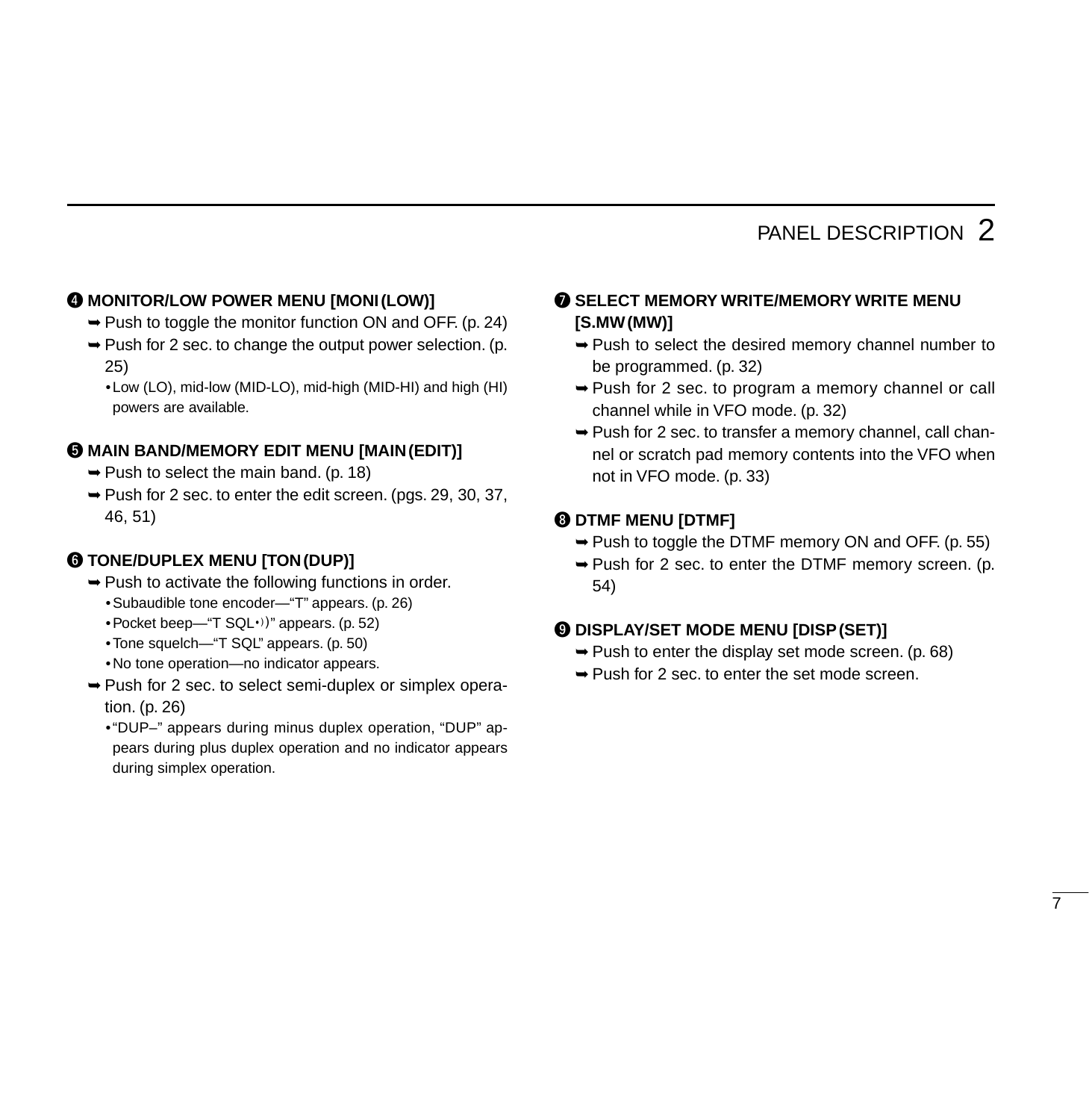**❹ MONITOR/LOW POWER MENU [MONI(LOW)]**

➥ Push to toggle the monitor function ON and OFF. (p. 24)

➥ Push for 2 sec. to change the output power selection. (p. 25)

- Low (LO), mid-low (MID-LO), mid-high (MID-HI) and high (HI) powers are available.

**❺ MAIN BAND/MEMORY EDIT MENU [MAIN(EDIT)]**

➥ Push to select the main band. (p. 18)

➥ Push for 2 sec. to enter the edit screen. (pgs. 29, 30, 37, 46, 51)

**❻ TONE/DUPLEX MENU [TON(DUP)]**

➥ Push to activate the following functions in order.

- Subaudible tone encoder—“T” appears. (p. 26)
- Pocket beep—“T SQL•))” appears. (p. 52)
- Tone squelch—“T SQL” appears. (p. 50)
- No tone operation—no indicator appears.

➥ Push for 2 sec. to select semi-duplex or simplex operation. (p. 26)

- “DUP–” appears during minus duplex operation, “DUP” appears during plus duplex operation and no indicator appears during simplex operation.

**❼ SELECT MEMORY WRITE/MEMORY WRITE MENU [S.MW(MW)]**

➥ Push to select the desired memory channel number to be programmed. (p. 32)

➥ Push for 2 sec. to program a memory channel or call channel while in VFO mode. (p. 32)

➥ Push for 2 sec. to transfer a memory channel, call channel or scratch pad memory contents into the VFO when not in VFO mode. (p. 33)

**❽ DTMF MENU [DTMF]**

➥ Push to toggle the DTMF memory ON and OFF. (p. 55)

➥ Push for 2 sec. to enter the DTMF memory screen. (p. 54)

**❾ DISPLAY/SET MODE MENU [DISP(SET)]**

➥ Push to enter the display set mode screen. (p. 68)

➥ Push for 2 sec. to enter the set mode screen.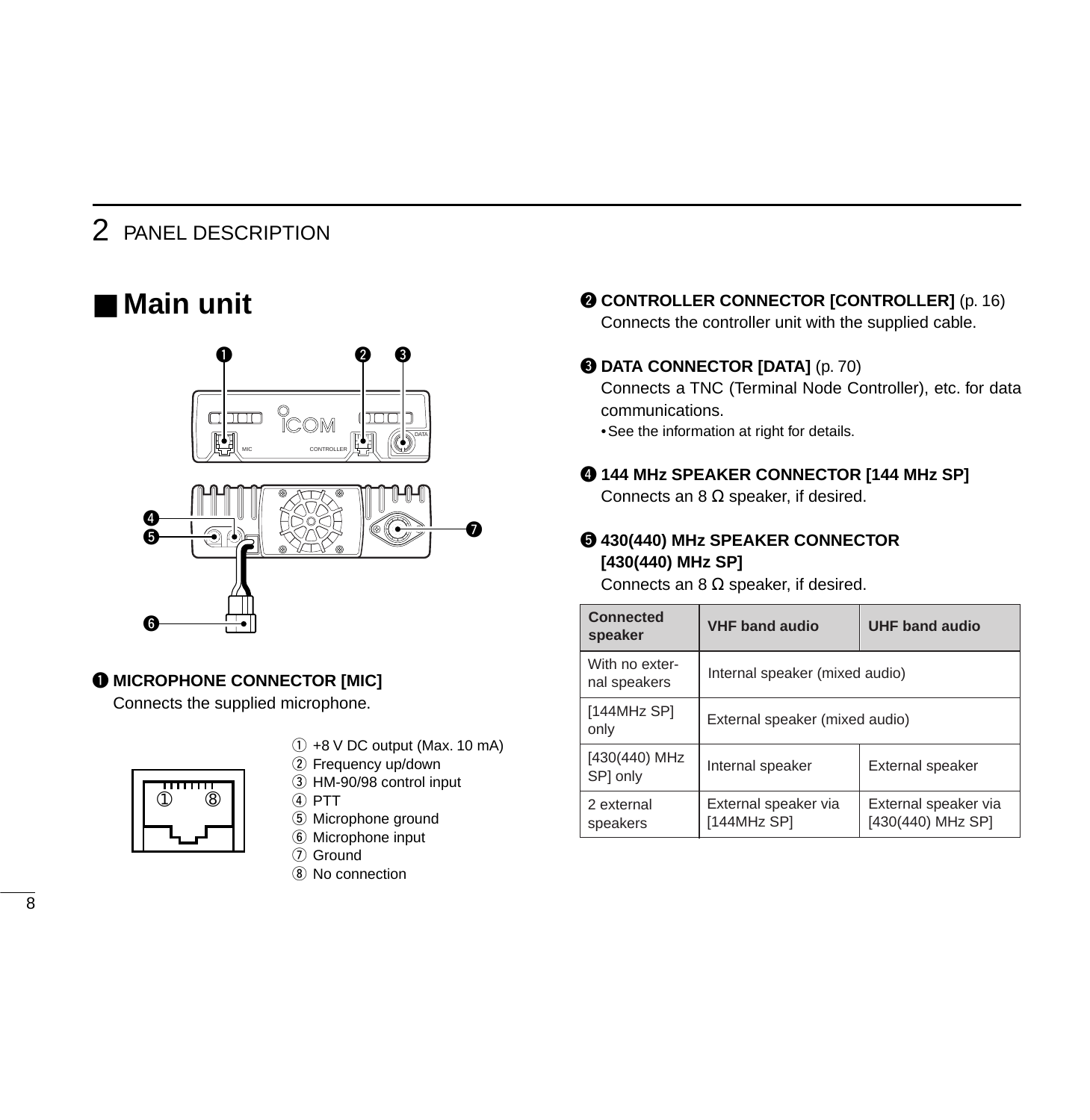## 2 PANEL DESCRIPTION

## ■ Main unit

❶ **MICROPHONE CONNECTOR [MIC]**
Connects the supplied microphone.

① +8 V DC output (Max. 10 mA)
② Frequency up/down
③ HM-90/98 control input
④ PTT
⑤ Microphone ground
⑥ Microphone input
⑦ Ground
⑧ No connection

❷ **CONTROLLER CONNECTOR [CONTROLLER]** (p. 16)
Connects the controller unit with the supplied cable.

❸ **DATA CONNECTOR [DATA]** (p. 70)
Connects a TNC (Terminal Node Controller), etc. for data communications.
- See the information at right for details.

❹ **144 MHz SPEAKER CONNECTOR [144 MHz SP]**
Connects an 8 Ω speaker, if desired.

❺ **430(440) MHz SPEAKER CONNECTOR [430(440) MHz SP]**
Connects an 8 Ω speaker, if desired.

| Connected speaker | VHF band audio | UHF band audio |
|---|---|---|
| With no external speakers | Internal speaker (mixed audio) | |
| [144MHz SP] only | External speaker (mixed audio) | |
| [430(440) MHz SP] only | Internal speaker | External speaker |
| 2 external speakers | External speaker via [144MHz SP] | External speaker via [430(440) MHz SP] |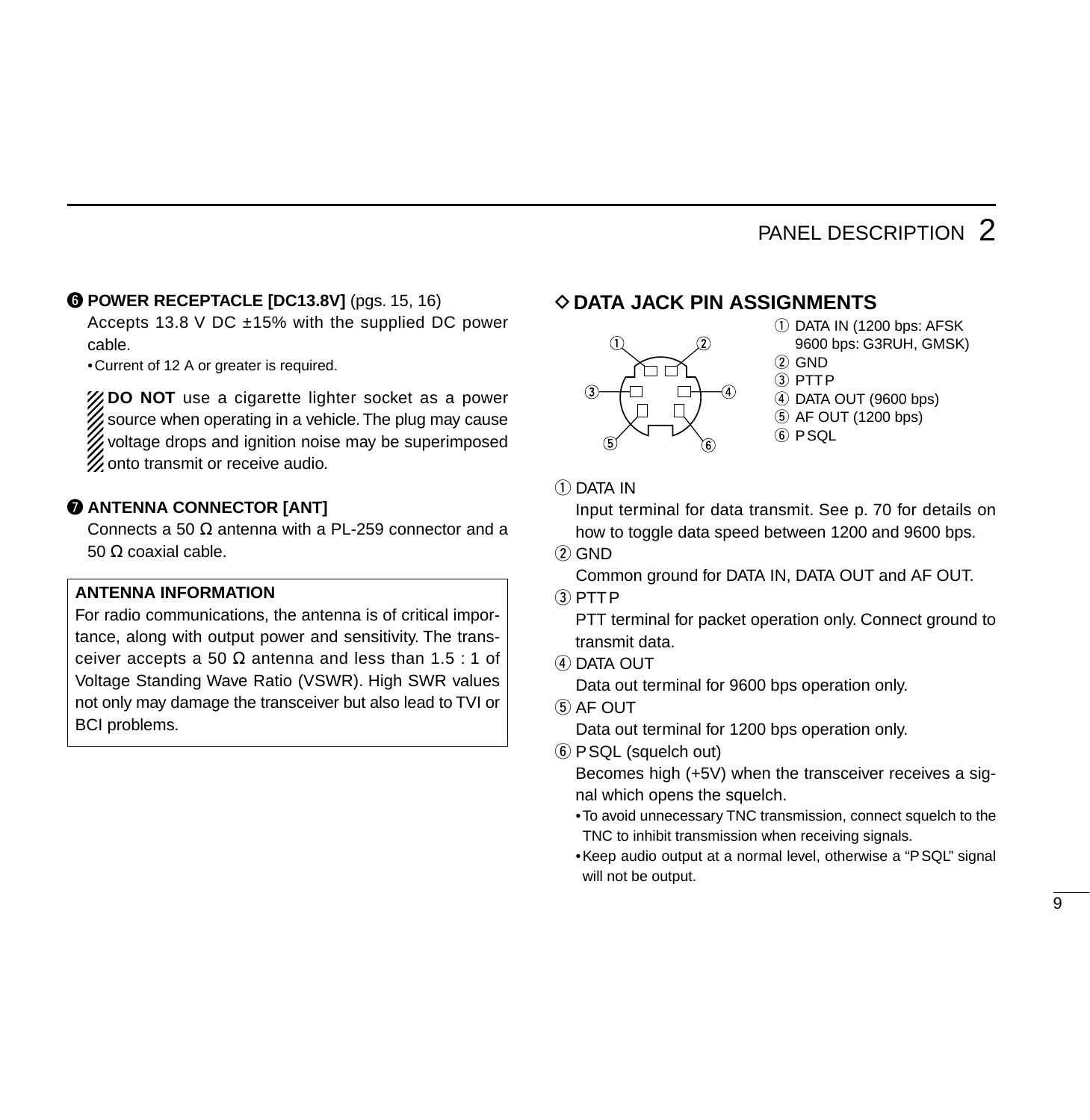❻ **POWER RECEPTACLE [DC13.8V]** (pgs. 15, 16)

Accepts 13.8 V DC ±15% with the supplied DC power cable.

- Current of 12 A or greater is required.

**DO NOT** use a cigarette lighter socket as a power source when operating in a vehicle. The plug may cause voltage drops and ignition noise may be superimposed onto transmit or receive audio.

❼ **ANTENNA CONNECTOR [ANT]**

Connects a 50 Ω antenna with a PL-259 connector and a 50 Ω coaxial cable.

**ANTENNA INFORMATION**

For radio communications, the antenna is of critical importance, along with output power and sensitivity. The transceiver accepts a 50 Ω antenna and less than 1.5 : 1 of Voltage Standing Wave Ratio (VSWR). High SWR values not only may damage the transceiver but also lead to TVI or BCI problems.

## ◇ DATA JACK PIN ASSIGNMENTS

① DATA IN (1200 bps: AFSK 9600 bps: G3RUH, GMSK)
② GND
③ PTT P
④ DATA OUT (9600 bps)
⑤ AF OUT (1200 bps)
⑥ P SQL

① DATA IN
Input terminal for data transmit. See p. 70 for details on how to toggle data speed between 1200 and 9600 bps.

② GND
Common ground for DATA IN, DATA OUT and AF OUT.

③ PTT P
PTT terminal for packet operation only. Connect ground to transmit data.

④ DATA OUT
Data out terminal for 9600 bps operation only.

⑤ AF OUT
Data out terminal for 1200 bps operation only.

⑥ P SQL (squelch out)
Becomes high (+5V) when the transceiver receives a signal which opens the squelch.

- To avoid unnecessary TNC transmission, connect squelch to the TNC to inhibit transmission when receiving signals.
- Keep audio output at a normal level, otherwise a "P SQL" signal will not be output.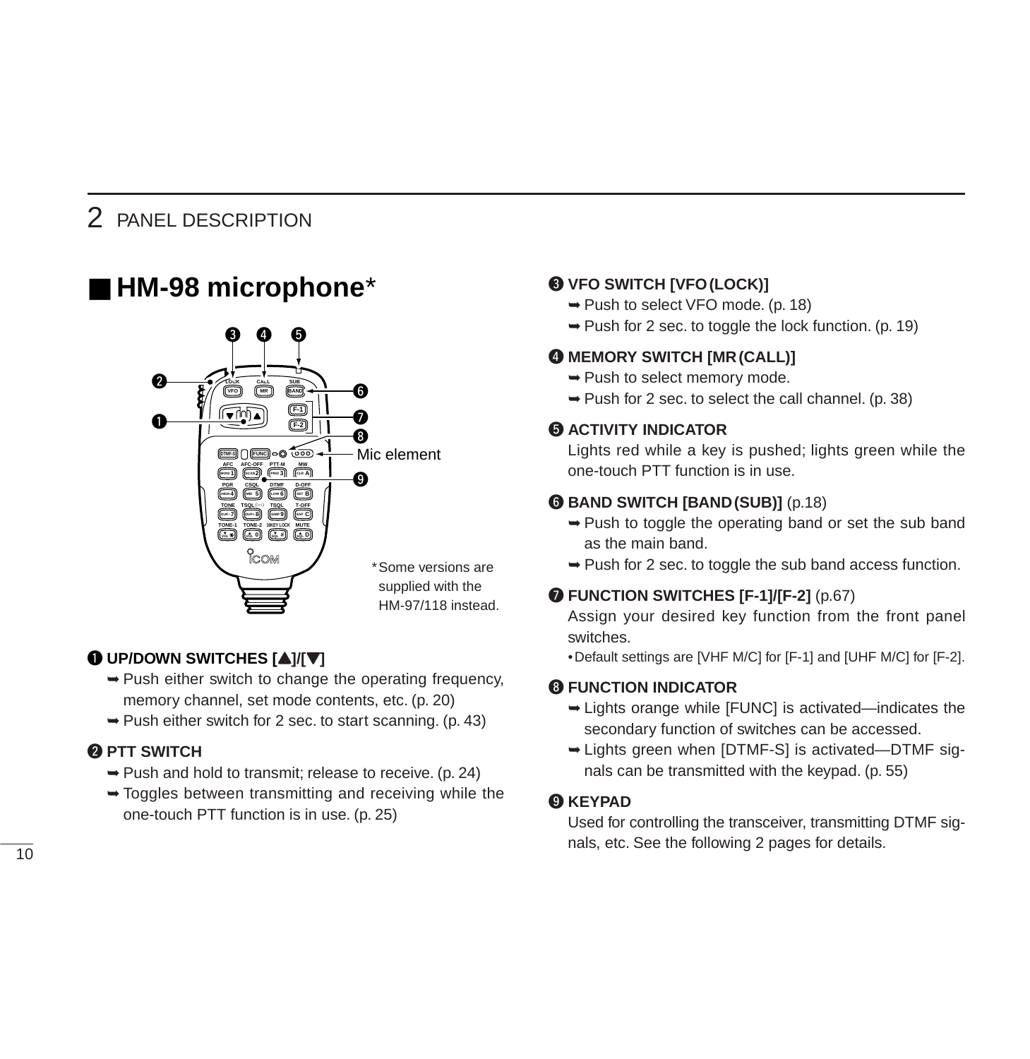## ■ HM-98 microphone*

*Some versions are supplied with the HM-97/118 instead.

❶ **UP/DOWN SWITCHES [▲]/[▼]**

➥ Push either switch to change the operating frequency, memory channel, set mode contents, etc. (p. 20)

➥ Push either switch for 2 sec. to start scanning. (p. 43)

❷ **PTT SWITCH**

➥ Push and hold to transmit; release to receive. (p. 24)

➥ Toggles between transmitting and receiving while the one-touch PTT function is in use. (p. 25)

❸ **VFO SWITCH [VFO (LOCK)]**

➥ Push to select VFO mode. (p. 18)

➥ Push for 2 sec. to toggle the lock function. (p. 19)

❹ **MEMORY SWITCH [MR (CALL)]**

➥ Push to select memory mode.

➥ Push for 2 sec. to select the call channel. (p. 38)

❺ **ACTIVITY INDICATOR**

Lights red while a key is pushed; lights green while the one-touch PTT function is in use.

❻ **BAND SWITCH [BAND (SUB)]** (p.18)

➥ Push to toggle the operating band or set the sub band as the main band.

➥ Push for 2 sec. to toggle the sub band access function.

❼ **FUNCTION SWITCHES [F-1]/[F-2]** (p.67)

Assign your desired key function from the front panel switches.

• Default settings are [VHF M/C] for [F-1] and [UHF M/C] for [F-2].

❽ **FUNCTION INDICATOR**

➥ Lights orange while [FUNC] is activated—indicates the secondary function of switches can be accessed.

➥ Lights green when [DTMF-S] is activated—DTMF signals can be transmitted with the keypad. (p. 55)

❾ **KEYPAD**

Used for controlling the transceiver, transmitting DTMF signals, etc. See the following 2 pages for details.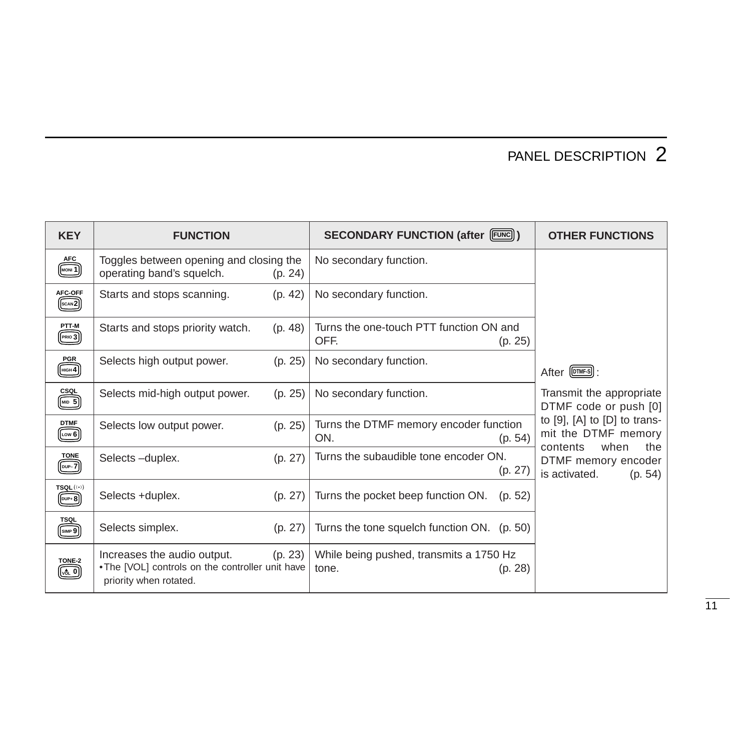| KEY | FUNCTION | SECONDARY FUNCTION (after [FUNC]) | OTHER FUNCTIONS |
|---|---|---|---|
| AFC [MONI 1] | Toggles between opening and closing the operating band's squelch. (p. 24) | No secondary function. | After [DTMF-S]: Transmit the appropriate DTMF code or push [0] to [9], [A] to [D] to transmit the DTMF memory contents when the DTMF memory encoder is activated. (p. 54) |
| AFC-OFF [SCAN 2] | Starts and stops scanning. (p. 42) | No secondary function. | |
| PTT-M [PRIO 3] | Starts and stops priority watch. (p. 48) | Turns the one-touch PTT function ON and OFF. (p. 25) | |
| PGR [HIGH 4] | Selects high output power. (p. 25) | No secondary function. | |
| CSQL [MID 5] | Selects mid-high output power. (p. 25) | No secondary function. | |
| DTMF [LOW 6] | Selects low output power. (p. 25) | Turns the DTMF memory encoder function ON. (p. 54) | |
| TONE [DUP– 7] | Selects –duplex. (p. 27) | Turns the subaudible tone encoder ON. (p. 27) | |
| TSQL ((•)) [DUP+ 8] | Selects +duplex. (p. 27) | Turns the pocket beep function ON. (p. 52) | |
| TSQL [SIMP 9] | Selects simplex. (p. 27) | Turns the tone squelch function ON. (p. 50) | |
| TONE-2 [▲VOL 0] | Increases the audio output. (p. 23)<br>• The [VOL] controls on the controller unit have priority when rotated. | While being pushed, transmits a 1750 Hz tone. (p. 28) | |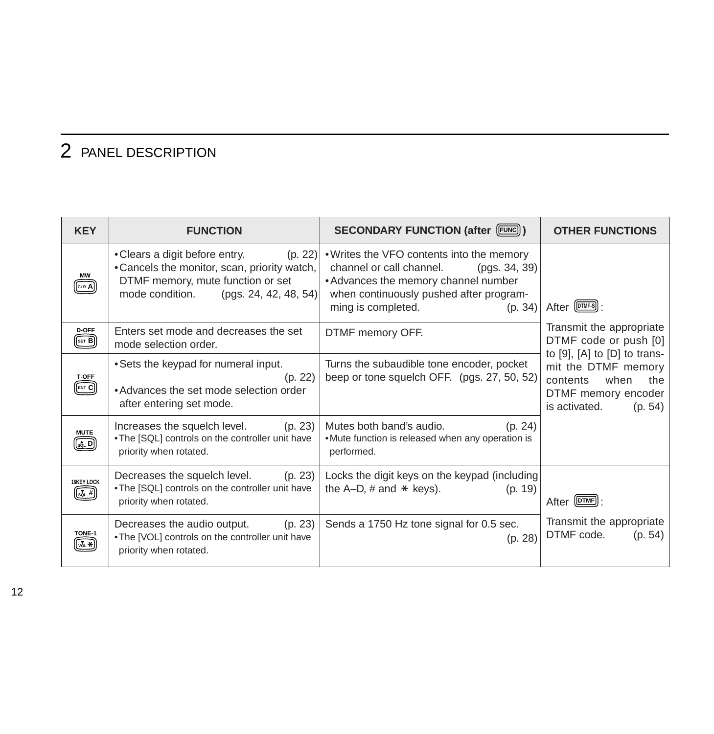# 2 PANEL DESCRIPTION

| KEY | FUNCTION | SECONDARY FUNCTION (after [FUNC]) | OTHER FUNCTIONS |
|---|---|---|---|
| MW [CLR A] | • Clears a digit before entry. (p. 22)<br>• Cancels the monitor, scan, priority watch, DTMF memory, mute function or set mode condition. (pgs. 24, 42, 48, 54) | • Writes the VFO contents into the memory channel or call channel. (pgs. 34, 39)<br>• Advances the memory channel number when continuously pushed after programming is completed. (p. 34) | After [DTMF-S]:<br>Transmit the appropriate DTMF code or push [0] to [9], [A] to [D] to transmit the DTMF memory contents when the DTMF memory encoder is activated. (p. 54) |
| D-OFF [SET B] | Enters set mode and decreases the set mode selection order. | DTMF memory OFF. | |
| T-OFF [ENT C] | • Sets the keypad for numeral input. (p. 22)<br>• Advances the set mode selection order after entering set mode. | Turns the subaudible tone encoder, pocket beep or tone squelch OFF. (pgs. 27, 50, 52) | |
| MUTE [▲SQL D] | Increases the squelch level. (p. 23)<br>• The [SQL] controls on the controller unit have priority when rotated. | Mutes both band's audio. (p. 24)<br>• Mute function is released when any operation is performed. | |
| 16KEY LOCK [▼SQL #] | Decreases the squelch level. (p. 23)<br>• The [SQL] controls on the controller unit have priority when rotated. | Locks the digit keys on the keypad (including the A–D, # and ∗ keys). (p. 19) | After [DTMF]:<br>Transmit the appropriate DTMF code. (p. 54) |
| TONE-1 [▼VOL ∗] | Decreases the audio output. (p. 23)<br>• The [VOL] controls on the controller unit have priority when rotated. | Sends a 1750 Hz tone signal for 0.5 sec. (p. 28) | |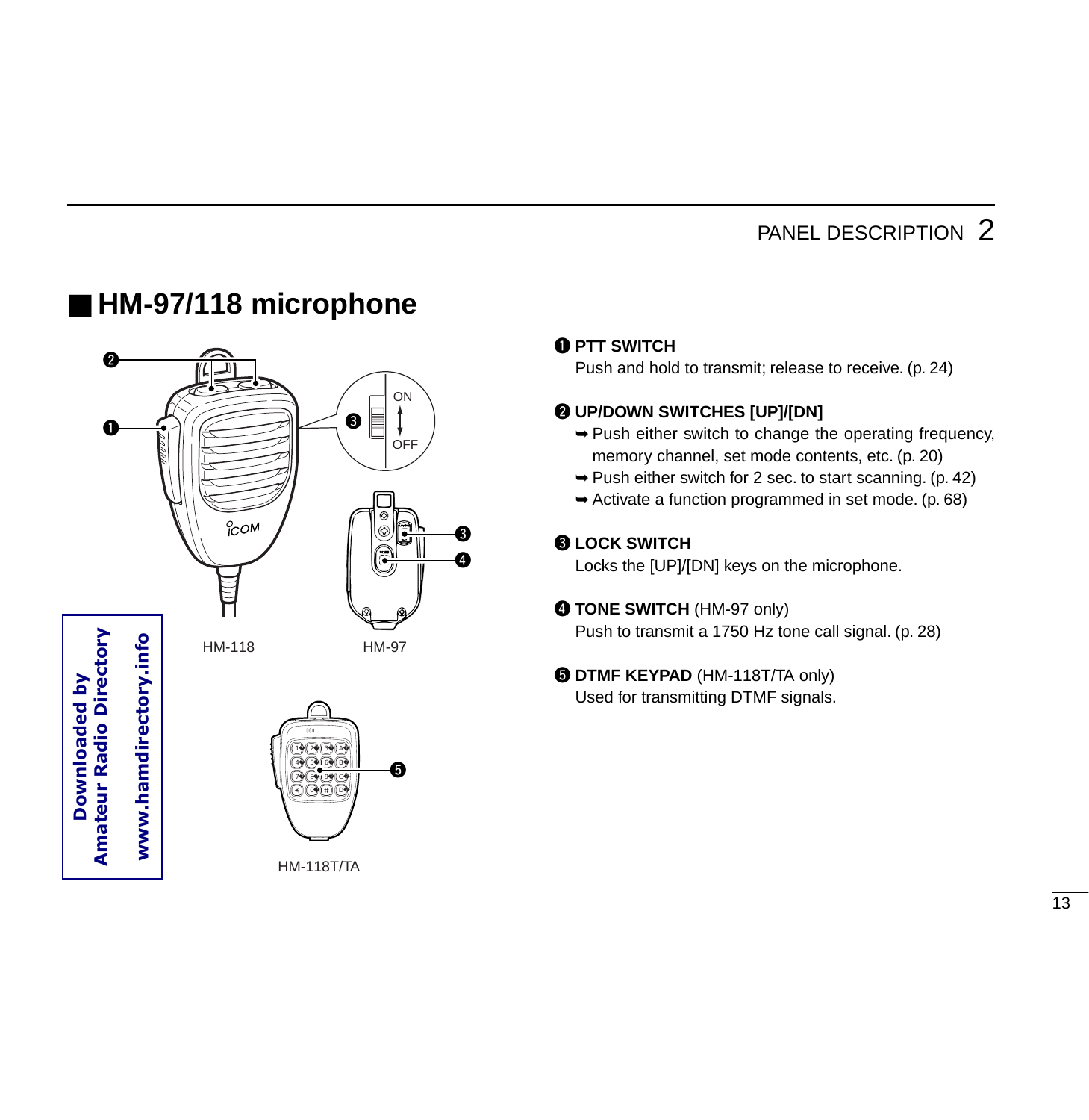## HM-97/118 microphone

HM-118

HM-97

HM-118T/TA

**❶ PTT SWITCH**
Push and hold to transmit; release to receive. (p. 24)

**❷ UP/DOWN SWITCHES [UP]/[DN]**
- ➥ Push either switch to change the operating frequency, memory channel, set mode contents, etc. (p. 20)
- ➥ Push either switch for 2 sec. to start scanning. (p. 42)
- ➥ Activate a function programmed in set mode. (p. 68)

**❸ LOCK SWITCH**
Locks the [UP]/[DN] keys on the microphone.

**❹ TONE SWITCH** (HM-97 only)
Push to transmit a 1750 Hz tone call signal. (p. 28)

**❺ DTMF KEYPAD** (HM-118T/TA only)
Used for transmitting DTMF signals.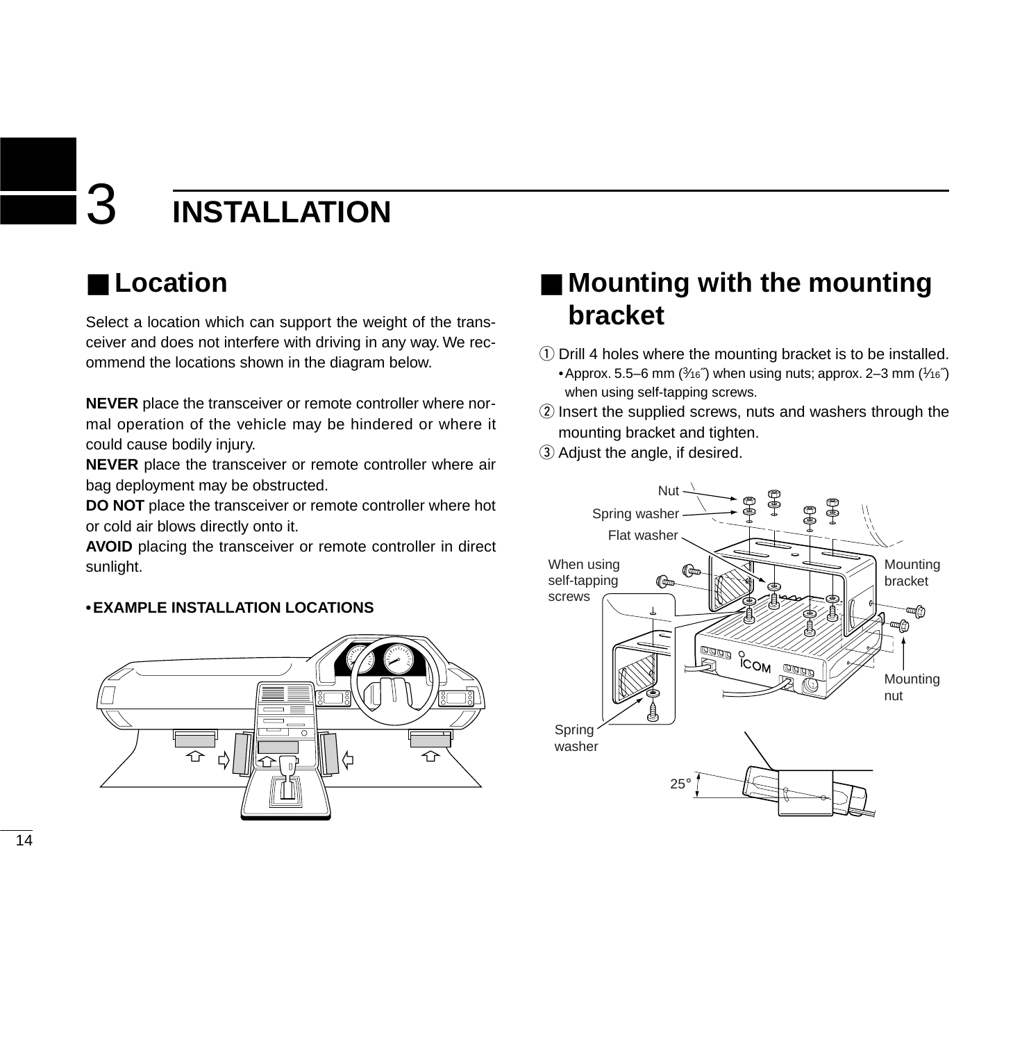# 3 INSTALLATION

## ■ Location

Select a location which can support the weight of the transceiver and does not interfere with driving in any way. We recommend the locations shown in the diagram below.

**NEVER** place the transceiver or remote controller where normal operation of the vehicle may be hindered or where it could cause bodily injury.

**NEVER** place the transceiver or remote controller where air bag deployment may be obstructed.

**DO NOT** place the transceiver or remote controller where hot or cold air blows directly onto it.

**AVOID** placing the transceiver or remote controller in direct sunlight.

**• EXAMPLE INSTALLATION LOCATIONS**

## ■ Mounting with the mounting bracket

① Drill 4 holes where the mounting bracket is to be installed.
   - Approx. 5.5–6 mm (3⁄16″) when using nuts; approx. 2–3 mm (1⁄16″) when using self-tapping screws.

② Insert the supplied screws, nuts and washers through the mounting bracket and tighten.

③ Adjust the angle, if desired.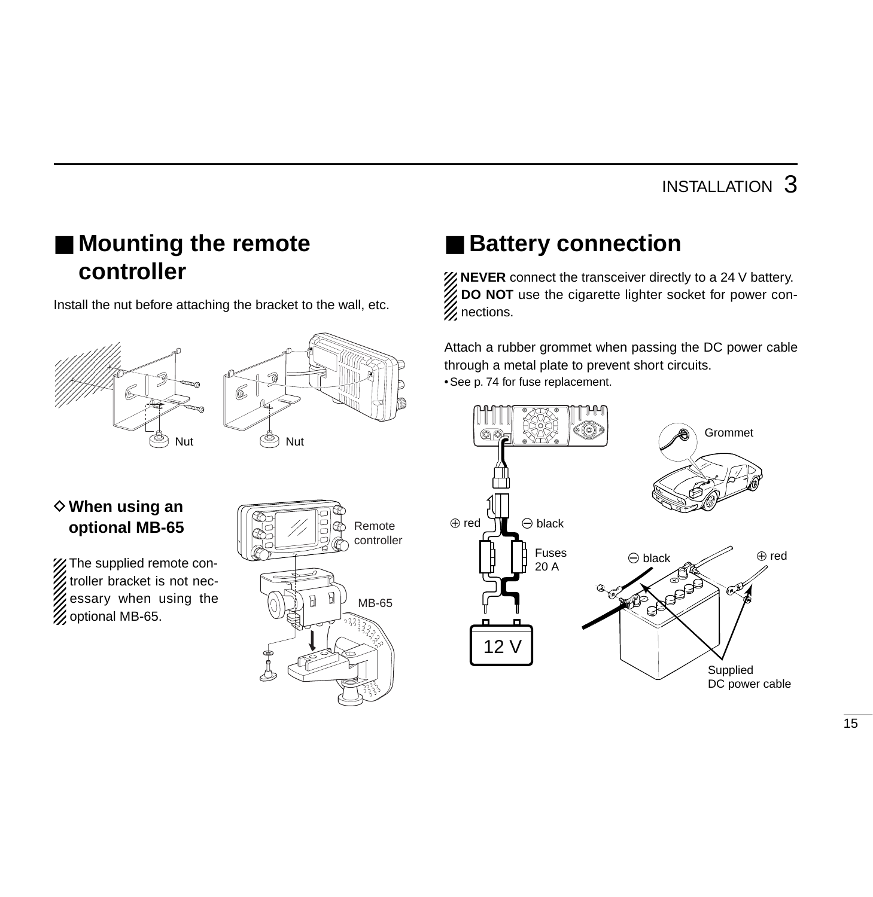## ■ Mounting the remote controller

Install the nut before attaching the bracket to the wall, etc.

Nut Nut

### ◇ When using an optional MB-65

The supplied remote controller bracket is not necessary when using the optional MB-65.

Remote controller

MB-65

## ■ Battery connection

**NEVER** connect the transceiver directly to a 24 V battery.
**DO NOT** use the cigarette lighter socket for power connections.

Attach a rubber grommet when passing the DC power cable through a metal plate to prevent short circuits.

- See p. 74 for fuse replacement.

Grommet

⊕ red ⊖ black

Fuses 20 A

12 V

⊖ black ⊕ red

Supplied DC power cable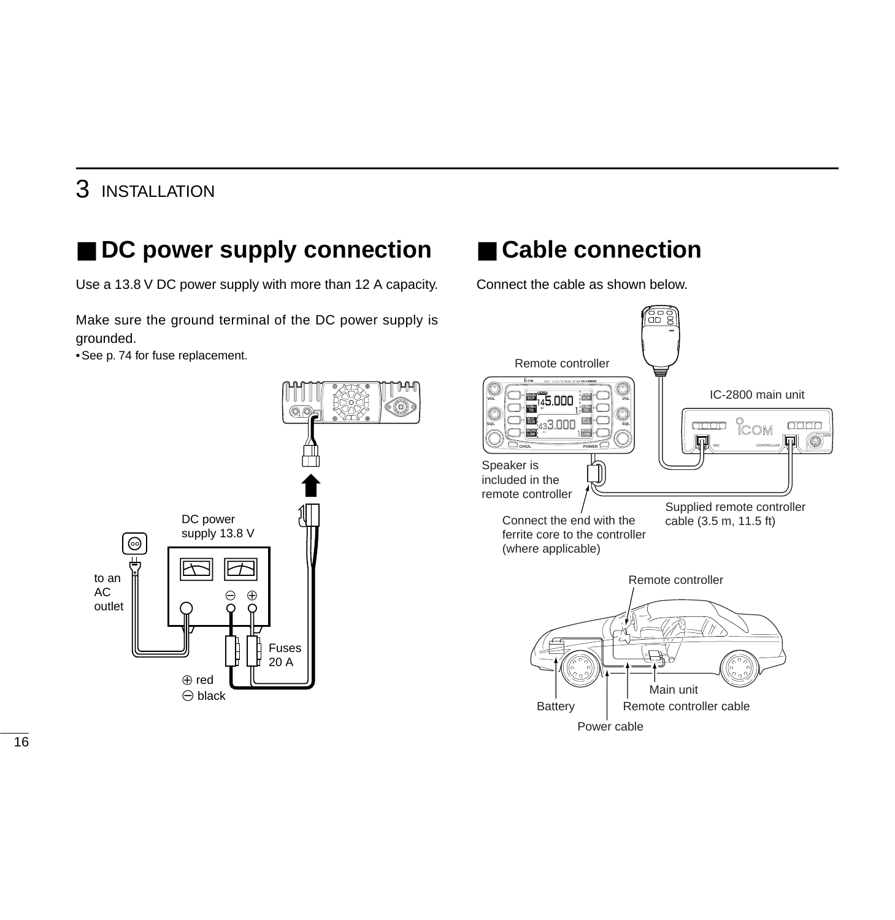## ■ DC power supply connection

Use a 13.8 V DC power supply with more than 12 A capacity.

Make sure the ground terminal of the DC power supply is grounded.

• See p. 74 for fuse replacement.

DC power supply 13.8 V

to an AC outlet

Fuses 20 A

⊕ red
⊖ black

## ■ Cable connection

Connect the cable as shown below.

Remote controller

IC-2800 main unit

Speaker is included in the remote controller

Supplied remote controller cable (3.5 m, 11.5 ft)

Connect the end with the ferrite core to the controller (where applicable)

Remote controller

Main unit

Battery

Remote controller cable

Power cable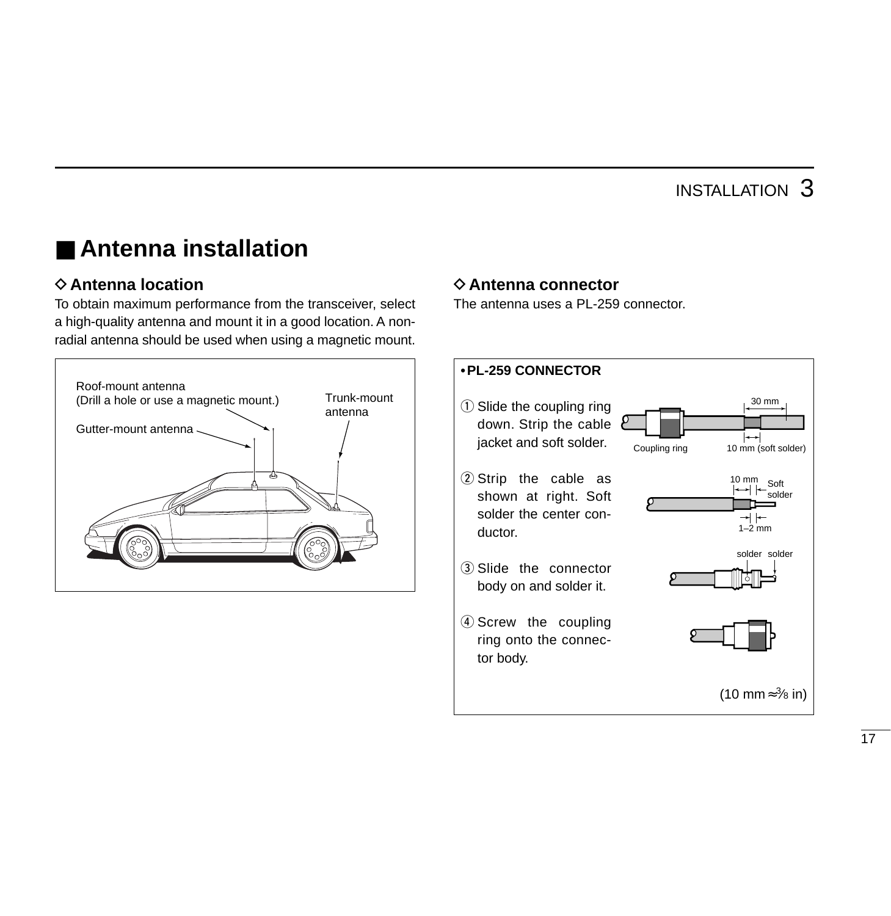## ■ Antenna installation

### ◇ Antenna location

To obtain maximum performance from the transceiver, select a high-quality antenna and mount it in a good location. A non-radial antenna should be used when using a magnetic mount.

Roof-mount antenna
(Drill a hole or use a magnetic mount.)

Trunk-mount antenna

Gutter-mount antenna

### ◇ Antenna connector

The antenna uses a PL-259 connector.

**• PL-259 CONNECTOR**

① Slide the coupling ring down. Strip the cable jacket and soft solder.

30 mm

Coupling ring

10 mm (soft solder)

② Strip the cable as shown at right. Soft solder the center conductor.

10 mm

Soft solder

1–2 mm

③ Slide the connector body on and solder it.

solder solder

④ Screw the coupling ring onto the connector body.

(10 mm ≈ 3⁄8 in)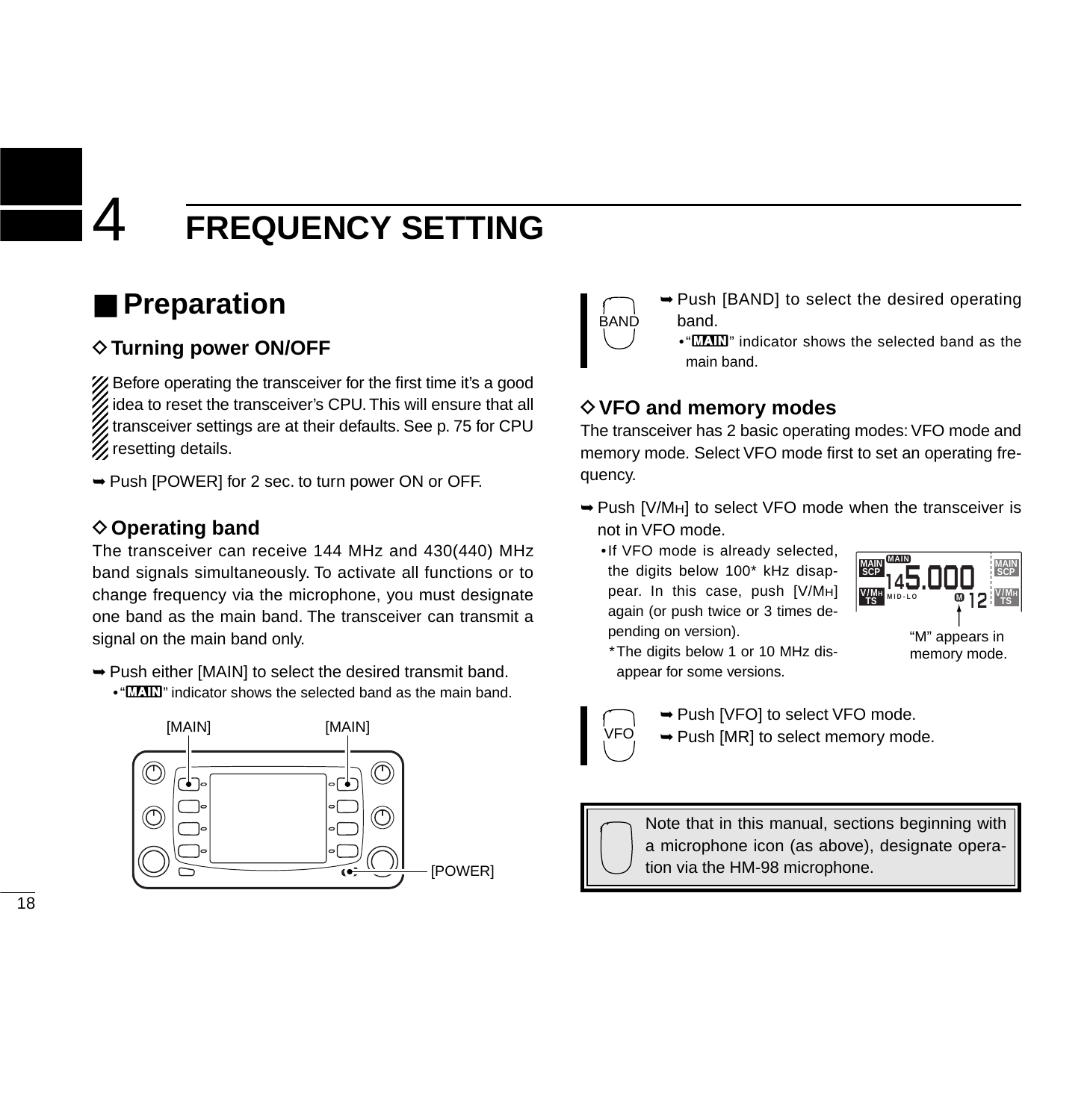# 4 FREQUENCY SETTING

## ■ Preparation

### ◇ Turning power ON/OFF

Before operating the transceiver for the first time it's a good idea to reset the transceiver's CPU. This will ensure that all transceiver settings are at their defaults. See p. 75 for CPU resetting details.

➥ Push [POWER] for 2 sec. to turn power ON or OFF.

### ◇ Operating band

The transceiver can receive 144 MHz and 430(440) MHz band signals simultaneously. To activate all functions or to change frequency via the microphone, you must designate one band as the main band. The transceiver can transmit a signal on the main band only.

➥ Push either [MAIN] to select the desired transmit band.
- "MAIN" indicator shows the selected band as the main band.

[MAIN] [MAIN]

[POWER]

BAND

➥ Push [BAND] to select the desired operating band.
- "MAIN" indicator shows the selected band as the main band.

### ◇ VFO and memory modes

The transceiver has 2 basic operating modes: VFO mode and memory mode. Select VFO mode first to set an operating frequency.

➥ Push [V/MH] to select VFO mode when the transceiver is not in VFO mode.
- If VFO mode is already selected, the digits below 100* kHz disappear. In this case, push [V/MH] again (or push twice or 3 times depending on version).
  - *The digits below 1 or 10 MHz disappear for some versions.

"M" appears in memory mode.

VFO

➥ Push [VFO] to select VFO mode.
➥ Push [MR] to select memory mode.

Note that in this manual, sections beginning with a microphone icon (as above), designate operation via the HM-98 microphone.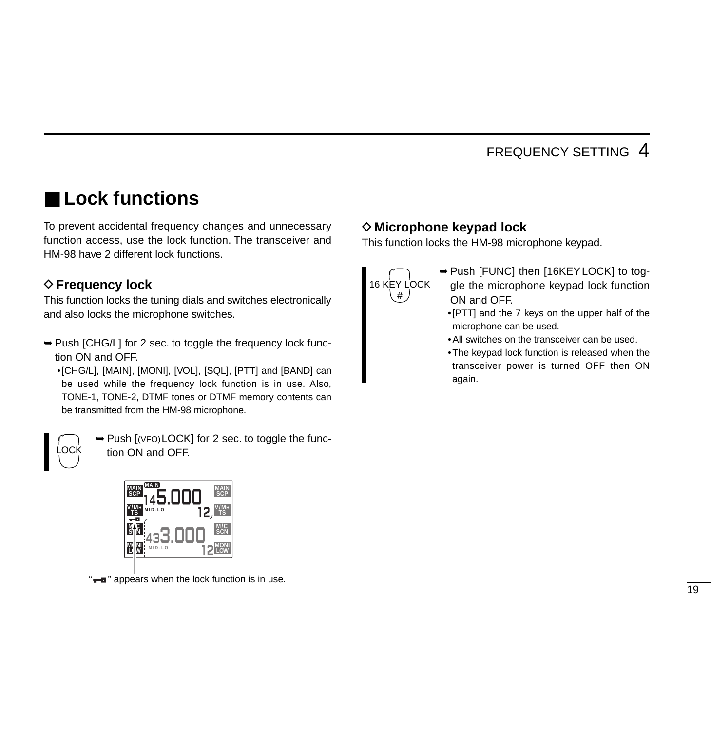## ■ Lock functions

To prevent accidental frequency changes and unnecessary function access, use the lock function. The transceiver and HM-98 have 2 different lock functions.

### ◇ Frequency lock

This function locks the tuning dials and switches electronically and also locks the microphone switches.

➥ Push [CHG/L] for 2 sec. to toggle the frequency lock function ON and OFF.

- [CHG/L], [MAIN], [MONI], [VOL], [SQL], [PTT] and [BAND] can be used while the frequency lock function is in use. Also, TONE-1, TONE-2, DTMF tones or DTMF memory contents can be transmitted from the HM-98 microphone.

LOCK

➥ Push [(VFO) LOCK] for 2 sec. to toggle the function ON and OFF.

"⊶" appears when the lock function is in use.

### ◇ Microphone keypad lock

This function locks the HM-98 microphone keypad.

16 KEY LOCK #

➥ Push [FUNC] then [16KEY LOCK] to toggle the microphone keypad lock function ON and OFF.

- [PTT] and the 7 keys on the upper half of the microphone can be used.
- All switches on the transceiver can be used.
- The keypad lock function is released when the transceiver power is turned OFF then ON again.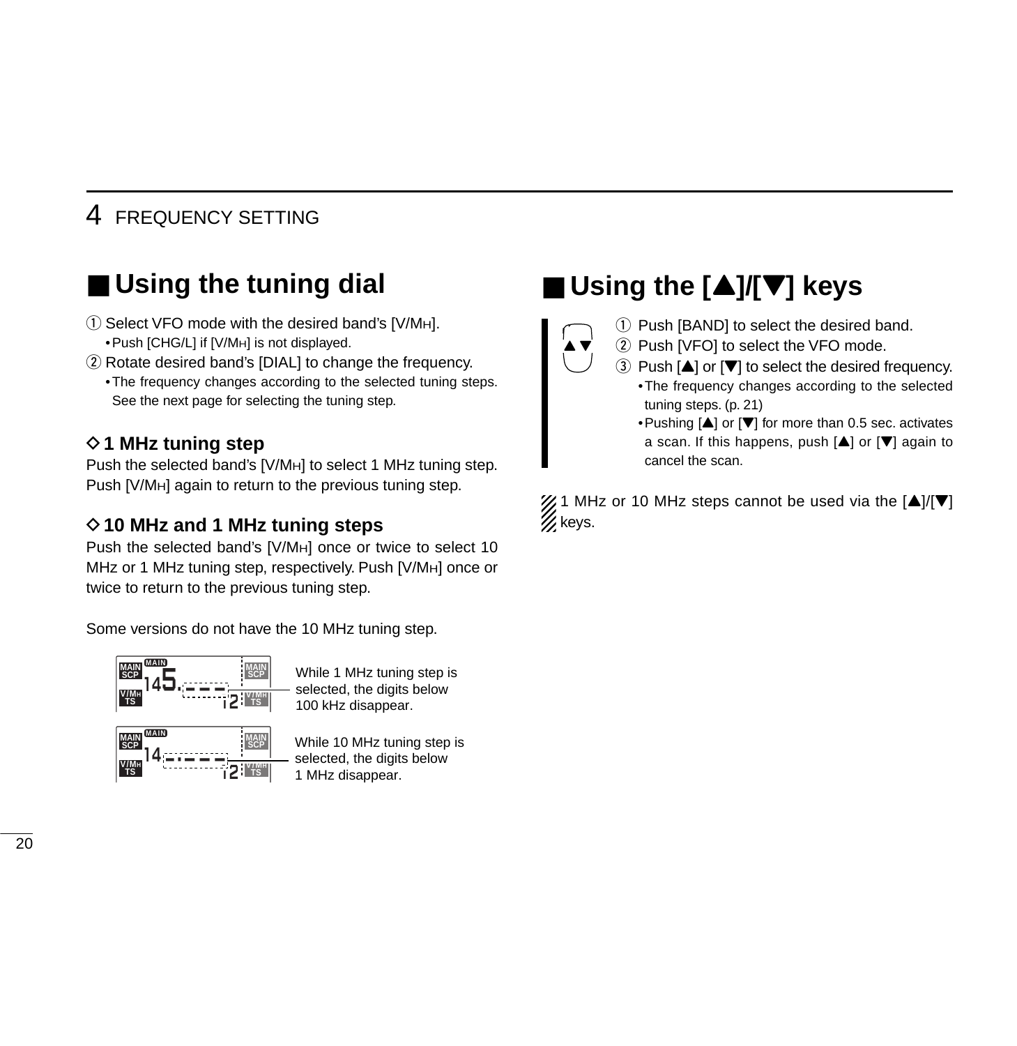## ■ Using the tuning dial

① Select VFO mode with the desired band's [V/MH].
- Push [CHG/L] if [V/MH] is not displayed.

② Rotate desired band's [DIAL] to change the frequency.
- The frequency changes according to the selected tuning steps. See the next page for selecting the tuning step.

### ◇ 1 MHz tuning step

Push the selected band's [V/MH] to select 1 MHz tuning step. Push [V/MH] again to return to the previous tuning step.

### ◇ 10 MHz and 1 MHz tuning steps

Push the selected band's [V/MH] once or twice to select 10 MHz or 1 MHz tuning step, respectively. Push [V/MH] once or twice to return to the previous tuning step.

Some versions do not have the 10 MHz tuning step.

While 1 MHz tuning step is selected, the digits below 100 kHz disappear.

While 10 MHz tuning step is selected, the digits below 1 MHz disappear.

## ■ Using the [▲]/[▼] keys

① Push [BAND] to select the desired band.

② Push [VFO] to select the VFO mode.

③ Push [▲] or [▼] to select the desired frequency.
- The frequency changes according to the selected tuning steps. (p. 21)
- Pushing [▲] or [▼] for more than 0.5 sec. activates a scan. If this happens, push [▲] or [▼] again to cancel the scan.

1 MHz or 10 MHz steps cannot be used via the [▲]/[▼] keys.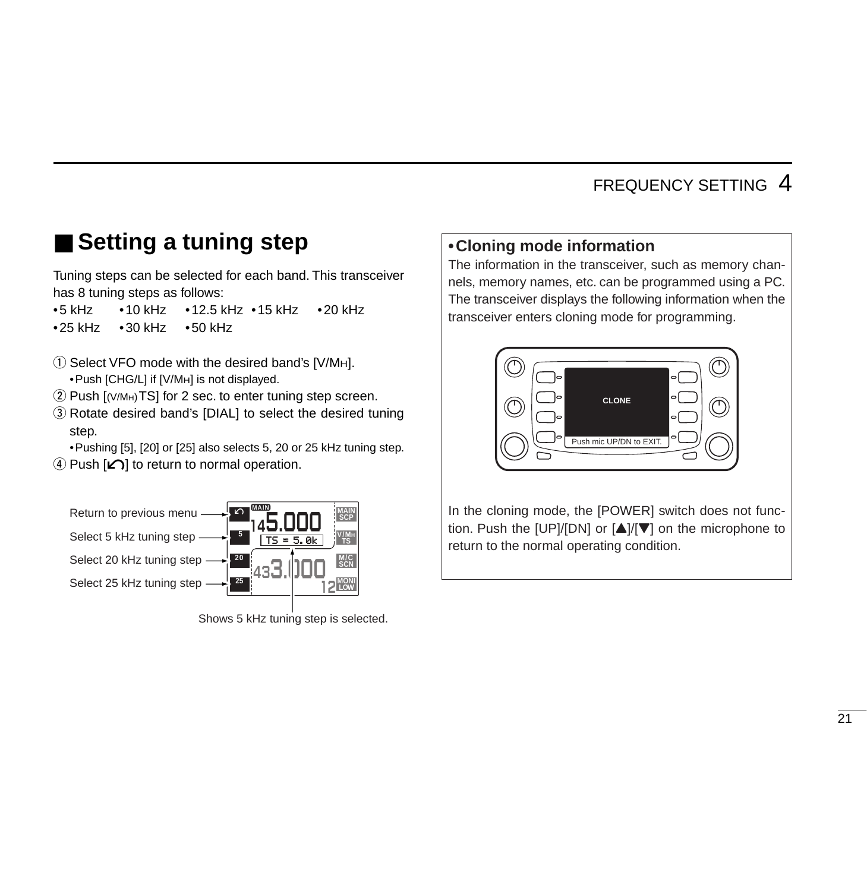## ■ Setting a tuning step

Tuning steps can be selected for each band. This transceiver has 8 tuning steps as follows:

- 5 kHz
- 10 kHz
- 12.5 kHz
- 15 kHz
- 20 kHz
- 25 kHz
- 30 kHz
- 50 kHz

① Select VFO mode with the desired band's [V/MH].
  - Push [CHG/L] if [V/MH] is not displayed.

② Push [(V/MH)TS] for 2 sec. to enter tuning step screen.

③ Rotate desired band's [DIAL] to select the desired tuning step.
  - Pushing [5], [20] or [25] also selects 5, 20 or 25 kHz tuning step.

④ Push [↶] to return to normal operation.

Return to previous menu

Select 5 kHz tuning step

Select 20 kHz tuning step

Select 25 kHz tuning step

Shows 5 kHz tuning step is selected.

### • Cloning mode information

The information in the transceiver, such as memory channels, memory names, etc. can be programmed using a PC. The transceiver displays the following information when the transceiver enters cloning mode for programming.

CLONE

Push mic UP/DN to EXIT.

In the cloning mode, the [POWER] switch does not function. Push the [UP]/[DN] or [▲]/[▼] on the microphone to return to the normal operating condition.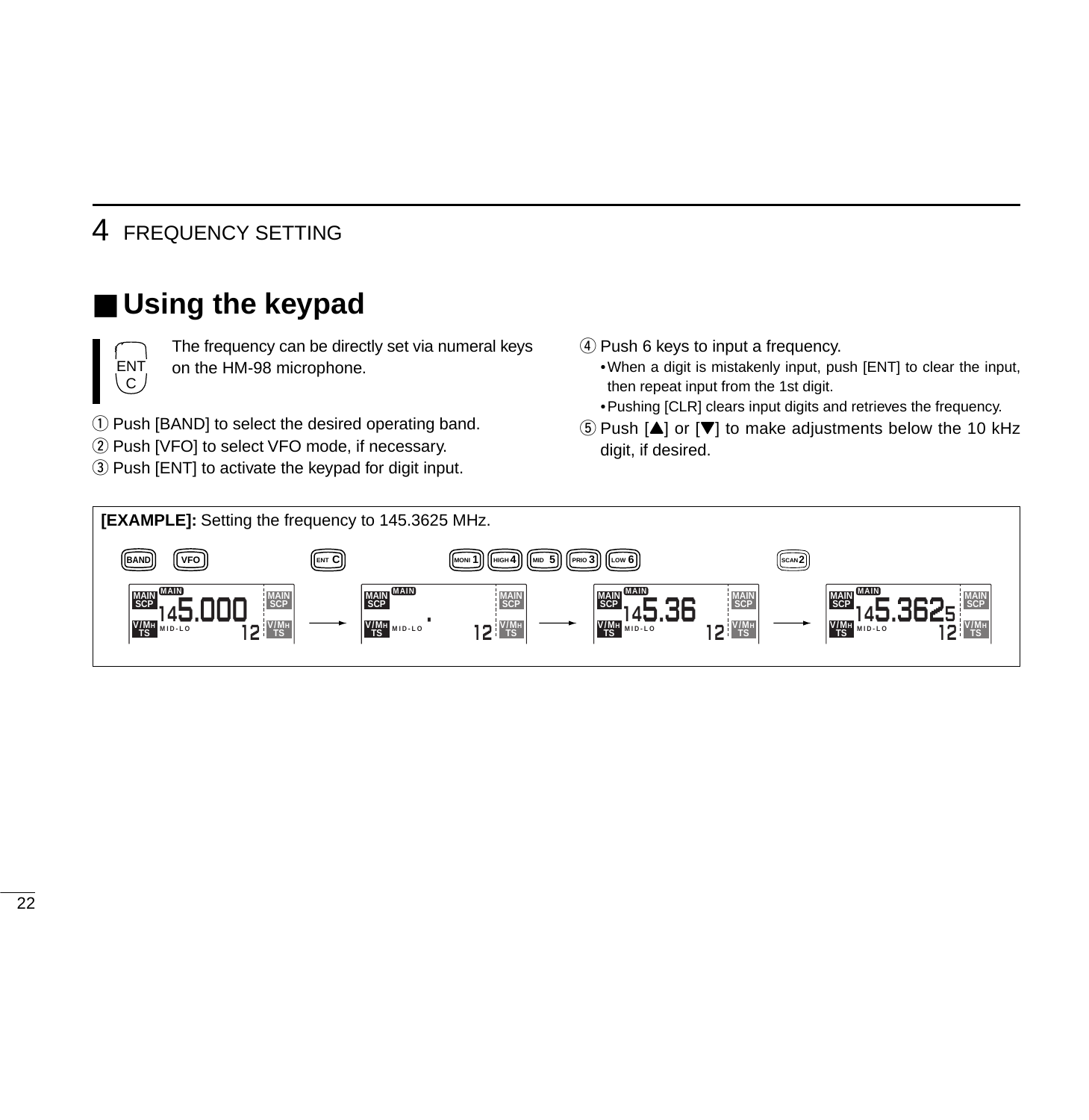## ■ Using the keypad

ENT C

The frequency can be directly set via numeral keys on the HM-98 microphone.

① Push [BAND] to select the desired operating band.
② Push [VFO] to select VFO mode, if necessary.
③ Push [ENT] to activate the keypad for digit input.
④ Push 6 keys to input a frequency.
   • When a digit is mistakenly input, push [ENT] to clear the input, then repeat input from the 1st digit.
   • Pushing [CLR] clears input digits and retrieves the frequency.
⑤ Push [▲] or [▼] to make adjustments below the 10 kHz digit, if desired.

**[EXAMPLE]:** Setting the frequency to 145.3625 MHz.

BAND → VFO: 145.000 → ENT C: . → MONI 1, HIGH 4, MID 5, PRIO 3, LOW 6: 145.36 → SCAN 2: 145.3625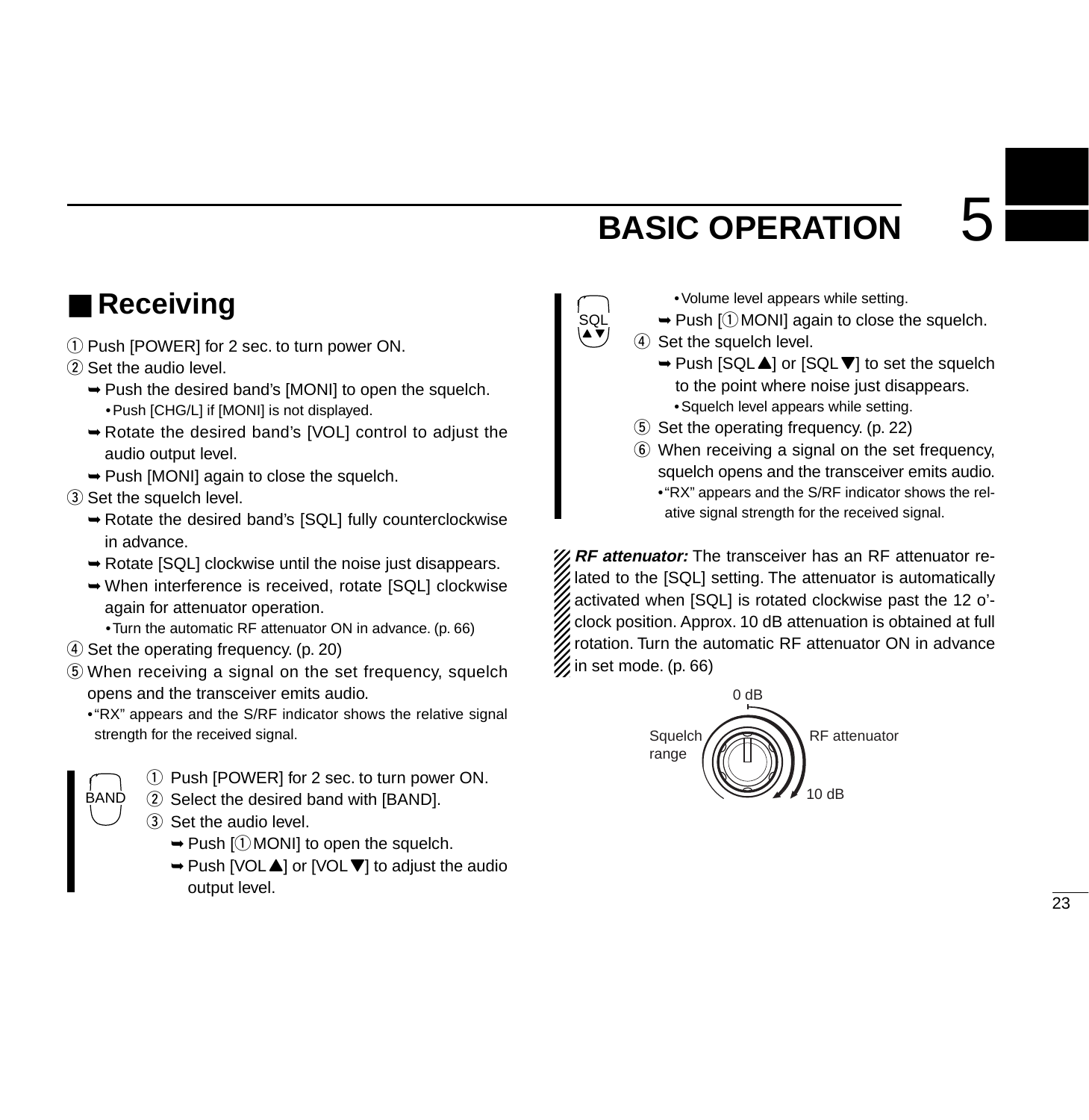## ■ Receiving

① Push [POWER] for 2 sec. to turn power ON.
② Set the audio level.
  ➥ Push the desired band's [MONI] to open the squelch.
    • Push [CHG/L] if [MONI] is not displayed.
  ➥ Rotate the desired band's [VOL] control to adjust the audio output level.
  ➥ Push [MONI] again to close the squelch.
③ Set the squelch level.
  ➥ Rotate the desired band's [SQL] fully counterclockwise in advance.
  ➥ Rotate [SQL] clockwise until the noise just disappears.
  ➥ When interference is received, rotate [SQL] clockwise again for attenuator operation.
    • Turn the automatic RF attenuator ON in advance. (p. 66)
④ Set the operating frequency. (p. 20)
⑤ When receiving a signal on the set frequency, squelch opens and the transceiver emits audio.
  • "RX" appears and the S/RF indicator shows the relative signal strength for the received signal.

BAND

① Push [POWER] for 2 sec. to turn power ON.
② Select the desired band with [BAND].
③ Set the audio level.
  ➥ Push [①MONI] to open the squelch.
  ➥ Push [VOL▲] or [VOL▼] to adjust the audio output level.
    • Volume level appears while setting.
  ➥ Push [①MONI] again to close the squelch.

SQL ▲▼

④ Set the squelch level.
  ➥ Push [SQL▲] or [SQL▼] to set the squelch to the point where noise just disappears.
    • Squelch level appears while setting.
⑤ Set the operating frequency. (p. 22)
⑥ When receiving a signal on the set frequency, squelch opens and the transceiver emits audio.
  • "RX" appears and the S/RF indicator shows the relative signal strength for the received signal.

***RF attenuator:*** The transceiver has an RF attenuator related to the [SQL] setting. The attenuator is automatically activated when [SQL] is rotated clockwise past the 12 o'-clock position. Approx. 10 dB attenuation is obtained at full rotation. Turn the automatic RF attenuator ON in advance in set mode. (p. 66)

0 dB
Squelch range
RF attenuator
10 dB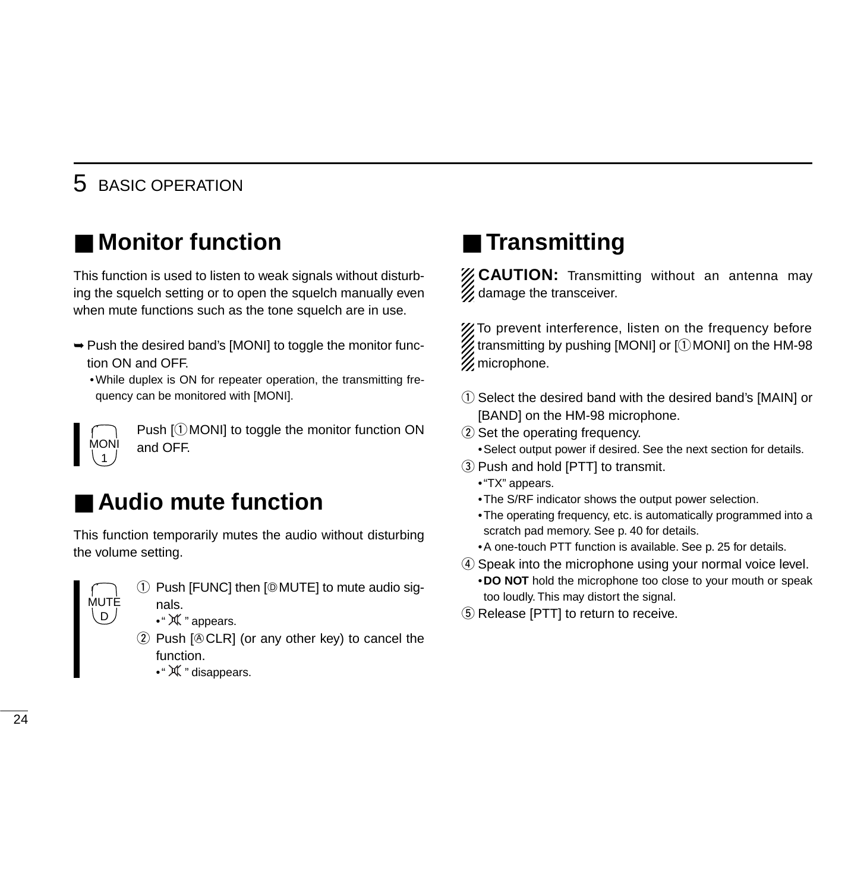## 5 BASIC OPERATION

## ■ Monitor function

This function is used to listen to weak signals without disturbing the squelch setting or to open the squelch manually even when mute functions such as the tone squelch are in use.

➥ Push the desired band's [MONI] to toggle the monitor function ON and OFF.
- While duplex is ON for repeater operation, the transmitting frequency can be monitored with [MONI].

MONI 1 — Push [①MONI] to toggle the monitor function ON and OFF.

## ■ Audio mute function

This function temporarily mutes the audio without disturbing the volume setting.

MUTE D

① Push [FUNC] then [ⒹMUTE] to mute audio signals.
- " 🔇 " appears.

② Push [ⒶCLR] (or any other key) to cancel the function.
- " 🔇 " disappears.

## ■ Transmitting

**CAUTION:** Transmitting without an antenna may damage the transceiver.

To prevent interference, listen on the frequency before transmitting by pushing [MONI] or [①MONI] on the HM-98 microphone.

① Select the desired band with the desired band's [MAIN] or [BAND] on the HM-98 microphone.

② Set the operating frequency.
- Select output power if desired. See the next section for details.

③ Push and hold [PTT] to transmit.
- "TX" appears.
- The S/RF indicator shows the output power selection.
- The operating frequency, etc. is automatically programmed into a scratch pad memory. See p. 40 for details.
- A one-touch PTT function is available. See p. 25 for details.

④ Speak into the microphone using your normal voice level.
- **DO NOT** hold the microphone too close to your mouth or speak too loudly. This may distort the signal.

⑤ Release [PTT] to return to receive.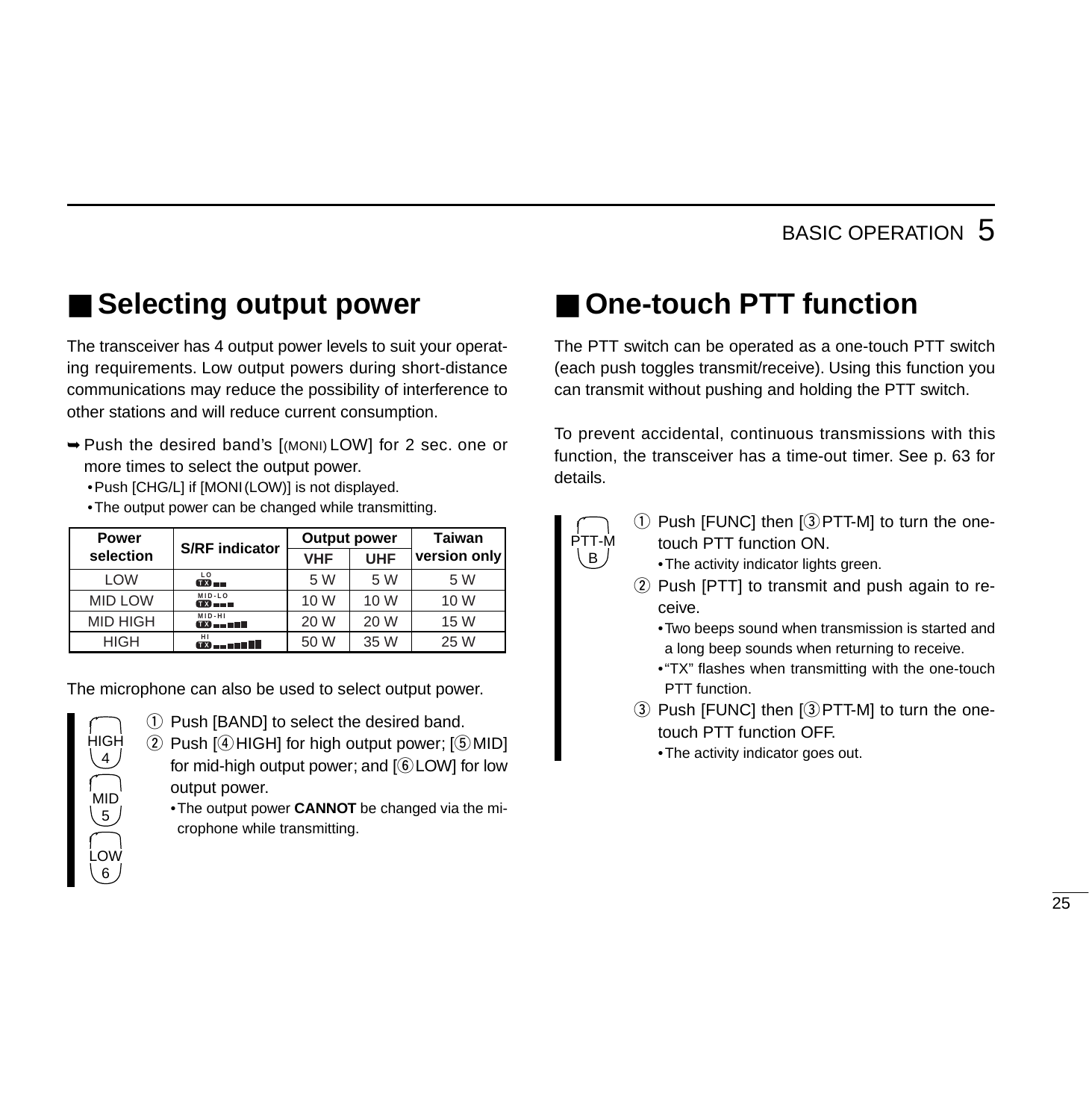## ■ Selecting output power

The transceiver has 4 output power levels to suit your operating requirements. Low output powers during short-distance communications may reduce the possibility of interference to other stations and will reduce current consumption.

➥ Push the desired band's [(MONI) LOW] for 2 sec. one or more times to select the output power.
- Push [CHG/L] if [MONI (LOW)] is not displayed.
- The output power can be changed while transmitting.

| Power selection | S/RF indicator | Output power | | Taiwan version only |
|---|---|---|---|---|
| | | VHF | UHF | |
| LOW | LO TX ▬▬ | 5 W | 5 W | 5 W |
| MID LOW | MID-LO TX ▬▬▬ | 10 W | 10 W | 10 W |
| MID HIGH | MID-HI TX ▬▬▬▬▬ | 20 W | 20 W | 15 W |
| HIGH | HI TX ▬▬▬▬▬▬▬ | 50 W | 35 W | 25 W |

The microphone can also be used to select output power.

HIGH 4 / MID 5 / LOW 6

① Push [BAND] to select the desired band.

② Push [④HIGH] for high output power; [⑤MID] for mid-high output power; and [⑥LOW] for low output power.
- The output power **CANNOT** be changed via the microphone while transmitting.

## ■ One-touch PTT function

The PTT switch can be operated as a one-touch PTT switch (each push toggles transmit/receive). Using this function you can transmit without pushing and holding the PTT switch.

To prevent accidental, continuous transmissions with this function, the transceiver has a time-out timer. See p. 63 for details.

PTT-M B

① Push [FUNC] then [③PTT-M] to turn the one-touch PTT function ON.
- The activity indicator lights green.

② Push [PTT] to transmit and push again to receive.
- Two beeps sound when transmission is started and a long beep sounds when returning to receive.
- "TX" flashes when transmitting with the one-touch PTT function.

③ Push [FUNC] then [③PTT-M] to turn the one-touch PTT function OFF.
- The activity indicator goes out.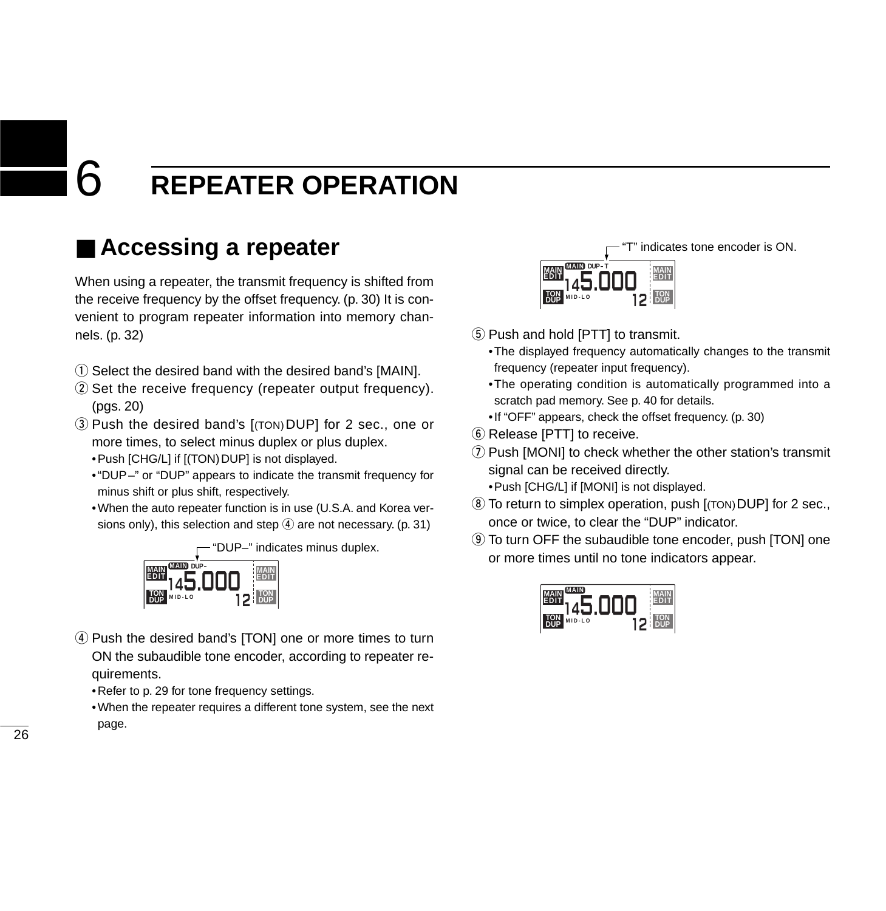# 6 REPEATER OPERATION

## ■ Accessing a repeater

When using a repeater, the transmit frequency is shifted from the receive frequency by the offset frequency. (p. 30) It is convenient to program repeater information into memory channels. (p. 32)

① Select the desired band with the desired band's [MAIN].

② Set the receive frequency (repeater output frequency). (pgs. 20)

③ Push the desired band's [(TON) DUP] for 2 sec., one or more times, to select minus duplex or plus duplex.
- Push [CHG/L] if [(TON) DUP] is not displayed.
- "DUP–" or "DUP" appears to indicate the transmit frequency for minus shift or plus shift, respectively.
- When the auto repeater function is in use (U.S.A. and Korea versions only), this selection and step ④ are not necessary. (p. 31)

"DUP–" indicates minus duplex.

④ Push the desired band's [TON] one or more times to turn ON the subaudible tone encoder, according to repeater requirements.
- Refer to p. 29 for tone frequency settings.
- When the repeater requires a different tone system, see the next page.

"T" indicates tone encoder is ON.

⑤ Push and hold [PTT] to transmit.
- The displayed frequency automatically changes to the transmit frequency (repeater input frequency).
- The operating condition is automatically programmed into a scratch pad memory. See p. 40 for details.
- If "OFF" appears, check the offset frequency. (p. 30)

⑥ Release [PTT] to receive.

⑦ Push [MONI] to check whether the other station's transmit signal can be received directly.
- Push [CHG/L] if [MONI] is not displayed.

⑧ To return to simplex operation, push [(TON) DUP] for 2 sec., once or twice, to clear the "DUP" indicator.

⑨ To turn OFF the subaudible tone encoder, push [TON] one or more times until no tone indicators appear.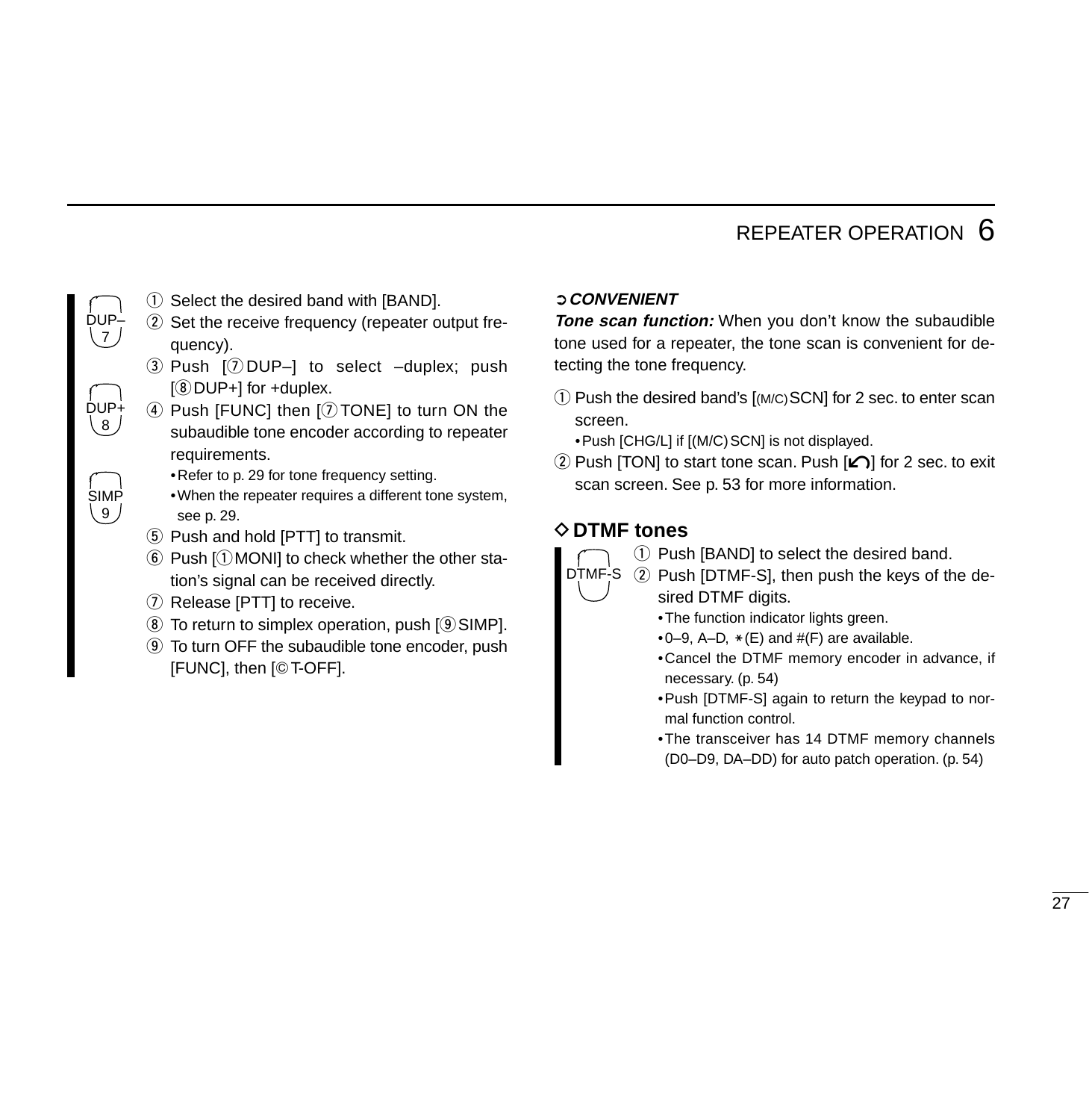DUP– 7

DUP+ 8

SIMP 9

① Select the desired band with [BAND].
② Set the receive frequency (repeater output frequency).
③ Push [⑦DUP–] to select –duplex; push [⑧DUP+] for +duplex.
④ Push [FUNC] then [⑦TONE] to turn ON the subaudible tone encoder according to repeater requirements.
   - Refer to p. 29 for tone frequency setting.
   - When the repeater requires a different tone system, see p. 29.
⑤ Push and hold [PTT] to transmit.
⑥ Push [①MONI] to check whether the other station's signal can be received directly.
⑦ Release [PTT] to receive.
⑧ To return to simplex operation, push [⑨SIMP].
⑨ To turn OFF the subaudible tone encoder, push [FUNC], then [© T-OFF].

➲ ***CONVENIENT***

***Tone scan function:*** When you don't know the subaudible tone used for a repeater, the tone scan is convenient for detecting the tone frequency.

① Push the desired band's [(M/C) SCN] for 2 sec. to enter scan screen.
   - Push [CHG/L] if [(M/C) SCN] is not displayed.
② Push [TON] to start tone scan. Push [↶] for 2 sec. to exit scan screen. See p. 53 for more information.

## ◇ DTMF tones

DTMF-S

① Push [BAND] to select the desired band.
② Push [DTMF-S], then push the keys of the desired DTMF digits.
   - The function indicator lights green.
   - 0–9, A–D, ∗(E) and #(F) are available.
   - Cancel the DTMF memory encoder in advance, if necessary. (p. 54)
   - Push [DTMF-S] again to return the keypad to normal function control.
   - The transceiver has 14 DTMF memory channels (D0–D9, DA–DD) for auto patch operation. (p. 54)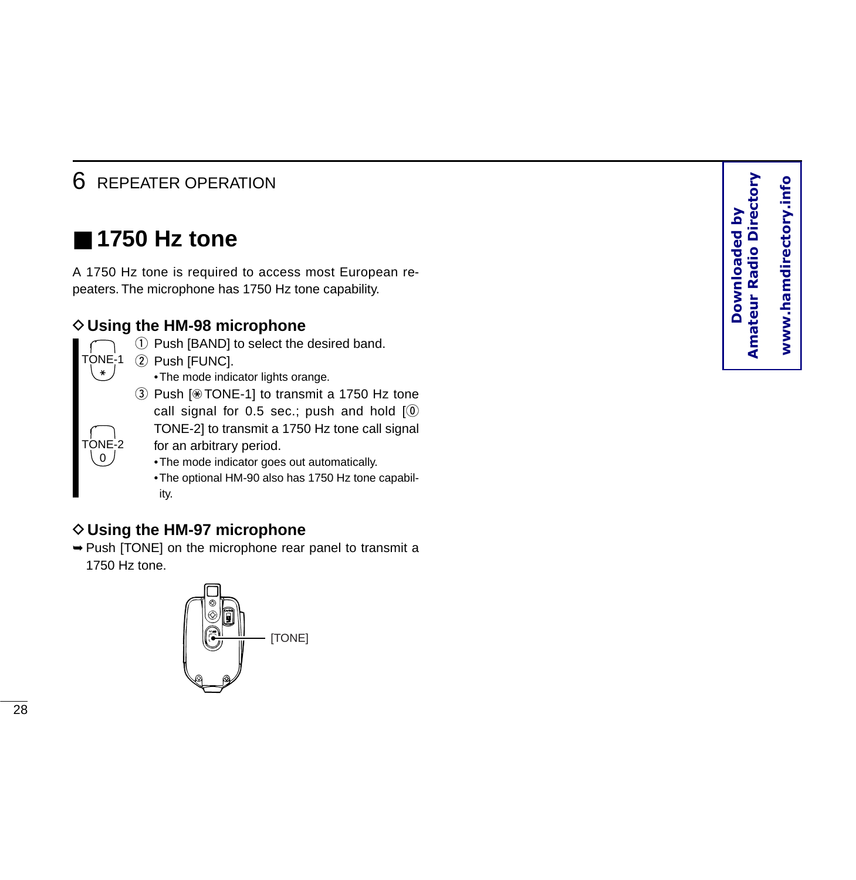## ■ 1750 Hz tone

A 1750 Hz tone is required to access most European repeaters. The microphone has 1750 Hz tone capability.

### ◇ Using the HM-98 microphone

TONE-1 ∗

TONE-2 0

① Push [BAND] to select the desired band.

② Push [FUNC].
- The mode indicator lights orange.

③ Push [∗ TONE-1] to transmit a 1750 Hz tone call signal for 0.5 sec.; push and hold [0 TONE-2] to transmit a 1750 Hz tone call signal for an arbitrary period.
- The mode indicator goes out automatically.
- The optional HM-90 also has 1750 Hz tone capability.

### ◇ Using the HM-97 microphone

➥ Push [TONE] on the microphone rear panel to transmit a 1750 Hz tone.

[TONE]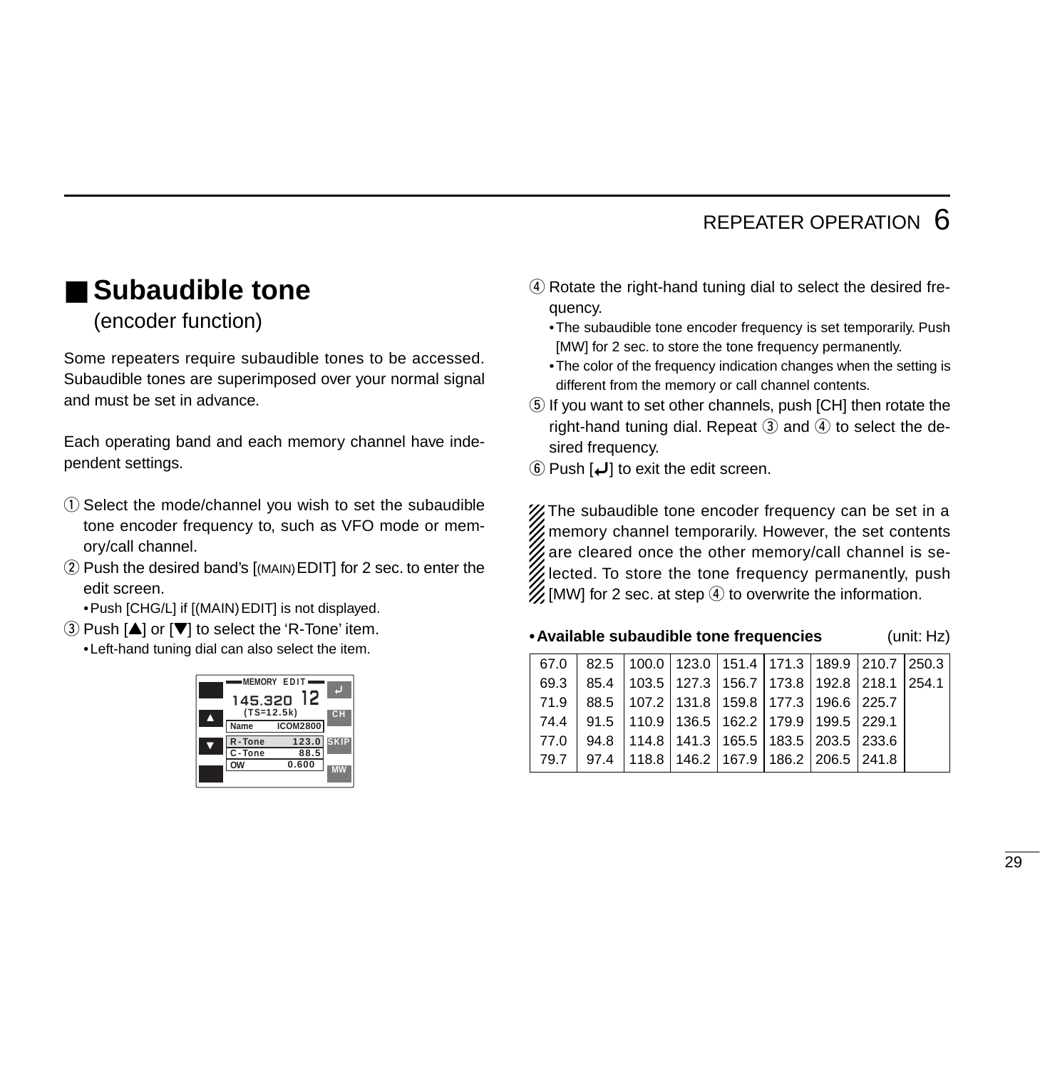## ■ Subaudible tone
(encoder function)

Some repeaters require subaudible tones to be accessed. Subaudible tones are superimposed over your normal signal and must be set in advance.

Each operating band and each memory channel have independent settings.

① Select the mode/channel you wish to set the subaudible tone encoder frequency to, such as VFO mode or memory/call channel.

② Push the desired band's [(MAIN) EDIT] for 2 sec. to enter the edit screen.
   • Push [CHG/L] if [(MAIN) EDIT] is not displayed.

③ Push [▲] or [▼] to select the 'R-Tone' item.
   • Left-hand tuning dial can also select the item.

MEMORY EDIT
145.320 12
(TS=12.5k)
Name ICOM2800
R-Tone 123.0
C-Tone 88.5
OW 0.600

④ Rotate the right-hand tuning dial to select the desired frequency.
   • The subaudible tone encoder frequency is set temporarily. Push [MW] for 2 sec. to store the tone frequency permanently.
   • The color of the frequency indication changes when the setting is different from the memory or call channel contents.

⑤ If you want to set other channels, push [CH] then rotate the right-hand tuning dial. Repeat ③ and ④ to select the desired frequency.

⑥ Push [↵] to exit the edit screen.

The subaudible tone encoder frequency can be set in a memory channel temporarily. However, the set contents are cleared once the other memory/call channel is selected. To store the tone frequency permanently, push [MW] for 2 sec. at step ④ to overwrite the information.

**• Available subaudible tone frequencies** (unit: Hz)

| | | | | | | | | |
|---|---|---|---|---|---|---|---|---|
| 67.0 | 82.5 | 100.0 | 123.0 | 151.4 | 171.3 | 189.9 | 210.7 | 250.3 |
| 69.3 | 85.4 | 103.5 | 127.3 | 156.7 | 173.8 | 192.8 | 218.1 | 254.1 |
| 71.9 | 88.5 | 107.2 | 131.8 | 159.8 | 177.3 | 196.6 | 225.7 | |
| 74.4 | 91.5 | 110.9 | 136.5 | 162.2 | 179.9 | 199.5 | 229.1 | |
| 77.0 | 94.8 | 114.8 | 141.3 | 165.5 | 183.5 | 203.5 | 233.6 | |
| 79.7 | 97.4 | 118.8 | 146.2 | 167.9 | 186.2 | 206.5 | 241.8 | |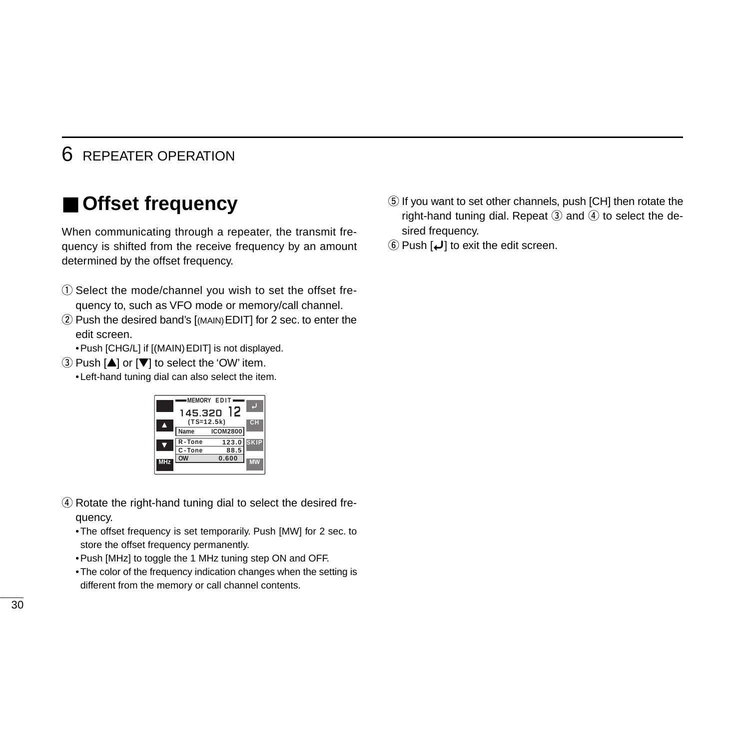## ■ Offset frequency

When communicating through a repeater, the transmit frequency is shifted from the receive frequency by an amount determined by the offset frequency.

① Select the mode/channel you wish to set the offset frequency to, such as VFO mode or memory/call channel.
② Push the desired band's [(MAIN) EDIT] for 2 sec. to enter the edit screen.
  • Push [CHG/L] if [(MAIN) EDIT] is not displayed.
③ Push [▲] or [▼] to select the 'OW' item.
  • Left-hand tuning dial can also select the item.

④ Rotate the right-hand tuning dial to select the desired frequency.
  • The offset frequency is set temporarily. Push [MW] for 2 sec. to store the offset frequency permanently.
  • Push [MHz] to toggle the 1 MHz tuning step ON and OFF.
  • The color of the frequency indication changes when the setting is different from the memory or call channel contents.
⑤ If you want to set other channels, push [CH] then rotate the right-hand tuning dial. Repeat ③ and ④ to select the desired frequency.
⑥ Push [↵] to exit the edit screen.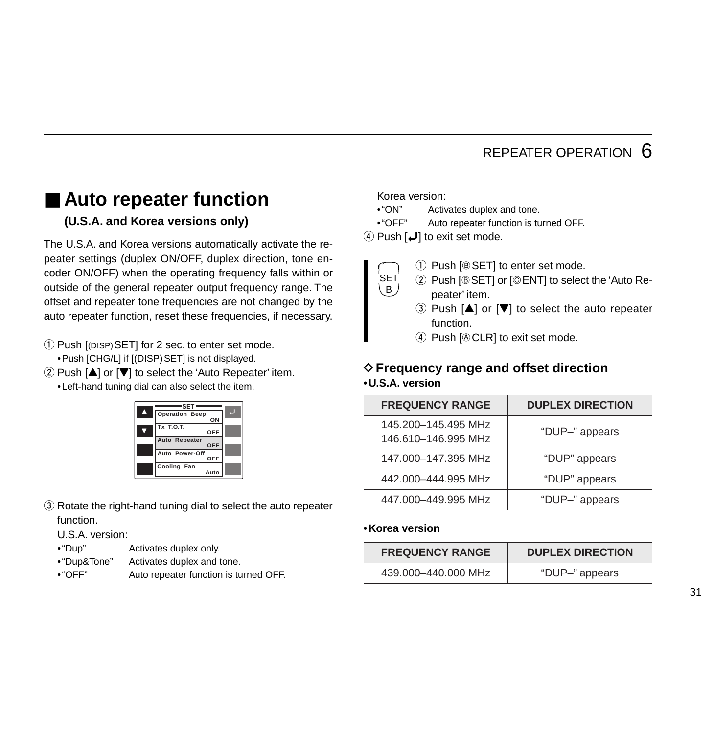## ■ Auto repeater function

**(U.S.A. and Korea versions only)**

The U.S.A. and Korea versions automatically activate the repeater settings (duplex ON/OFF, duplex direction, tone encoder ON/OFF) when the operating frequency falls within or outside of the general repeater output frequency range. The offset and repeater tone frequencies are not changed by the auto repeater function, reset these frequencies, if necessary.

① Push [(DISP) SET] for 2 sec. to enter set mode.
  • Push [CHG/L] if [(DISP) SET] is not displayed.

② Push [▲] or [▼] to select the 'Auto Repeater' item.
  • Left-hand tuning dial can also select the item.

| SET | |
|---|---|
| Operation Beep | ON |
| Tx T.O.T. | OFF |
| Auto Repeater | OFF |
| Auto Power-Off | OFF |
| Cooling Fan | Auto |

③ Rotate the right-hand tuning dial to select the auto repeater function.

U.S.A. version:
- "Dup" Activates duplex only.
- "Dup&Tone" Activates duplex and tone.
- "OFF" Auto repeater function is turned OFF.

Korea version:
- "ON" Activates duplex and tone.
- "OFF" Auto repeater function is turned OFF.

④ Push [↵] to exit set mode.

SET B

① Push [Ⓑ SET] to enter set mode.
② Push [Ⓑ SET] or [Ⓒ ENT] to select the 'Auto Repeater' item.
③ Push [▲] or [▼] to select the auto repeater function.
④ Push [Ⓐ CLR] to exit set mode.

### ◇ Frequency range and offset direction

**• U.S.A. version**

| FREQUENCY RANGE | DUPLEX DIRECTION |
|---|---|
| 145.200–145.495 MHz<br>146.610–146.995 MHz | "DUP–" appears |
| 147.000–147.395 MHz | "DUP" appears |
| 442.000–444.995 MHz | "DUP" appears |
| 447.000–449.995 MHz | "DUP–" appears |

**• Korea version**

| FREQUENCY RANGE | DUPLEX DIRECTION |
|---|---|
| 439.000–440.000 MHz | "DUP–" appears |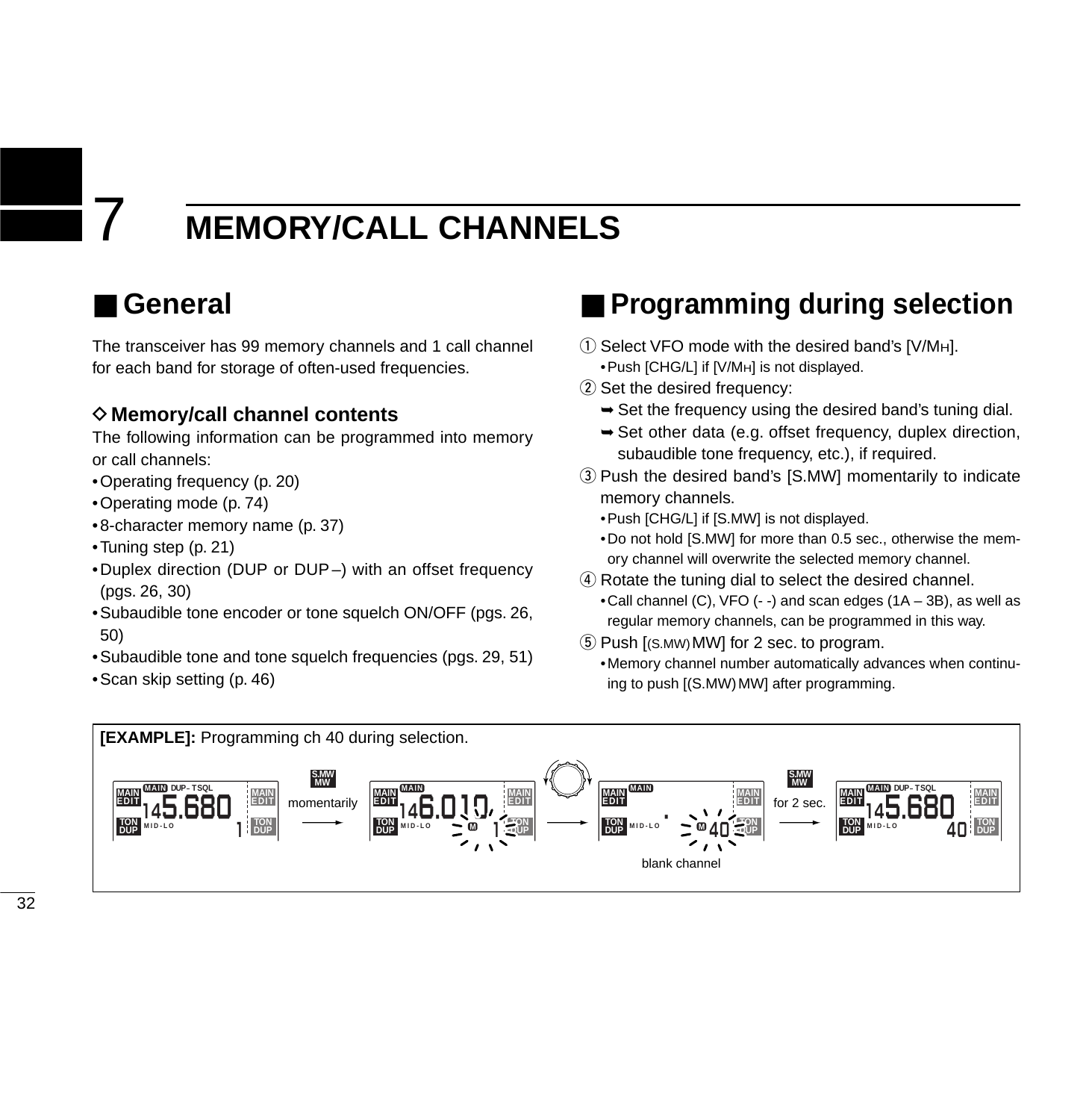# 7 MEMORY/CALL CHANNELS

## ■ General

The transceiver has 99 memory channels and 1 call channel for each band for storage of often-used frequencies.

### ◇ Memory/call channel contents

The following information can be programmed into memory or call channels:

- Operating frequency (p. 20)
- Operating mode (p. 74)
- 8-character memory name (p. 37)
- Tuning step (p. 21)
- Duplex direction (DUP or DUP–) with an offset frequency (pgs. 26, 30)
- Subaudible tone encoder or tone squelch ON/OFF (pgs. 26, 50)
- Subaudible tone and tone squelch frequencies (pgs. 29, 51)
- Scan skip setting (p. 46)

## ■ Programming during selection

① Select VFO mode with the desired band's [V/MH].
- Push [CHG/L] if [V/MH] is not displayed.

② Set the desired frequency:
- ➥ Set the frequency using the desired band's tuning dial.
- ➥ Set other data (e.g. offset frequency, duplex direction, subaudible tone frequency, etc.), if required.

③ Push the desired band's [S.MW] momentarily to indicate memory channels.
- Push [CHG/L] if [S.MW] is not displayed.
- Do not hold [S.MW] for more than 0.5 sec., otherwise the memory channel will overwrite the selected memory channel.

④ Rotate the tuning dial to select the desired channel.
- Call channel (C), VFO (- -) and scan edges (1A – 3B), as well as regular memory channels, can be programmed in this way.

⑤ Push [(S.MW) MW] for 2 sec. to program.
- Memory channel number automatically advances when continuing to push [(S.MW) MW] after programming.

**[EXAMPLE]:** Programming ch 40 during selection.

S.MW MW momentarily → S.MW MW for 2 sec. →

blank channel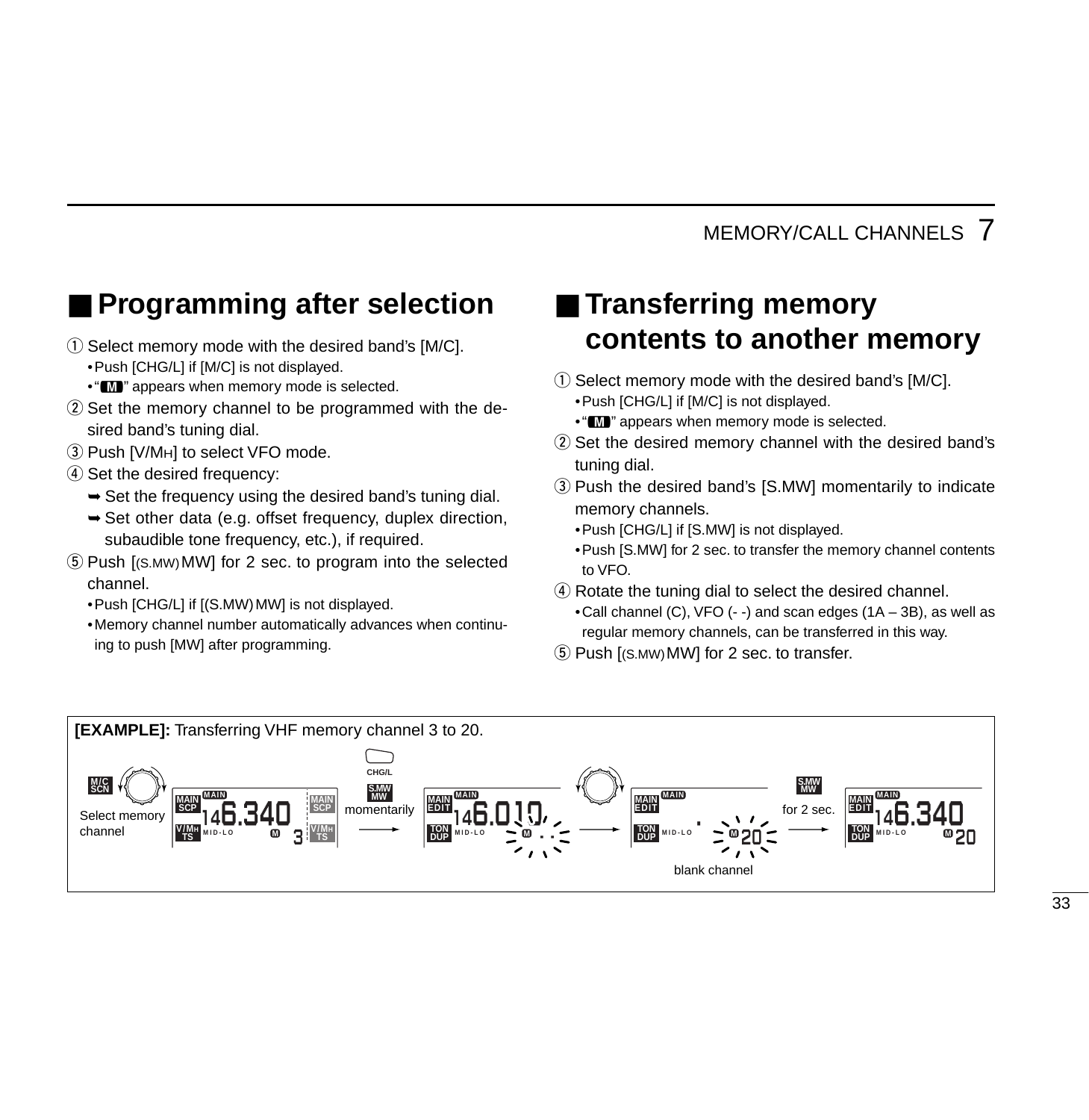## ■ Programming after selection

① Select memory mode with the desired band's [M/C].
- Push [CHG/L] if [M/C] is not displayed.
- "M" appears when memory mode is selected.

② Set the memory channel to be programmed with the desired band's tuning dial.

③ Push [V/MH] to select VFO mode.

④ Set the desired frequency:
- ➥ Set the frequency using the desired band's tuning dial.
- ➥ Set other data (e.g. offset frequency, duplex direction, subaudible tone frequency, etc.), if required.

⑤ Push [(S.MW) MW] for 2 sec. to program into the selected channel.
- Push [CHG/L] if [(S.MW) MW] is not displayed.
- Memory channel number automatically advances when continuing to push [MW] after programming.

## ■ Transferring memory contents to another memory

① Select memory mode with the desired band's [M/C].
- Push [CHG/L] if [M/C] is not displayed.
- "M" appears when memory mode is selected.

② Set the desired memory channel with the desired band's tuning dial.

③ Push the desired band's [S.MW] momentarily to indicate memory channels.
- Push [CHG/L] if [S.MW] is not displayed.
- Push [S.MW] for 2 sec. to transfer the memory channel contents to VFO.

④ Rotate the tuning dial to select the desired channel.
- Call channel (C), VFO (- -) and scan edges (1A – 3B), as well as regular memory channels, can be transferred in this way.

⑤ Push [(S.MW) MW] for 2 sec. to transfer.

**[EXAMPLE]:** Transferring VHF memory channel 3 to 20.

M/C SCN — Select memory channel → 146.340 M 3 → CHG/L, S.MW MW momentarily → 146.010 M - - → (rotate dial) → M 20 (blank channel) → S.MW MW for 2 sec. → 146.340 M 20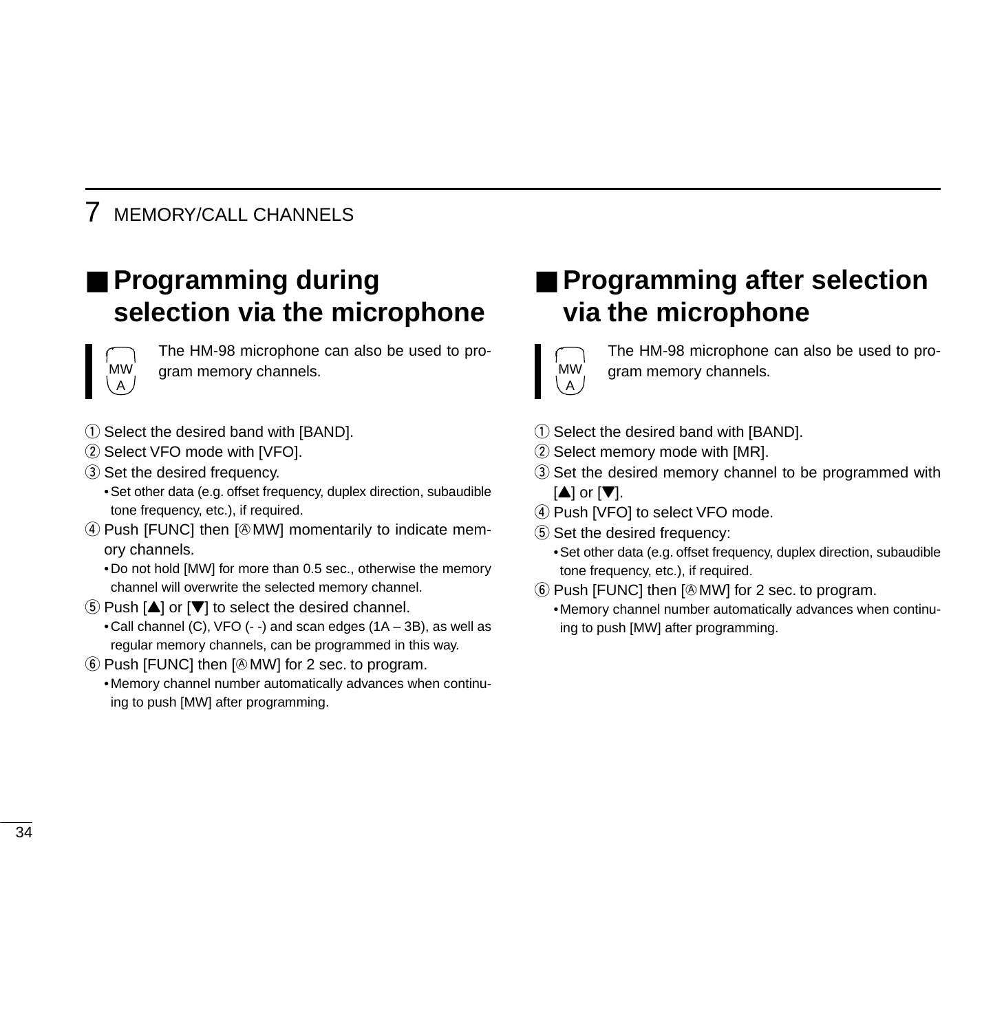## ■ Programming during selection via the microphone

MW A

The HM-98 microphone can also be used to program memory channels.

① Select the desired band with [BAND].
② Select VFO mode with [VFO].
③ Set the desired frequency.
- Set other data (e.g. offset frequency, duplex direction, subaudible tone frequency, etc.), if required.

④ Push [FUNC] then [Ⓐ MW] momentarily to indicate memory channels.
- Do not hold [MW] for more than 0.5 sec., otherwise the memory channel will overwrite the selected memory channel.

⑤ Push [▲] or [▼] to select the desired channel.
- Call channel (C), VFO (- -) and scan edges (1A – 3B), as well as regular memory channels, can be programmed in this way.

⑥ Push [FUNC] then [Ⓐ MW] for 2 sec. to program.
- Memory channel number automatically advances when continuing to push [MW] after programming.

## ■ Programming after selection via the microphone

MW A

The HM-98 microphone can also be used to program memory channels.

① Select the desired band with [BAND].
② Select memory mode with [MR].
③ Set the desired memory channel to be programmed with [▲] or [▼].
④ Push [VFO] to select VFO mode.
⑤ Set the desired frequency:
- Set other data (e.g. offset frequency, duplex direction, subaudible tone frequency, etc.), if required.

⑥ Push [FUNC] then [Ⓐ MW] for 2 sec. to program.
- Memory channel number automatically advances when continuing to push [MW] after programming.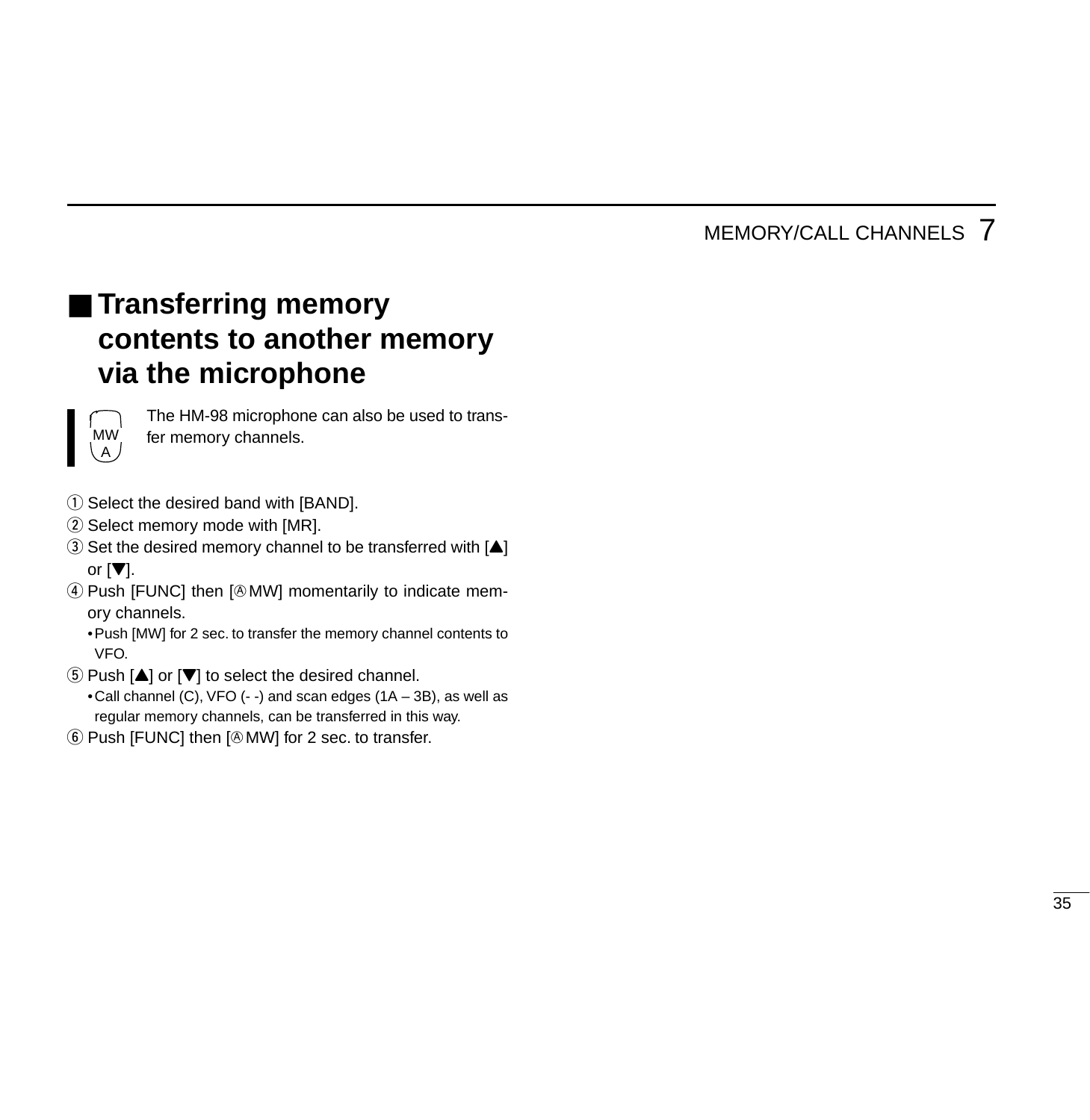## ■ Transferring memory contents to another memory via the microphone

MW A

The HM-98 microphone can also be used to transfer memory channels.

① Select the desired band with [BAND].
② Select memory mode with [MR].
③ Set the desired memory channel to be transferred with [▲] or [▼].
④ Push [FUNC] then [Ⓐ MW] momentarily to indicate memory channels.
  • Push [MW] for 2 sec. to transfer the memory channel contents to VFO.
⑤ Push [▲] or [▼] to select the desired channel.
  • Call channel (C), VFO (- -) and scan edges (1A – 3B), as well as regular memory channels, can be transferred in this way.
⑥ Push [FUNC] then [Ⓐ MW] for 2 sec. to transfer.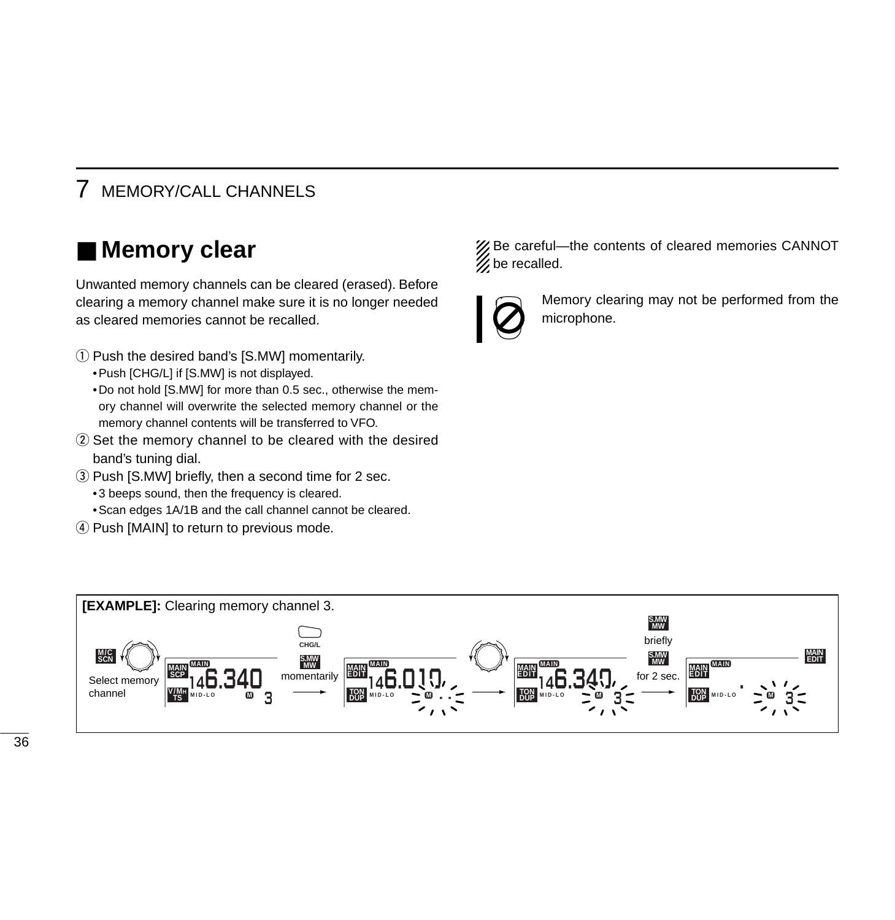# 7 MEMORY/CALL CHANNELS

## ■ Memory clear

Unwanted memory channels can be cleared (erased). Before clearing a memory channel make sure it is no longer needed as cleared memories cannot be recalled.

① Push the desired band's [S.MW] momentarily.
- Push [CHG/L] if [S.MW] is not displayed.
- Do not hold [S.MW] for more than 0.5 sec., otherwise the memory channel will overwrite the selected memory channel or the memory channel contents will be transferred to VFO.

② Set the memory channel to be cleared with the desired band's tuning dial.

③ Push [S.MW] briefly, then a second time for 2 sec.
- 3 beeps sound, then the frequency is cleared.
- Scan edges 1A/1B and the call channel cannot be cleared.

④ Push [MAIN] to return to previous mode.

Be careful—the contents of cleared memories CANNOT be recalled.

Memory clearing may not be performed from the microphone.

**[EXAMPLE]:** Clearing memory channel 3.

M/C SCN — Select memory channel → 146.340 M 3 → CHG/L, S.MW MW momentarily → 146.010 M → 146.340 M 3 → S.MW MW briefly, S.MW MW for 2 sec. → M 3 → MAIN EDIT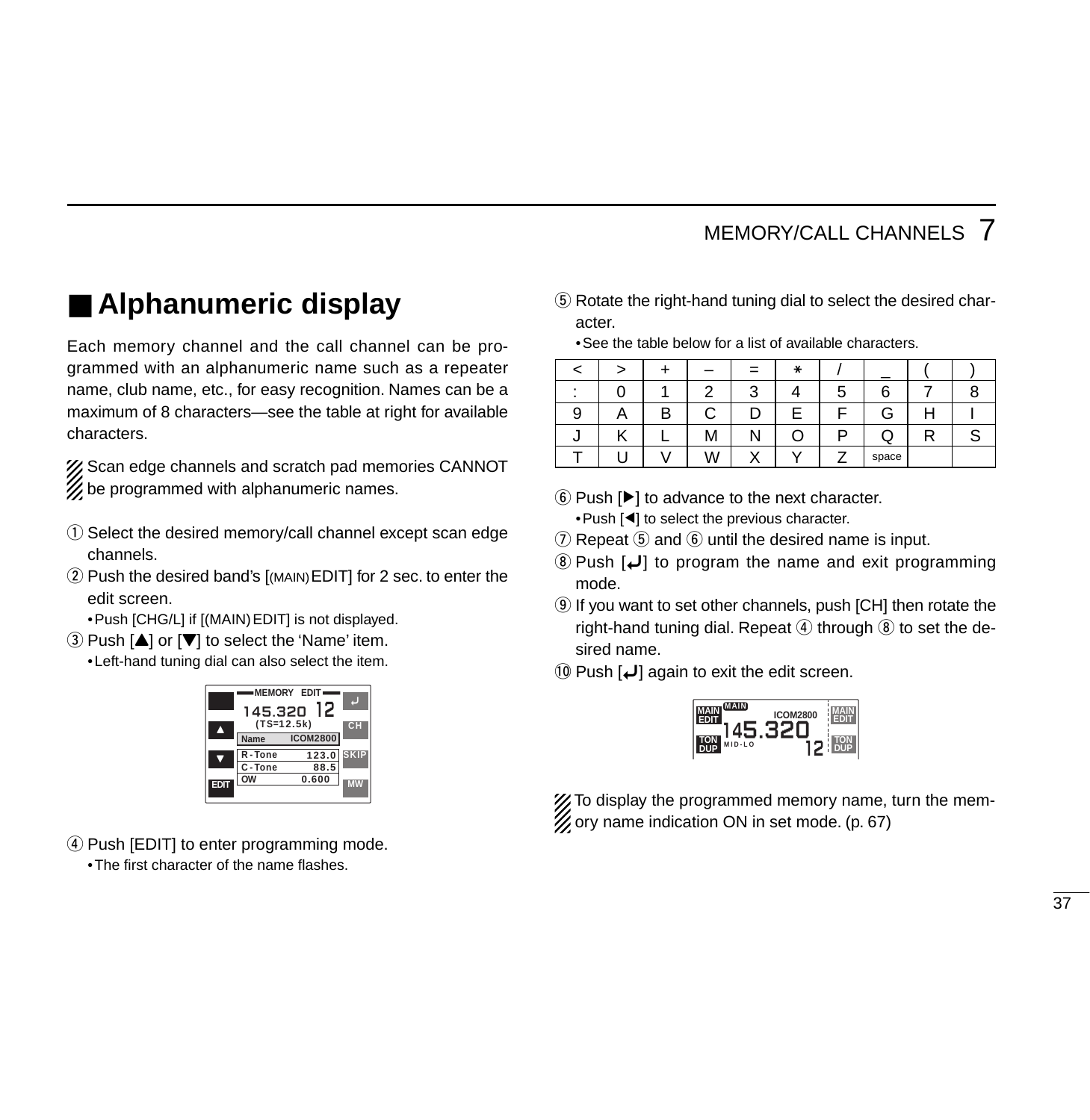## ■ Alphanumeric display

Each memory channel and the call channel can be programmed with an alphanumeric name such as a repeater name, club name, etc., for easy recognition. Names can be a maximum of 8 characters—see the table at right for available characters.

Scan edge channels and scratch pad memories CANNOT be programmed with alphanumeric names.

① Select the desired memory/call channel except scan edge channels.

② Push the desired band's [(MAIN) EDIT] for 2 sec. to enter the edit screen.
  • Push [CHG/L] if [(MAIN) EDIT] is not displayed.

③ Push [▲] or [▼] to select the 'Name' item.
  • Left-hand tuning dial can also select the item.

④ Push [EDIT] to enter programming mode.
  • The first character of the name flashes.

⑤ Rotate the right-hand tuning dial to select the desired character.
  • See the table below for a list of available characters.

| < | > | + | – | = | ∗ | / | _ | ( | ) |
|---|---|---|---|---|---|---|---|---|---|
| : | 0 | 1 | 2 | 3 | 4 | 5 | 6 | 7 | 8 |
| 9 | A | B | C | D | E | F | G | H | I |
| J | K | L | M | N | O | P | Q | R | S |
| T | U | V | W | X | Y | Z | space | | |

⑥ Push [▶] to advance to the next character.
  • Push [◀] to select the previous character.

⑦ Repeat ⑤ and ⑥ until the desired name is input.

⑧ Push [↵] to program the name and exit programming mode.

⑨ If you want to set other channels, push [CH] then rotate the right-hand tuning dial. Repeat ④ through ⑧ to set the desired name.

⑩ Push [↵] again to exit the edit screen.

To display the programmed memory name, turn the memory name indication ON in set mode. (p. 67)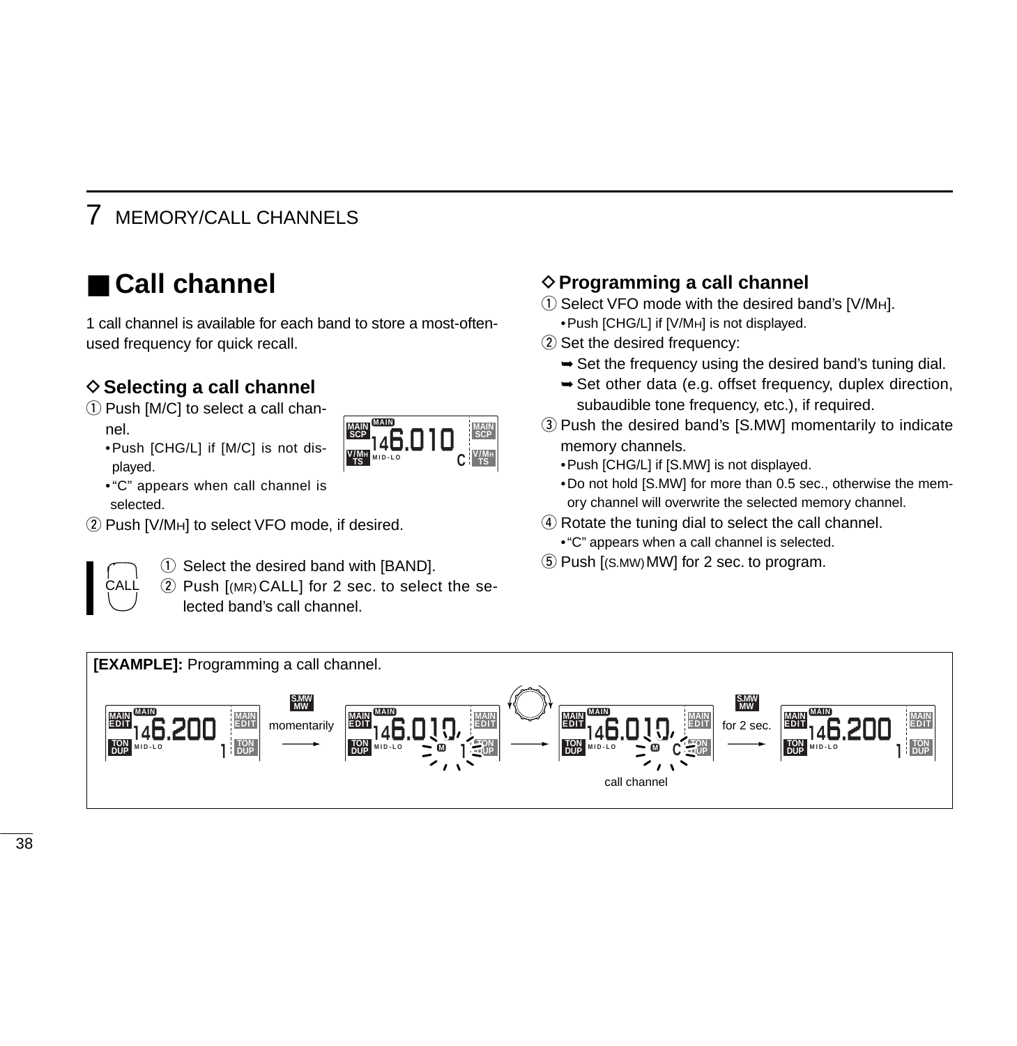# 7 MEMORY/CALL CHANNELS

## ■ Call channel

1 call channel is available for each band to store a most-often-used frequency for quick recall.

### ◇ Selecting a call channel

① Push [M/C] to select a call channel.
- Push [CHG/L] if [M/C] is not displayed.
- "C" appears when call channel is selected.

② Push [V/MH] to select VFO mode, if desired.

CALL

① Select the desired band with [BAND].
② Push [(MR) CALL] for 2 sec. to select the selected band's call channel.

### ◇ Programming a call channel

① Select VFO mode with the desired band's [V/MH].
- Push [CHG/L] if [V/MH] is not displayed.

② Set the desired frequency:
- ➥ Set the frequency using the desired band's tuning dial.
- ➥ Set other data (e.g. offset frequency, duplex direction, subaudible tone frequency, etc.), if required.

③ Push the desired band's [S.MW] momentarily to indicate memory channels.
- Push [CHG/L] if [S.MW] is not displayed.
- Do not hold [S.MW] for more than 0.5 sec., otherwise the memory channel will overwrite the selected memory channel.

④ Rotate the tuning dial to select the call channel.
- "C" appears when a call channel is selected.

⑤ Push [(S.MW) MW] for 2 sec. to program.

**[EXAMPLE]:** Programming a call channel.

146.200 → S.MW MW momentarily → 146.010 → 146.010 C (call channel) → S.MW MW for 2 sec. → 146.200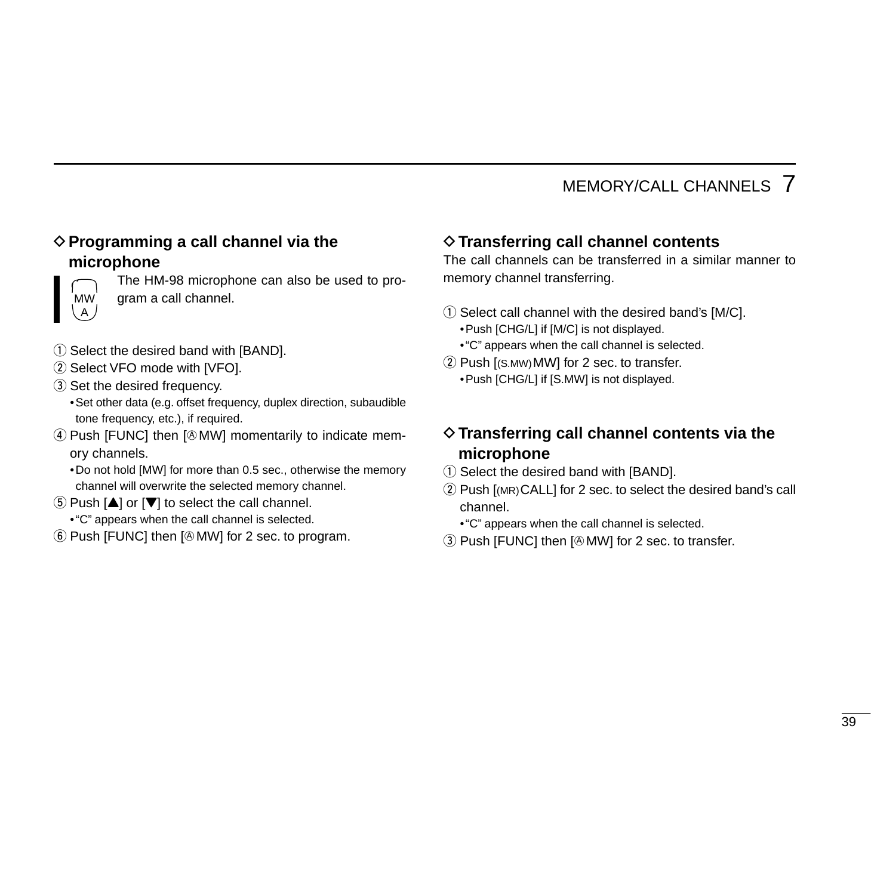### ◇ Programming a call channel via the microphone

MW A

The HM-98 microphone can also be used to program a call channel.

① Select the desired band with [BAND].
② Select VFO mode with [VFO].
③ Set the desired frequency.
  • Set other data (e.g. offset frequency, duplex direction, subaudible tone frequency, etc.), if required.
④ Push [FUNC] then [Ⓐ MW] momentarily to indicate memory channels.
  • Do not hold [MW] for more than 0.5 sec., otherwise the memory channel will overwrite the selected memory channel.
⑤ Push [▲] or [▼] to select the call channel.
  • "C" appears when the call channel is selected.
⑥ Push [FUNC] then [Ⓐ MW] for 2 sec. to program.

### ◇ Transferring call channel contents

The call channels can be transferred in a similar manner to memory channel transferring.

① Select call channel with the desired band's [M/C].
  • Push [CHG/L] if [M/C] is not displayed.
  • "C" appears when the call channel is selected.
② Push [(S.MW) MW] for 2 sec. to transfer.
  • Push [CHG/L] if [S.MW] is not displayed.

### ◇ Transferring call channel contents via the microphone

① Select the desired band with [BAND].
② Push [(MR) CALL] for 2 sec. to select the desired band's call channel.
  • "C" appears when the call channel is selected.
③ Push [FUNC] then [Ⓐ MW] for 2 sec. to transfer.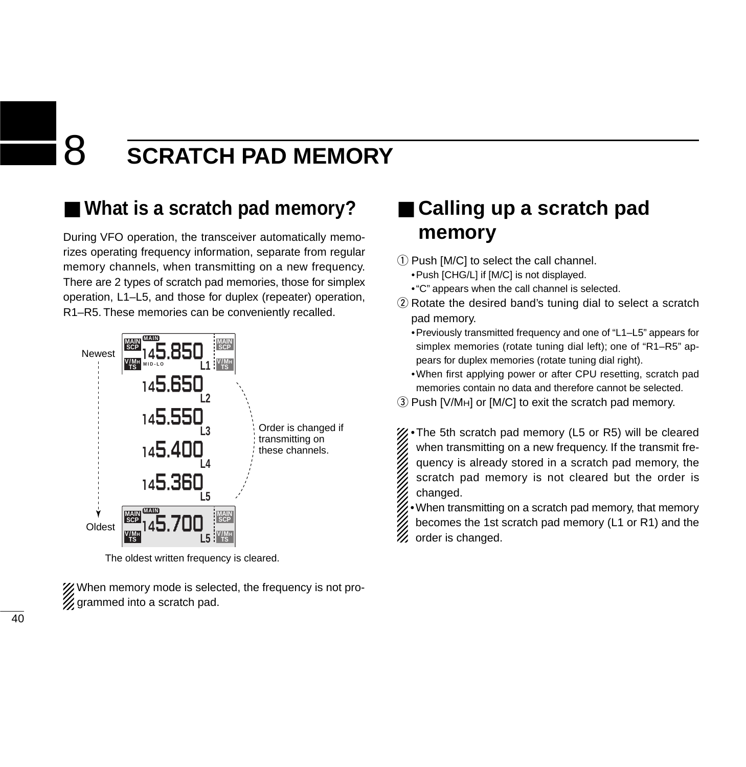# 8 SCRATCH PAD MEMORY

## ■ What is a scratch pad memory?

During VFO operation, the transceiver automatically memorizes operating frequency information, separate from regular memory channels, when transmitting on a new frequency. There are 2 types of scratch pad memories, those for simplex operation, L1–L5, and those for duplex (repeater) operation, R1–R5. These memories can be conveniently recalled.

Newest

145.850 L1

145.650 L2

145.550 L3

145.400 L4

145.360 L5

Order is changed if transmitting on these channels.

Oldest

145.700 L5

The oldest written frequency is cleared.

When memory mode is selected, the frequency is not programmed into a scratch pad.

## ■ Calling up a scratch pad memory

① Push [M/C] to select the call channel.
- Push [CHG/L] if [M/C] is not displayed.
- "C" appears when the call channel is selected.

② Rotate the desired band's tuning dial to select a scratch pad memory.
- Previously transmitted frequency and one of "L1–L5" appears for simplex memories (rotate tuning dial left); one of "R1–R5" appears for duplex memories (rotate tuning dial right).
- When first applying power or after CPU resetting, scratch pad memories contain no data and therefore cannot be selected.

③ Push [V/MH] or [M/C] to exit the scratch pad memory.

- The 5th scratch pad memory (L5 or R5) will be cleared when transmitting on a new frequency. If the transmit frequency is already stored in a scratch pad memory, the scratch pad memory is not cleared but the order is changed.
- When transmitting on a scratch pad memory, that memory becomes the 1st scratch pad memory (L1 or R1) and the order is changed.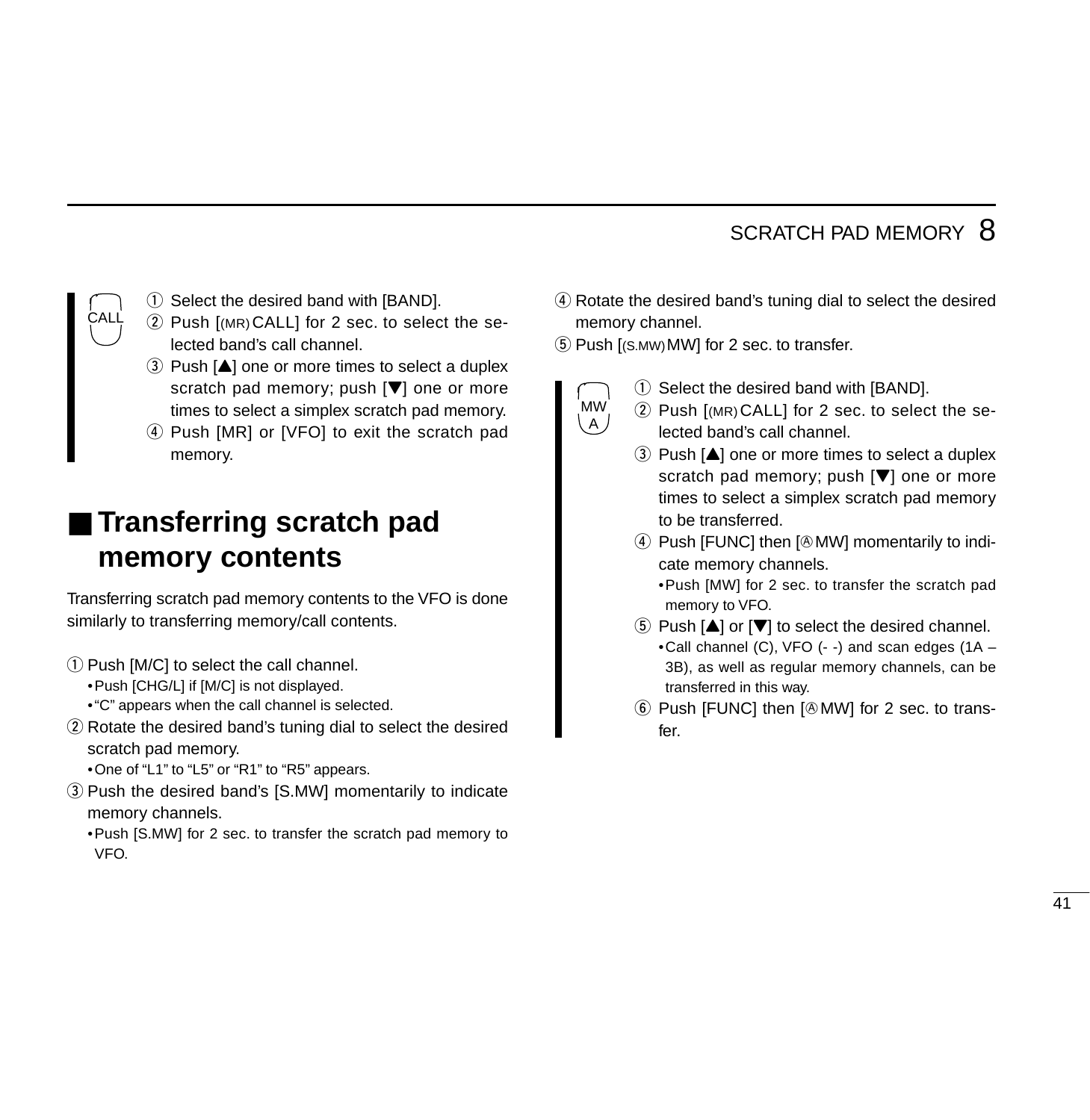CALL

① Select the desired band with [BAND].
② Push [(MR) CALL] for 2 sec. to select the selected band's call channel.
③ Push [▲] one or more times to select a duplex scratch pad memory; push [▼] one or more times to select a simplex scratch pad memory.
④ Push [MR] or [VFO] to exit the scratch pad memory.

## ■ Transferring scratch pad memory contents

Transferring scratch pad memory contents to the VFO is done similarly to transferring memory/call contents.

① Push [M/C] to select the call channel.
- Push [CHG/L] if [M/C] is not displayed.
- "C" appears when the call channel is selected.

② Rotate the desired band's tuning dial to select the desired scratch pad memory.
- One of "L1" to "L5" or "R1" to "R5" appears.

③ Push the desired band's [S.MW] momentarily to indicate memory channels.
- Push [S.MW] for 2 sec. to transfer the scratch pad memory to VFO.

④ Rotate the desired band's tuning dial to select the desired memory channel.
⑤ Push [(S.MW) MW] for 2 sec. to transfer.

MW A

① Select the desired band with [BAND].
② Push [(MR) CALL] for 2 sec. to select the selected band's call channel.
③ Push [▲] one or more times to select a duplex scratch pad memory; push [▼] one or more times to select a simplex scratch pad memory to be transferred.
④ Push [FUNC] then [Ⓐ MW] momentarily to indicate memory channels.
- Push [MW] for 2 sec. to transfer the scratch pad memory to VFO.

⑤ Push [▲] or [▼] to select the desired channel.
- Call channel (C), VFO (- -) and scan edges (1A – 3B), as well as regular memory channels, can be transferred in this way.

⑥ Push [FUNC] then [Ⓐ MW] for 2 sec. to transfer.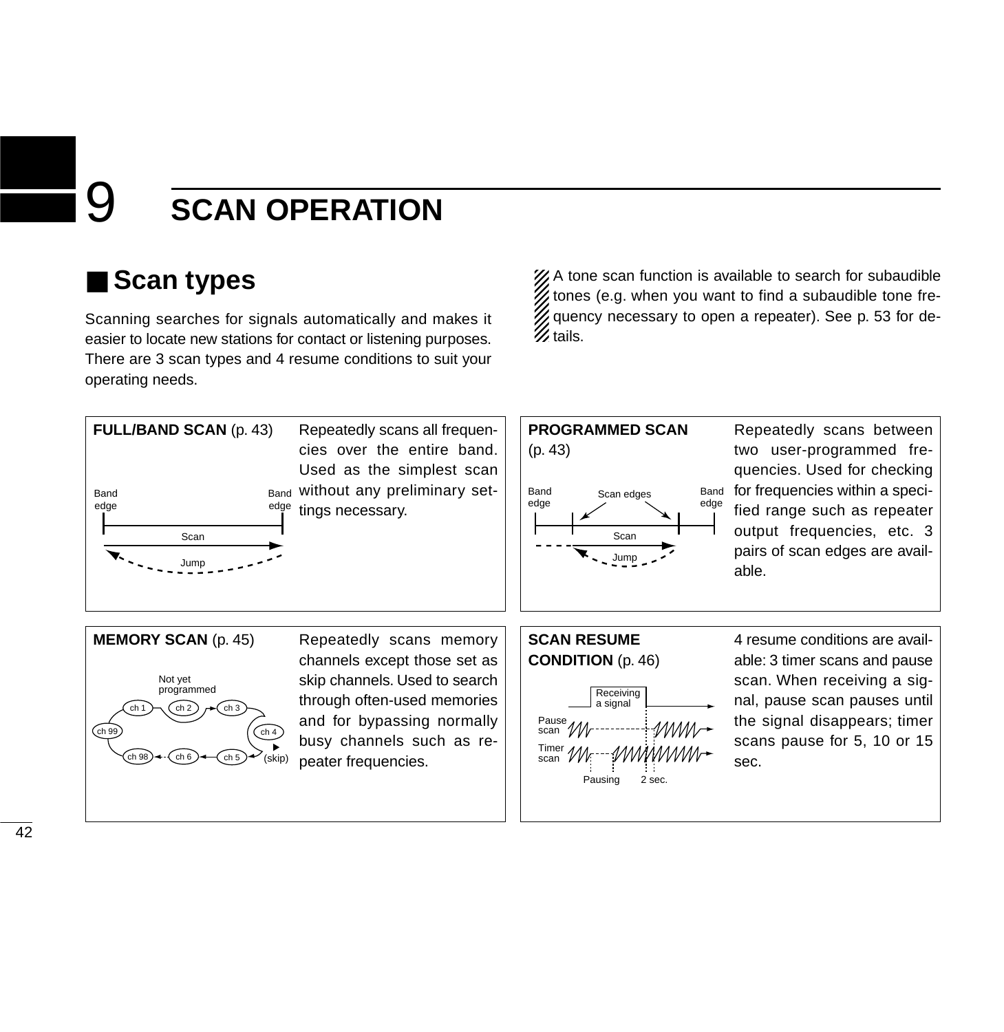# 9 SCAN OPERATION

## ■ Scan types

Scanning searches for signals automatically and makes it easier to locate new stations for contact or listening purposes. There are 3 scan types and 4 resume conditions to suit your operating needs.

A tone scan function is available to search for subaudible tones (e.g. when you want to find a subaudible tone frequency necessary to open a repeater). See p. 53 for details.

**FULL/BAND SCAN** (p. 43)

Band edge — Band edge — Scan — Jump

Repeatedly scans all frequencies over the entire band. Used as the simplest scan without any preliminary settings necessary.

**PROGRAMMED SCAN** (p. 43)

Band edge — Scan edges — Band edge — Scan — Jump

Repeatedly scans between two user-programmed frequencies. Used for checking for frequencies within a specified range such as repeater output frequencies, etc. 3 pairs of scan edges are available.

**MEMORY SCAN** (p. 45)

Not yet programmed — ch 1, ch 2, ch 3, ch 4, (skip), ch 5, ch 6, ch 98, ch 99

Repeatedly scans memory channels except those set as skip channels. Used to search through often-used memories and for bypassing normally busy channels such as repeater frequencies.

**SCAN RESUME CONDITION** (p. 46)

Receiving a signal — Pause scan — Timer scan — Pausing — 2 sec.

4 resume conditions are available: 3 timer scans and pause scan. When receiving a signal, pause scan pauses until the signal disappears; timer scans pause for 5, 10 or 15 sec.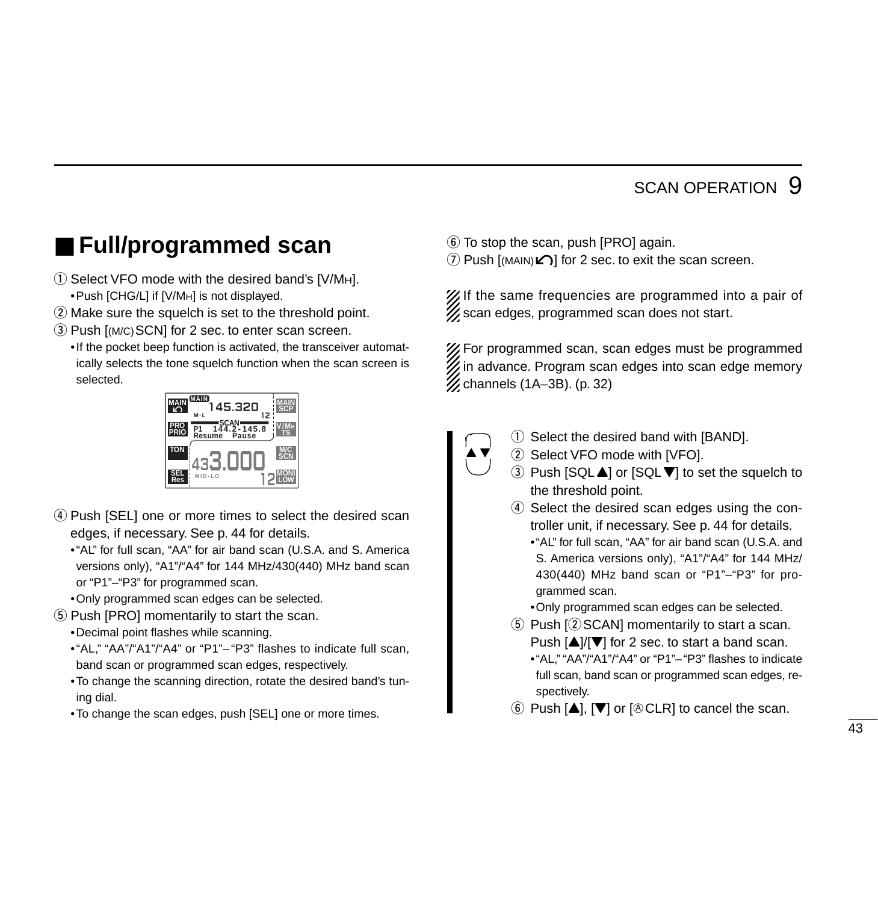## ■ Full/programmed scan

① Select VFO mode with the desired band's [V/MH].
- Push [CHG/L] if [V/MH] is not displayed.

② Make sure the squelch is set to the threshold point.

③ Push [(M/C) SCN] for 2 sec. to enter scan screen.
- If the pocket beep function is activated, the transceiver automatically selects the tone squelch function when the scan screen is selected.

④ Push [SEL] one or more times to select the desired scan edges, if necessary. See p. 44 for details.
- "AL" for full scan, "AA" for air band scan (U.S.A. and S. America versions only), "A1"/"A4" for 144 MHz/430(440) MHz band scan or "P1"–"P3" for programmed scan.
- Only programmed scan edges can be selected.

⑤ Push [PRO] momentarily to start the scan.
- Decimal point flashes while scanning.
- "AL," "AA"/"A1"/"A4" or "P1"–"P3" flashes to indicate full scan, band scan or programmed scan edges, respectively.
- To change the scanning direction, rotate the desired band's tuning dial.
- To change the scan edges, push [SEL] one or more times.

⑥ To stop the scan, push [PRO] again.

⑦ Push [(MAIN)] for 2 sec. to exit the scan screen.

If the same frequencies are programmed into a pair of scan edges, programmed scan does not start.

For programmed scan, scan edges must be programmed in advance. Program scan edges into scan edge memory channels (1A–3B). (p. 32)

① Select the desired band with [BAND].

② Select VFO mode with [VFO].

③ Push [SQL▲] or [SQL▼] to set the squelch to the threshold point.

④ Select the desired scan edges using the controller unit, if necessary. See p. 44 for details.
- "AL" for full scan, "AA" for air band scan (U.S.A. and S. America versions only), "A1"/"A4" for 144 MHz/430(440) MHz band scan or "P1"–"P3" for programmed scan.
- Only programmed scan edges can be selected.

⑤ Push [②SCAN] momentarily to start a scan. Push [▲]/[▼] for 2 sec. to start a band scan.
- "AL," "AA"/"A1"/"A4" or "P1"–"P3" flashes to indicate full scan, band scan or programmed scan edges, respectively.

⑥ Push [▲], [▼] or [Ⓐ CLR] to cancel the scan.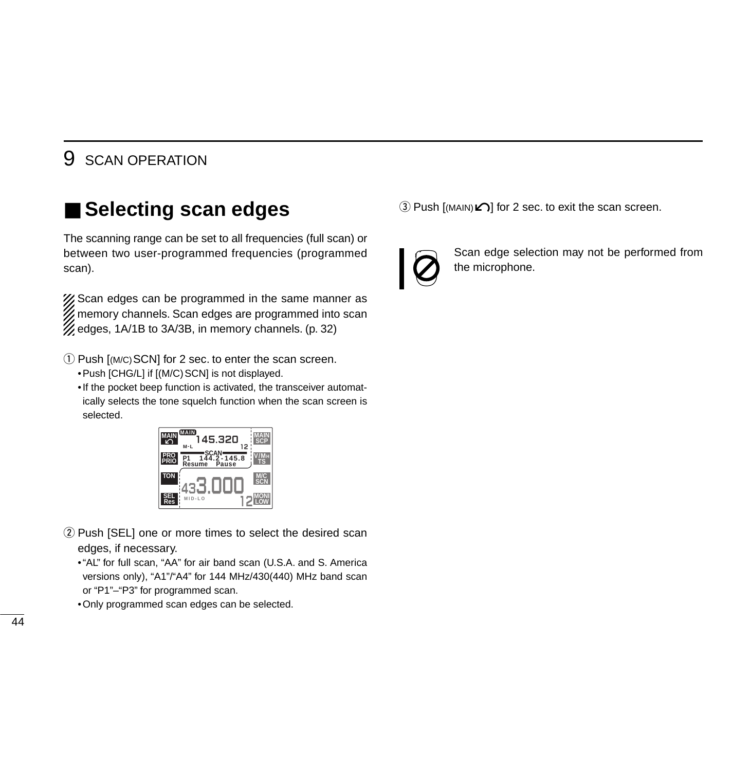## ■ Selecting scan edges

The scanning range can be set to all frequencies (full scan) or between two user-programmed frequencies (programmed scan).

Scan edges can be programmed in the same manner as memory channels. Scan edges are programmed into scan edges, 1A/1B to 3A/3B, in memory channels. (p. 32)

① Push [(M/C) SCN] for 2 sec. to enter the scan screen.
  - Push [CHG/L] if [(M/C) SCN] is not displayed.
  - If the pocket beep function is activated, the transceiver automatically selects the tone squelch function when the scan screen is selected.

② Push [SEL] one or more times to select the desired scan edges, if necessary.
  - "AL" for full scan, "AA" for air band scan (U.S.A. and S. America versions only), "A1"/"A4" for 144 MHz/430(440) MHz band scan or "P1"–"P3" for programmed scan.
  - Only programmed scan edges can be selected.

③ Push [(MAIN)↶] for 2 sec. to exit the scan screen.

Scan edge selection may not be performed from the microphone.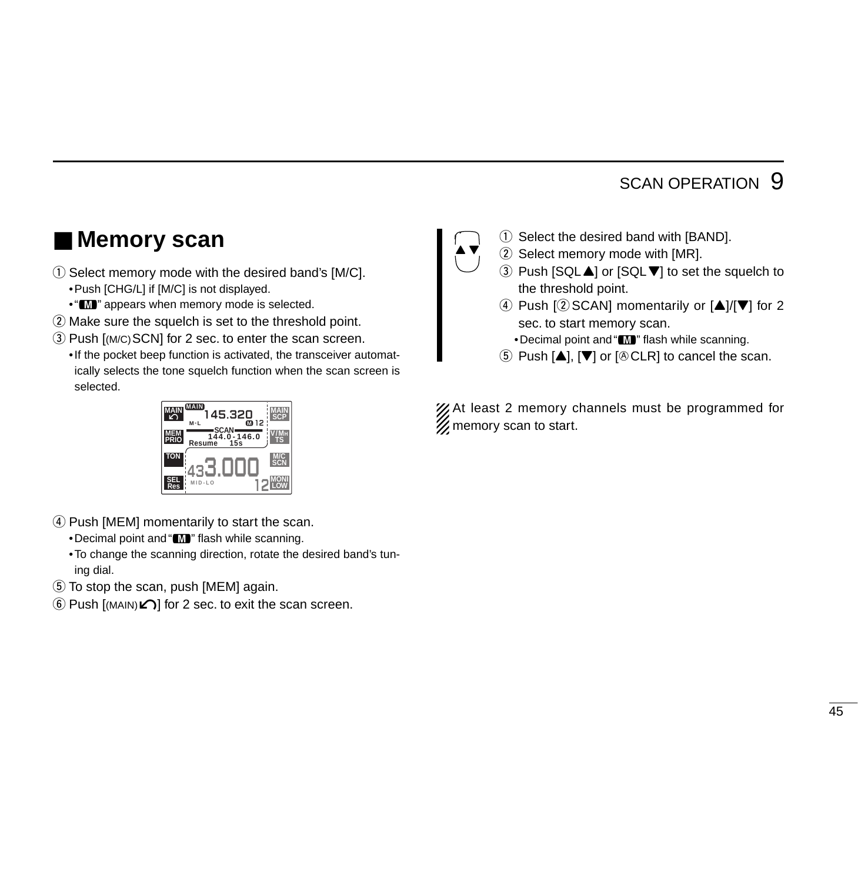## ■ Memory scan

① Select memory mode with the desired band's [M/C].
- Push [CHG/L] if [M/C] is not displayed.
- "M" appears when memory mode is selected.

② Make sure the squelch is set to the threshold point.

③ Push [(M/C)SCN] for 2 sec. to enter the scan screen.
- If the pocket beep function is activated, the transceiver automatically selects the tone squelch function when the scan screen is selected.

④ Push [MEM] momentarily to start the scan.
- Decimal point and "M" flash while scanning.
- To change the scanning direction, rotate the desired band's tuning dial.

⑤ To stop the scan, push [MEM] again.

⑥ Push [(MAIN)↶] for 2 sec. to exit the scan screen.

① Select the desired band with [BAND].

② Select memory mode with [MR].

③ Push [SQL▲] or [SQL▼] to set the squelch to the threshold point.

④ Push [②SCAN] momentarily or [▲]/[▼] for 2 sec. to start memory scan.
- Decimal point and "M" flash while scanning.

⑤ Push [▲], [▼] or [Ⓐ CLR] to cancel the scan.

At least 2 memory channels must be programmed for memory scan to start.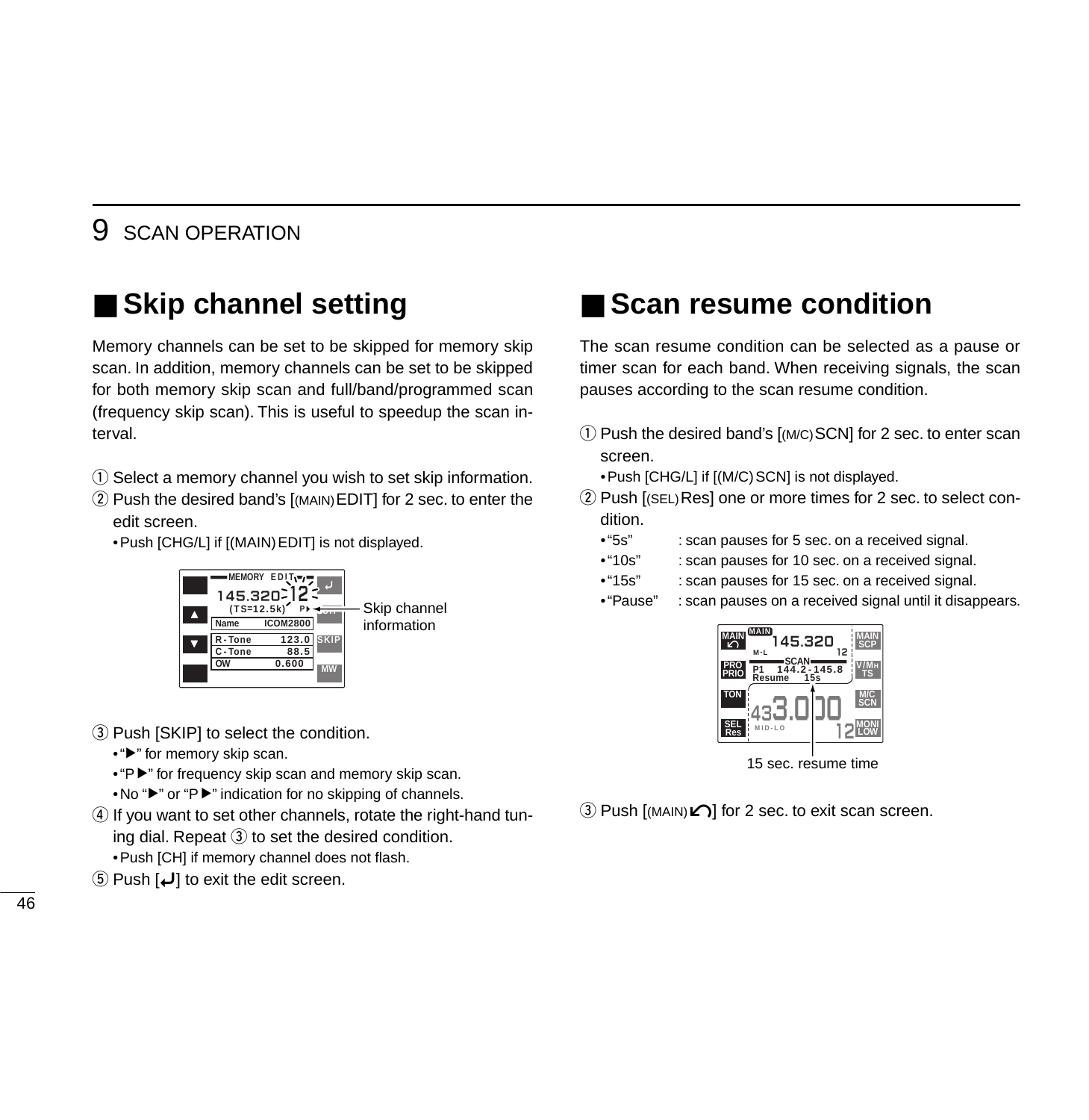## ■ Skip channel setting

Memory channels can be set to be skipped for memory skip scan. In addition, memory channels can be set to be skipped for both memory skip scan and full/band/programmed scan (frequency skip scan). This is useful to speedup the scan interval.

① Select a memory channel you wish to set skip information.
② Push the desired band's [(MAIN) EDIT] for 2 sec. to enter the edit screen.
   • Push [CHG/L] if [(MAIN) EDIT] is not displayed.

Skip channel information

③ Push [SKIP] to select the condition.
   • "▶" for memory skip scan.
   • "P▶" for frequency skip scan and memory skip scan.
   • No "▶" or "P▶" indication for no skipping of channels.
④ If you want to set other channels, rotate the right-hand tuning dial. Repeat ③ to set the desired condition.
   • Push [CH] if memory channel does not flash.
⑤ Push [↵] to exit the edit screen.

## ■ Scan resume condition

The scan resume condition can be selected as a pause or timer scan for each band. When receiving signals, the scan pauses according to the scan resume condition.

① Push the desired band's [(M/C) SCN] for 2 sec. to enter scan screen.
   • Push [CHG/L] if [(M/C) SCN] is not displayed.
② Push [(SEL) Res] one or more times for 2 sec. to select condition.
   • "5s" : scan pauses for 5 sec. on a received signal.
   • "10s" : scan pauses for 10 sec. on a received signal.
   • "15s" : scan pauses for 15 sec. on a received signal.
   • "Pause" : scan pauses on a received signal until it disappears.

15 sec. resume time

③ Push [(MAIN) ↶] for 2 sec. to exit scan screen.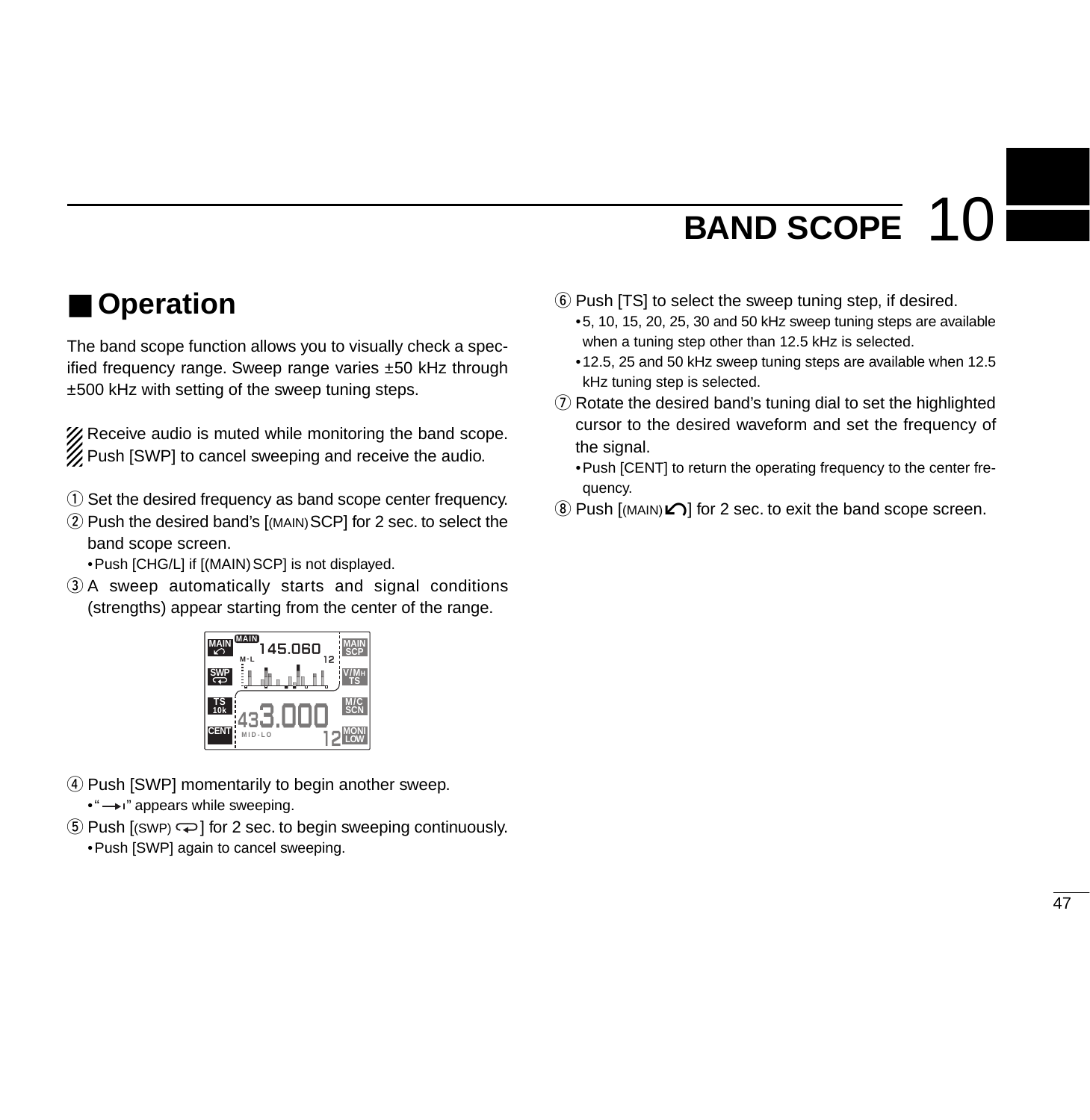# 10 BAND SCOPE

## ■ Operation

The band scope function allows you to visually check a specified frequency range. Sweep range varies ±50 kHz through ±500 kHz with setting of the sweep tuning steps.

Receive audio is muted while monitoring the band scope. Push [SWP] to cancel sweeping and receive the audio.

① Set the desired frequency as band scope center frequency.

② Push the desired band's [(MAIN) SCP] for 2 sec. to select the band scope screen.
   - Push [CHG/L] if [(MAIN) SCP] is not displayed.

③ A sweep automatically starts and signal conditions (strengths) appear starting from the center of the range.

④ Push [SWP] momentarily to begin another sweep.
   - "→ı" appears while sweeping.

⑤ Push [(SWP) ] for 2 sec. to begin sweeping continuously.
   - Push [SWP] again to cancel sweeping.

⑥ Push [TS] to select the sweep tuning step, if desired.
   - 5, 10, 15, 20, 25, 30 and 50 kHz sweep tuning steps are available when a tuning step other than 12.5 kHz is selected.
   - 12.5, 25 and 50 kHz sweep tuning steps are available when 12.5 kHz tuning step is selected.

⑦ Rotate the desired band's tuning dial to set the highlighted cursor to the desired waveform and set the frequency of the signal.
   - Push [CENT] to return the operating frequency to the center frequency.

⑧ Push [(MAIN) ] for 2 sec. to exit the band scope screen.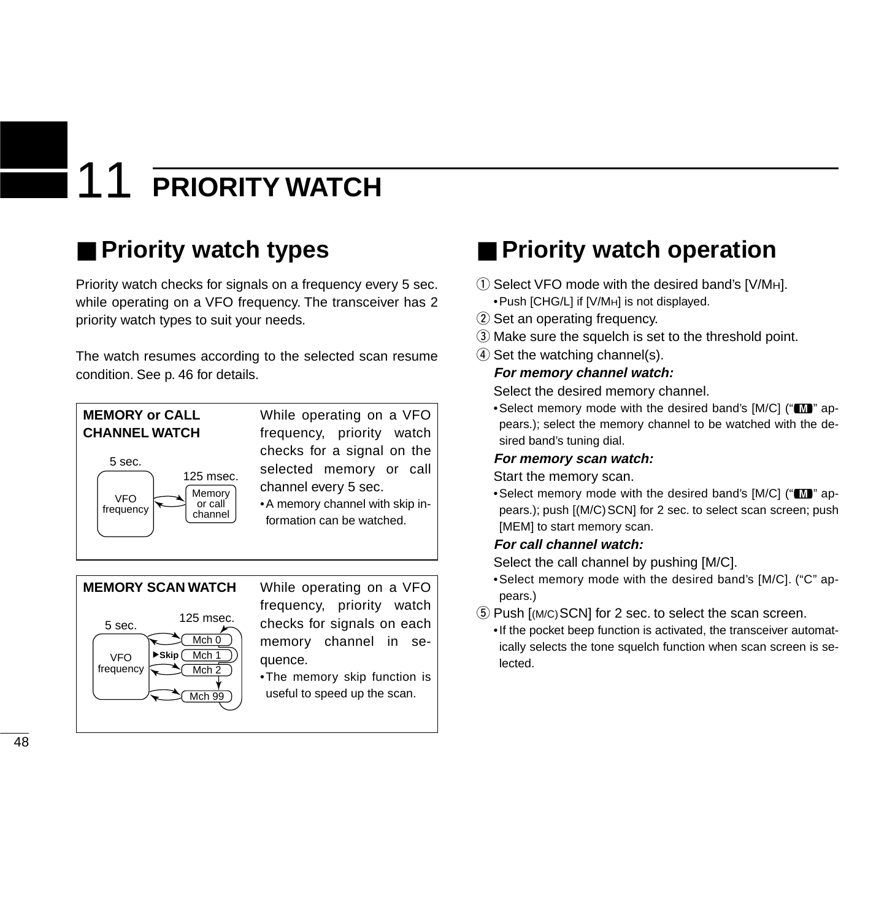# 11 PRIORITY WATCH

## Priority watch types

Priority watch checks for signals on a frequency every 5 sec. while operating on a VFO frequency. The transceiver has 2 priority watch types to suit your needs.

The watch resumes according to the selected scan resume condition. See p. 46 for details.

**MEMORY or CALL CHANNEL WATCH**

5 sec. VFO frequency — 125 msec. Memory or call channel

While operating on a VFO frequency, priority watch checks for a signal on the selected memory or call channel every 5 sec.

- A memory channel with skip information can be watched.

**MEMORY SCAN WATCH**

5 sec. VFO frequency — 125 msec. Mch 0, Skip Mch 1, Mch 2, Mch 99

While operating on a VFO frequency, priority watch checks for signals on each memory channel in sequence.

- The memory skip function is useful to speed up the scan.

## Priority watch operation

① Select VFO mode with the desired band's [V/MH].
- Push [CHG/L] if [V/MH] is not displayed.

② Set an operating frequency.

③ Make sure the squelch is set to the threshold point.

④ Set the watching channel(s).

***For memory channel watch:***

Select the desired memory channel.
- Select memory mode with the desired band's [M/C] ("M" appears.); select the memory channel to be watched with the desired band's tuning dial.

***For memory scan watch:***

Start the memory scan.
- Select memory mode with the desired band's [M/C] ("M" appears.); push [(M/C) SCN] for 2 sec. to select scan screen; push [MEM] to start memory scan.

***For call channel watch:***

Select the call channel by pushing [M/C].
- Select memory mode with the desired band's [M/C]. ("C" appears.)

⑤ Push [(M/C) SCN] for 2 sec. to select the scan screen.
- If the pocket beep function is activated, the transceiver automatically selects the tone squelch function when scan screen is selected.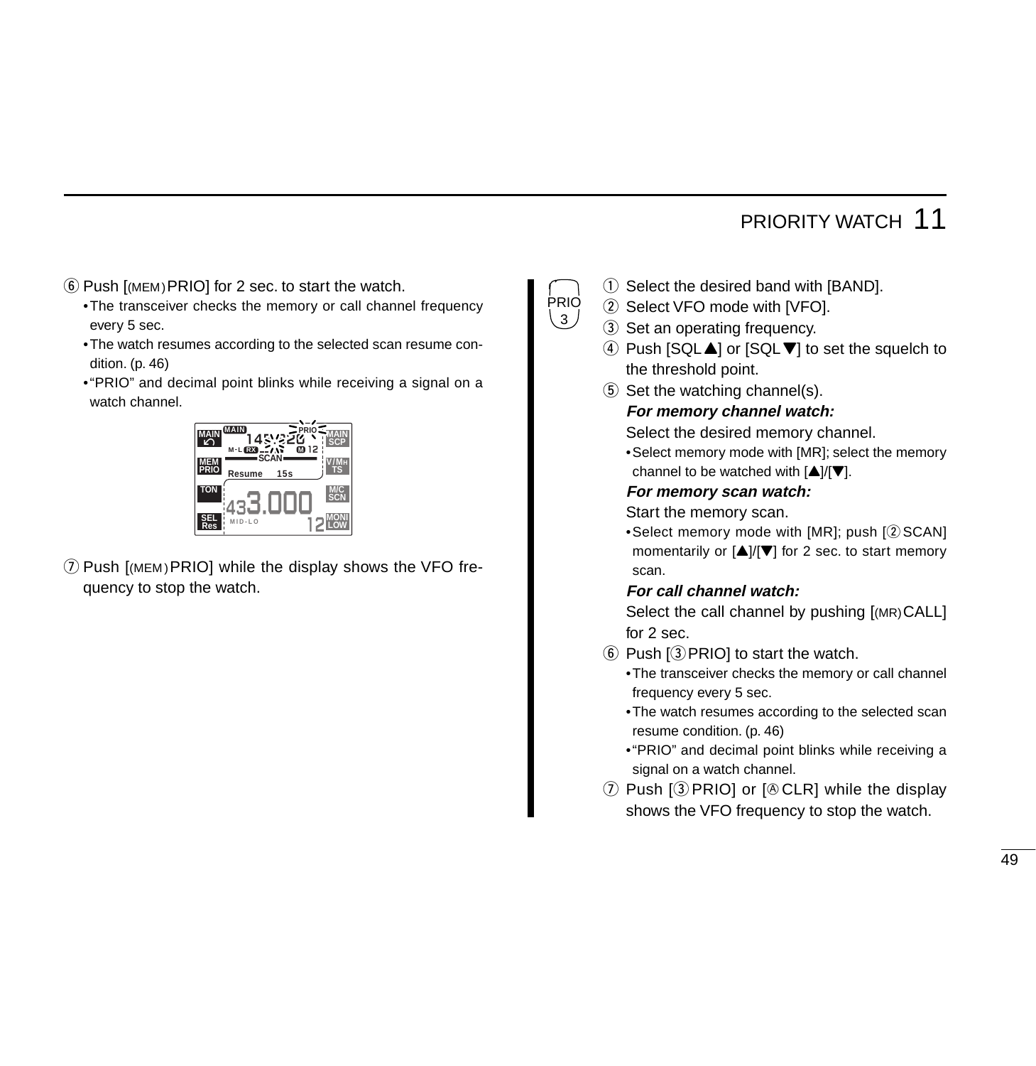⑥ Push [(MEM)PRIO] for 2 sec. to start the watch.
- The transceiver checks the memory or call channel frequency every 5 sec.
- The watch resumes according to the selected scan resume condition. (p. 46)
- "PRIO" and decimal point blinks while receiving a signal on a watch channel.

⑦ Push [(MEM)PRIO] while the display shows the VFO frequency to stop the watch.

PRIO 3

① Select the desired band with [BAND].

② Select VFO mode with [VFO].

③ Set an operating frequency.

④ Push [SQL▲] or [SQL▼] to set the squelch to the threshold point.

⑤ Set the watching channel(s).

***For memory channel watch:***

Select the desired memory channel.
- Select memory mode with [MR]; select the memory channel to be watched with [▲]/[▼].

***For memory scan watch:***

Start the memory scan.
- Select memory mode with [MR]; push [②SCAN] momentarily or [▲]/[▼] for 2 sec. to start memory scan.

***For call channel watch:***

Select the call channel by pushing [(MR)CALL] for 2 sec.

⑥ Push [③PRIO] to start the watch.
- The transceiver checks the memory or call channel frequency every 5 sec.
- The watch resumes according to the selected scan resume condition. (p. 46)
- "PRIO" and decimal point blinks while receiving a signal on a watch channel.

⑦ Push [③PRIO] or [Ⓐ CLR] while the display shows the VFO frequency to stop the watch.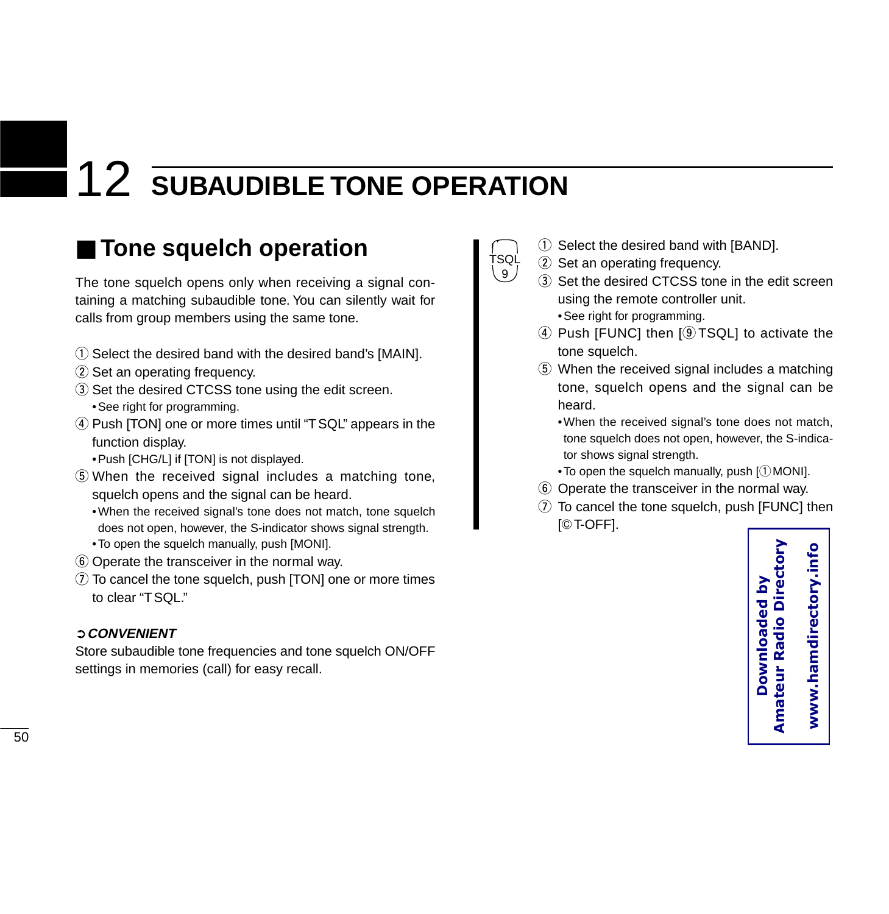# 12 SUBAUDIBLE TONE OPERATION

## ■ Tone squelch operation

The tone squelch opens only when receiving a signal containing a matching subaudible tone. You can silently wait for calls from group members using the same tone.

① Select the desired band with the desired band's [MAIN].
② Set an operating frequency.
③ Set the desired CTCSS tone using the edit screen.
  • See right for programming.
④ Push [TON] one or more times until "T SQL" appears in the function display.
  • Push [CHG/L] if [TON] is not displayed.
⑤ When the received signal includes a matching tone, squelch opens and the signal can be heard.
  • When the received signal's tone does not match, tone squelch does not open, however, the S-indicator shows signal strength.
  • To open the squelch manually, push [MONI].
⑥ Operate the transceiver in the normal way.
⑦ To cancel the tone squelch, push [TON] one or more times to clear "T SQL."

**➲ *CONVENIENT***
Store subaudible tone frequencies and tone squelch ON/OFF settings in memories (call) for easy recall.

TSQL
9

① Select the desired band with [BAND].
② Set an operating frequency.
③ Set the desired CTCSS tone in the edit screen using the remote controller unit.
  • See right for programming.
④ Push [FUNC] then [⑨TSQL] to activate the tone squelch.
⑤ When the received signal includes a matching tone, squelch opens and the signal can be heard.
  • When the received signal's tone does not match, tone squelch does not open, however, the S-indicator shows signal strength.
  • To open the squelch manually, push [①MONI].
⑥ Operate the transceiver in the normal way.
⑦ To cancel the tone squelch, push [FUNC] then [©T-OFF].

Downloaded by
Amateur Radio Directory
www.hamdirectory.info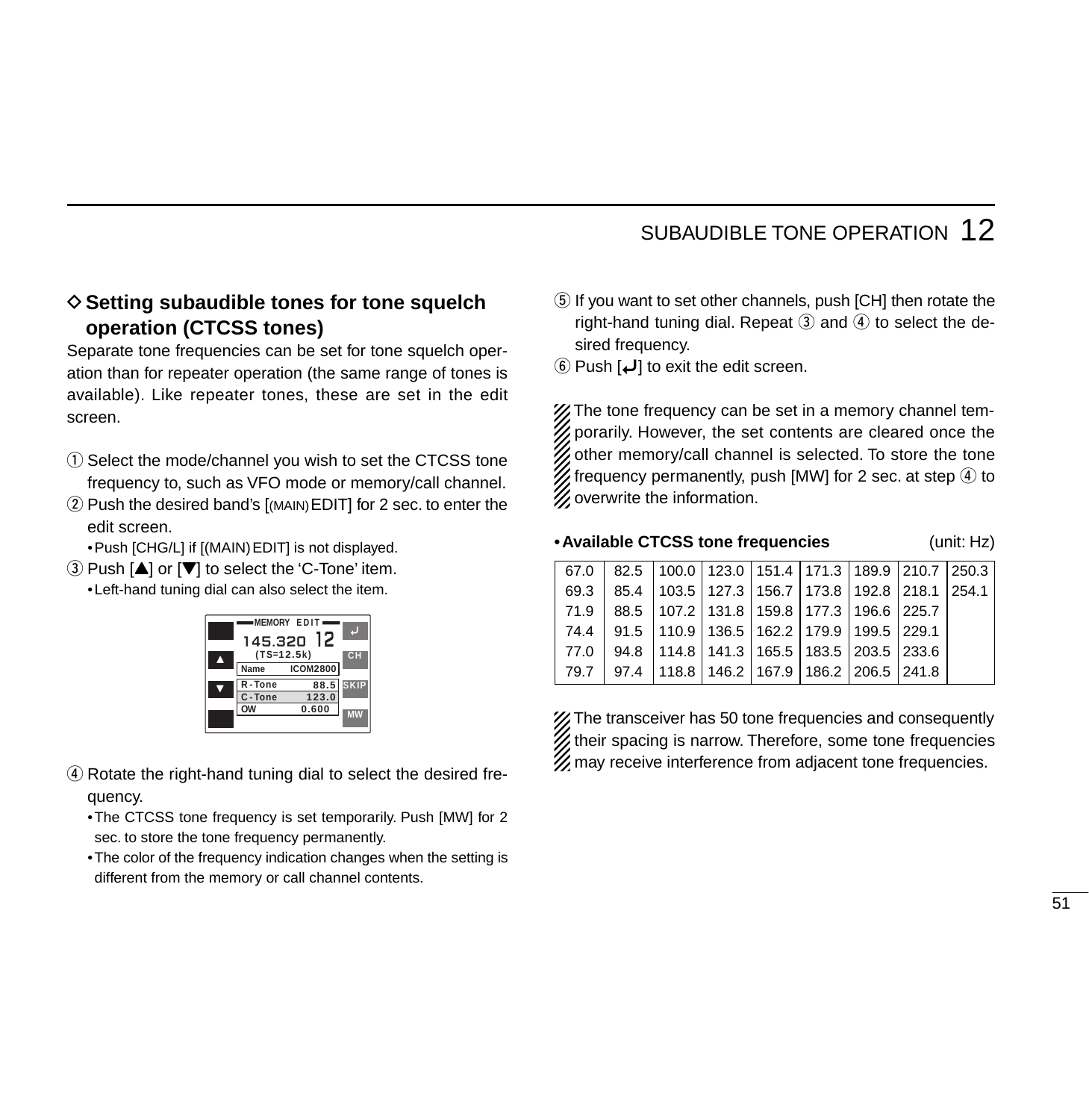## ◇ Setting subaudible tones for tone squelch operation (CTCSS tones)

Separate tone frequencies can be set for tone squelch operation than for repeater operation (the same range of tones is available). Like repeater tones, these are set in the edit screen.

① Select the mode/channel you wish to set the CTCSS tone frequency to, such as VFO mode or memory/call channel.

② Push the desired band's [(MAIN) EDIT] for 2 sec. to enter the edit screen.
- Push [CHG/L] if [(MAIN) EDIT] is not displayed.

③ Push [▲] or [▼] to select the 'C-Tone' item.
- Left-hand tuning dial can also select the item.

```
MEMORY EDIT
145.320 12
(TS=12.5k)
Name      ICOM2800
R-Tone        88.5
C-Tone       123.0
OW           0.600
```

④ Rotate the right-hand tuning dial to select the desired frequency.
- The CTCSS tone frequency is set temporarily. Push [MW] for 2 sec. to store the tone frequency permanently.
- The color of the frequency indication changes when the setting is different from the memory or call channel contents.

⑤ If you want to set other channels, push [CH] then rotate the right-hand tuning dial. Repeat ③ and ④ to select the desired frequency.

⑥ Push [↵] to exit the edit screen.

The tone frequency can be set in a memory channel temporarily. However, the set contents are cleared once the other memory/call channel is selected. To store the tone frequency permanently, push [MW] for 2 sec. at step ④ to overwrite the information.

**• Available CTCSS tone frequencies** (unit: Hz)

| | | | | | | | | |
|---|---|---|---|---|---|---|---|---|
| 67.0 | 82.5 | 100.0 | 123.0 | 151.4 | 171.3 | 189.9 | 210.7 | 250.3 |
| 69.3 | 85.4 | 103.5 | 127.3 | 156.7 | 173.8 | 192.8 | 218.1 | 254.1 |
| 71.9 | 88.5 | 107.2 | 131.8 | 159.8 | 177.3 | 196.6 | 225.7 | |
| 74.4 | 91.5 | 110.9 | 136.5 | 162.2 | 179.9 | 199.5 | 229.1 | |
| 77.0 | 94.8 | 114.8 | 141.3 | 165.5 | 183.5 | 203.5 | 233.6 | |
| 79.7 | 97.4 | 118.8 | 146.2 | 167.9 | 186.2 | 206.5 | 241.8 | |

The transceiver has 50 tone frequencies and consequently their spacing is narrow. Therefore, some tone frequencies may receive interference from adjacent tone frequencies.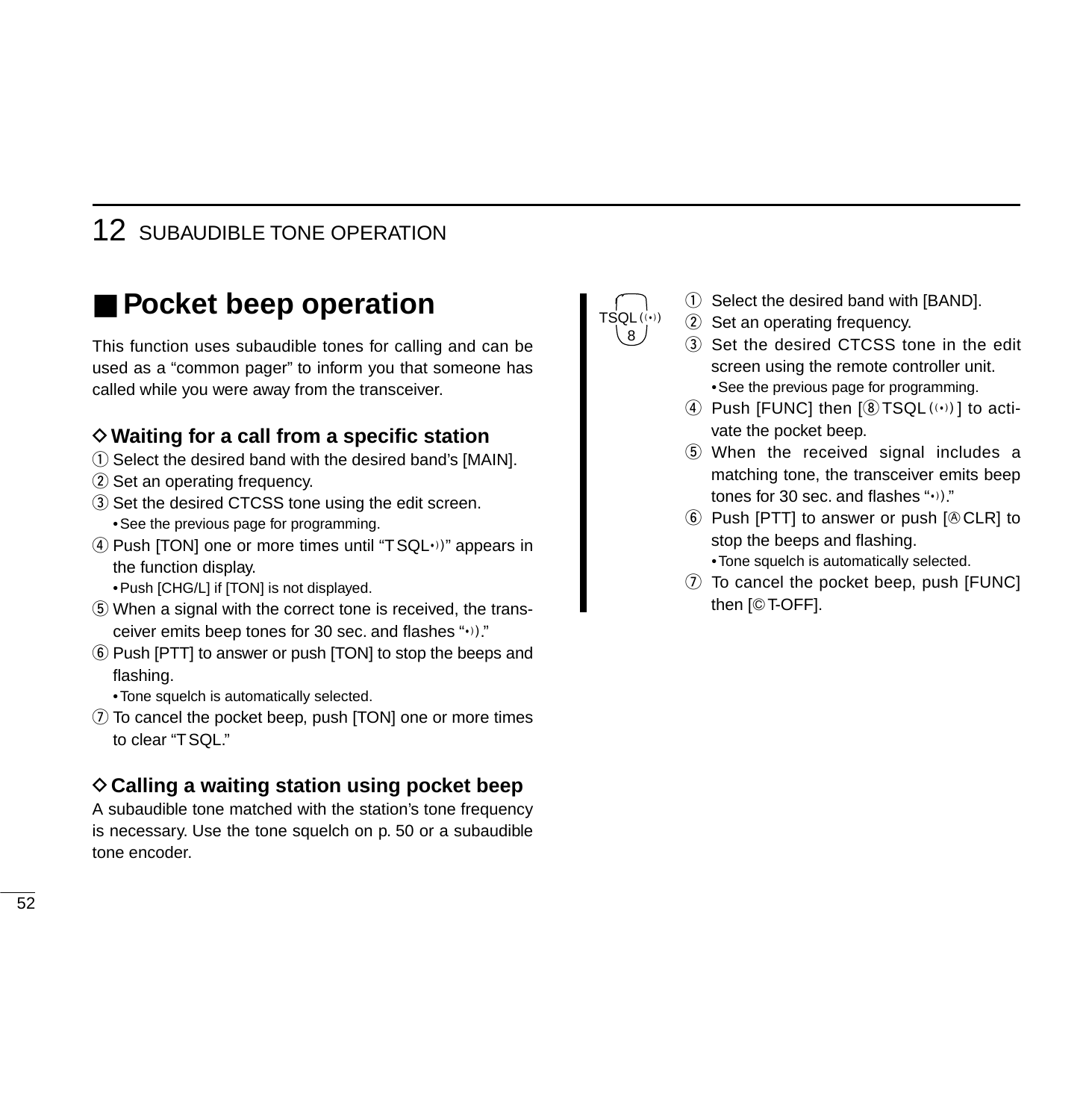## ■ Pocket beep operation

This function uses subaudible tones for calling and can be used as a “common pager” to inform you that someone has called while you were away from the transceiver.

### ◇ Waiting for a call from a specific station

① Select the desired band with the desired band’s [MAIN].
② Set an operating frequency.
③ Set the desired CTCSS tone using the edit screen.
  • See the previous page for programming.
④ Push [TON] one or more times until “T SQL•))” appears in the function display.
  • Push [CHG/L] if [TON] is not displayed.
⑤ When a signal with the correct tone is received, the transceiver emits beep tones for 30 sec. and flashes “•)).”
⑥ Push [PTT] to answer or push [TON] to stop the beeps and flashing.
  • Tone squelch is automatically selected.
⑦ To cancel the pocket beep, push [TON] one or more times to clear “T SQL.”

### ◇ Calling a waiting station using pocket beep

A subaudible tone matched with the station’s tone frequency is necessary. Use the tone squelch on p. 50 or a subaudible tone encoder.

TSQL ((•)) 8

① Select the desired band with [BAND].
② Set an operating frequency.
③ Set the desired CTCSS tone in the edit screen using the remote controller unit.
  • See the previous page for programming.
④ Push [FUNC] then [⑧TSQL ((•))] to activate the pocket beep.
⑤ When the received signal includes a matching tone, the transceiver emits beep tones for 30 sec. and flashes “•)).”
⑥ Push [PTT] to answer or push [Ⓐ CLR] to stop the beeps and flashing.
  • Tone squelch is automatically selected.
⑦ To cancel the pocket beep, push [FUNC] then [© T-OFF].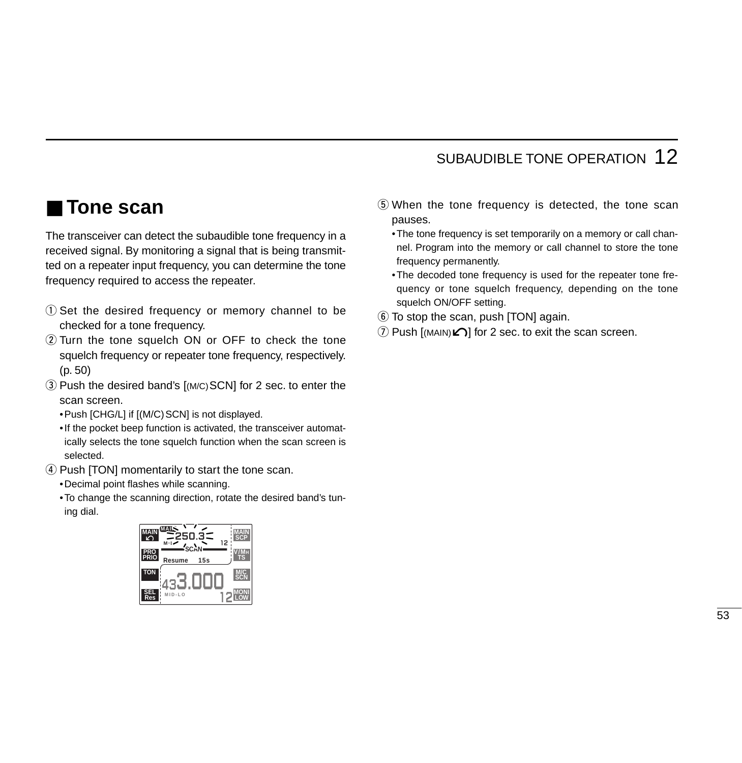## ■ Tone scan

The transceiver can detect the subaudible tone frequency in a received signal. By monitoring a signal that is being transmitted on a repeater input frequency, you can determine the tone frequency required to access the repeater.

① Set the desired frequency or memory channel to be checked for a tone frequency.

② Turn the tone squelch ON or OFF to check the tone squelch frequency or repeater tone frequency, respectively. (p. 50)

③ Push the desired band's [(M/C) SCN] for 2 sec. to enter the scan screen.
- Push [CHG/L] if [(M/C) SCN] is not displayed.
- If the pocket beep function is activated, the transceiver automatically selects the tone squelch function when the scan screen is selected.

④ Push [TON] momentarily to start the tone scan.
- Decimal point flashes while scanning.
- To change the scanning direction, rotate the desired band's tuning dial.

⑤ When the tone frequency is detected, the tone scan pauses.
- The tone frequency is set temporarily on a memory or call channel. Program into the memory or call channel to store the tone frequency permanently.
- The decoded tone frequency is used for the repeater tone frequency or tone squelch frequency, depending on the tone squelch ON/OFF setting.

⑥ To stop the scan, push [TON] again.

⑦ Push [(MAIN)↶] for 2 sec. to exit the scan screen.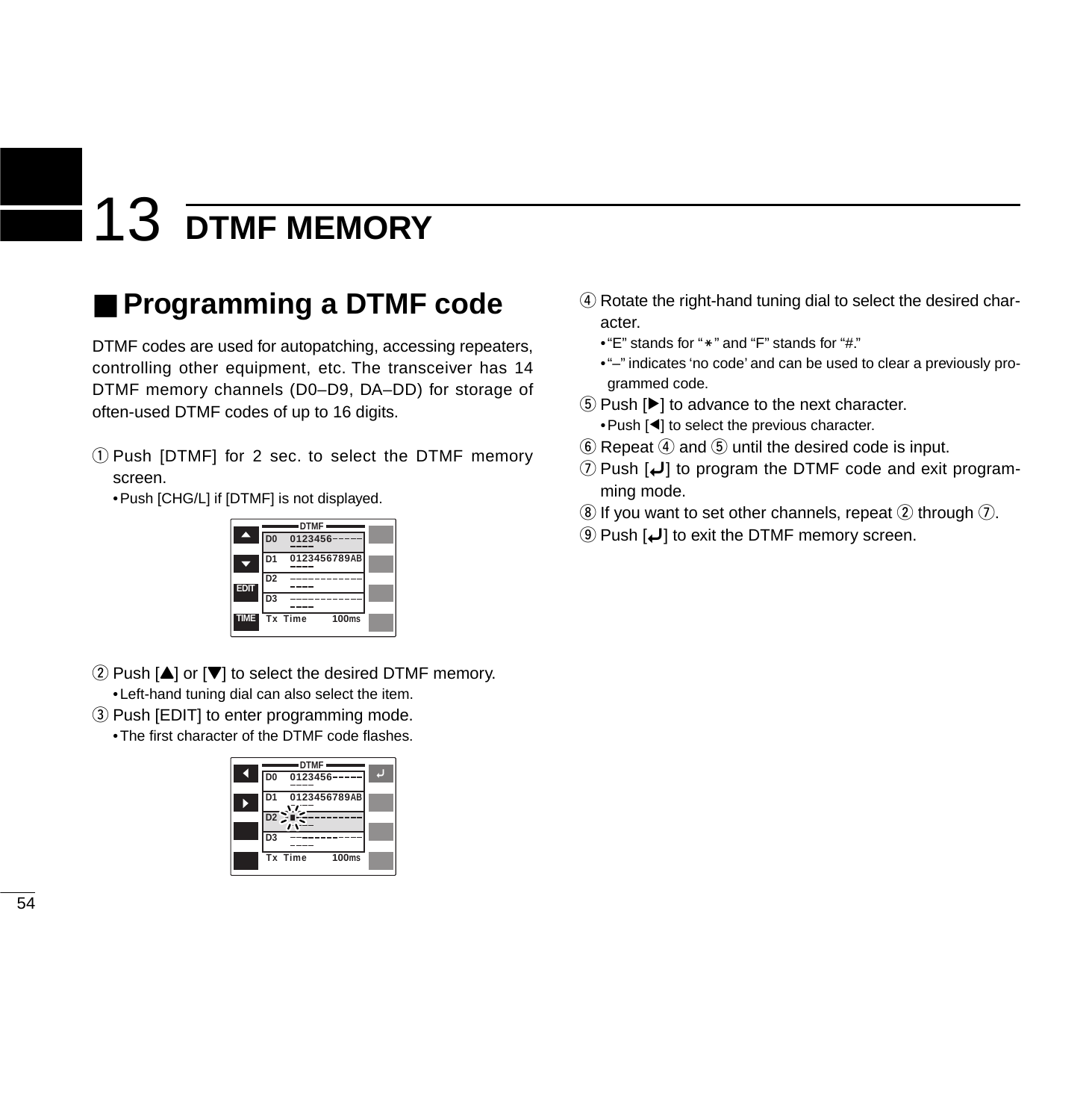# 13 DTMF MEMORY

## ■ Programming a DTMF code

DTMF codes are used for autopatching, accessing repeaters, controlling other equipment, etc. The transceiver has 14 DTMF memory channels (D0–D9, DA–DD) for storage of often-used DTMF codes of up to 16 digits.

① Push [DTMF] for 2 sec. to select the DTMF memory screen.
- Push [CHG/L] if [DTMF] is not displayed.

② Push [▲] or [▼] to select the desired DTMF memory.
- Left-hand tuning dial can also select the item.

③ Push [EDIT] to enter programming mode.
- The first character of the DTMF code flashes.

④ Rotate the right-hand tuning dial to select the desired character.
- "E" stands for "∗" and "F" stands for "#."
- "–" indicates 'no code' and can be used to clear a previously programmed code.

⑤ Push [▶] to advance to the next character.
- Push [◀] to select the previous character.

⑥ Repeat ④ and ⑤ until the desired code is input.

⑦ Push [↵] to program the DTMF code and exit programming mode.

⑧ If you want to set other channels, repeat ② through ⑦.

⑨ Push [↵] to exit the DTMF memory screen.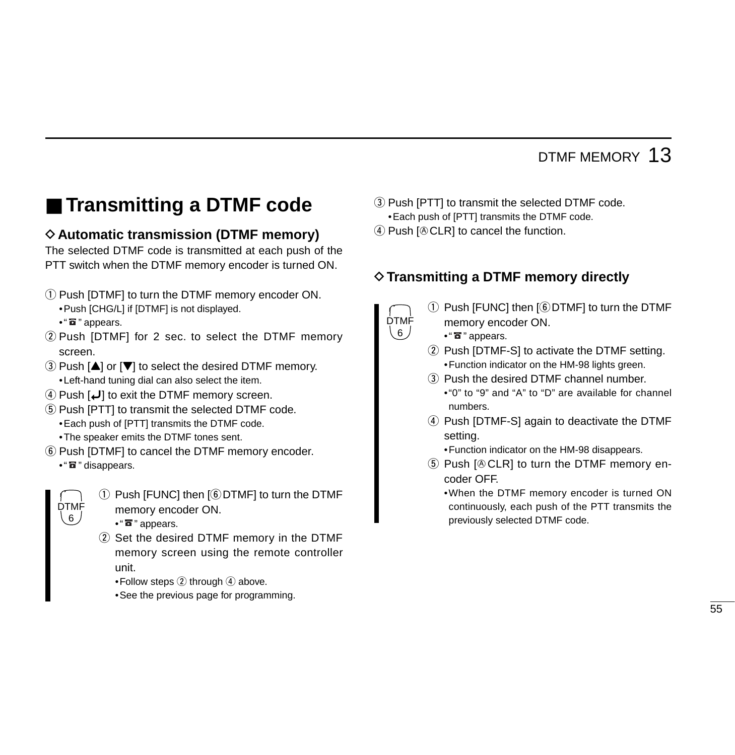## ■ Transmitting a DTMF code

### ◇ Automatic transmission (DTMF memory)

The selected DTMF code is transmitted at each push of the PTT switch when the DTMF memory encoder is turned ON.

① Push [DTMF] to turn the DTMF memory encoder ON.
- Push [CHG/L] if [DTMF] is not displayed.
- "☎" appears.

② Push [DTMF] for 2 sec. to select the DTMF memory screen.

③ Push [▲] or [▼] to select the desired DTMF memory.
- Left-hand tuning dial can also select the item.

④ Push [↵] to exit the DTMF memory screen.

⑤ Push [PTT] to transmit the selected DTMF code.
- Each push of [PTT] transmits the DTMF code.
- The speaker emits the DTMF tones sent.

⑥ Push [DTMF] to cancel the DTMF memory encoder.
- "☎" disappears.

DTMF 6

① Push [FUNC] then [⑥DTMF] to turn the DTMF memory encoder ON.
- "☎" appears.

② Set the desired DTMF memory in the DTMF memory screen using the remote controller unit.
- Follow steps ② through ④ above.
- See the previous page for programming.

③ Push [PTT] to transmit the selected DTMF code.
- Each push of [PTT] transmits the DTMF code.

④ Push [Ⓐ CLR] to cancel the function.

### ◇ Transmitting a DTMF memory directly

DTMF 6

① Push [FUNC] then [⑥DTMF] to turn the DTMF memory encoder ON.
- "☎" appears.

② Push [DTMF-S] to activate the DTMF setting.
- Function indicator on the HM-98 lights green.

③ Push the desired DTMF channel number.
- "0" to "9" and "A" to "D" are available for channel numbers.

④ Push [DTMF-S] again to deactivate the DTMF setting.
- Function indicator on the HM-98 disappears.

⑤ Push [Ⓐ CLR] to turn the DTMF memory encoder OFF.
- When the DTMF memory encoder is turned ON continuously, each push of the PTT transmits the previously selected DTMF code.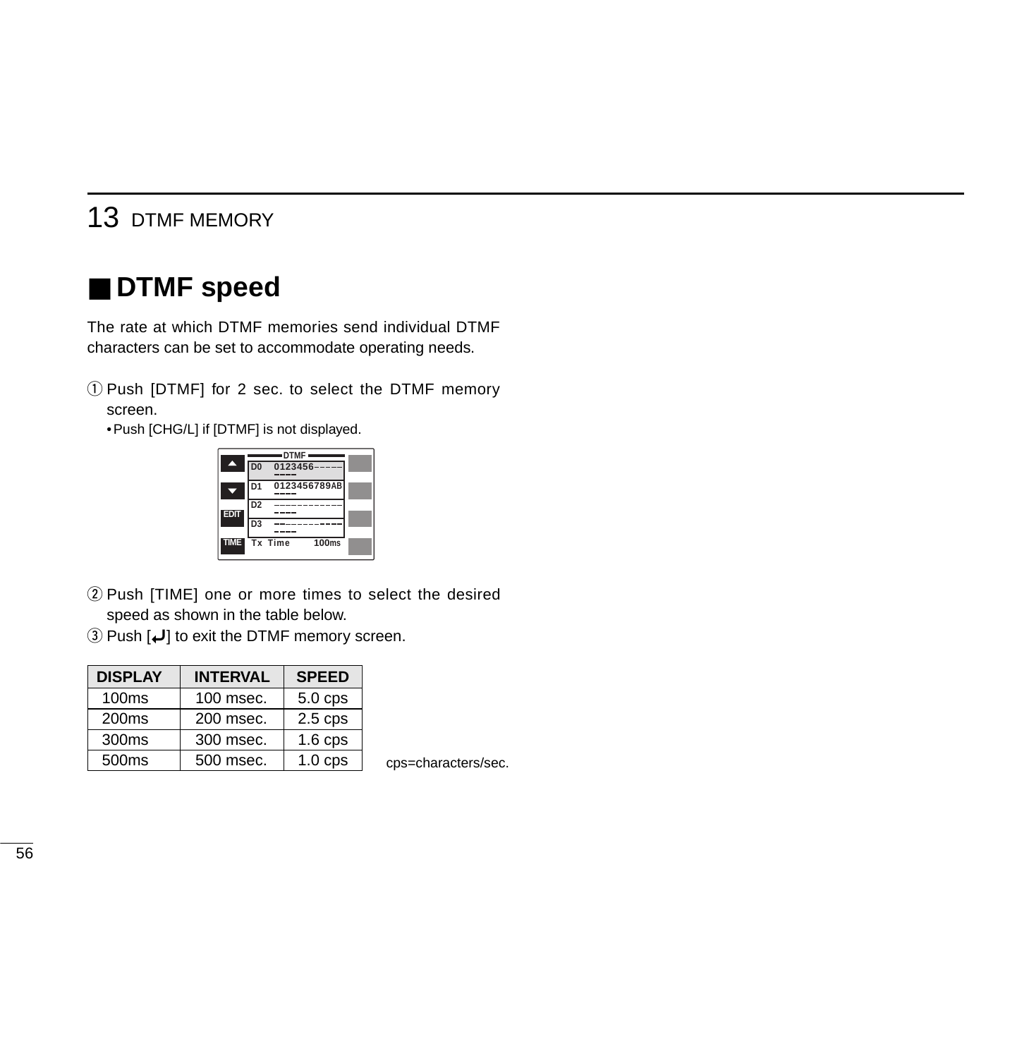13 DTMF MEMORY

## ■ DTMF speed

The rate at which DTMF memories send individual DTMF characters can be set to accommodate operating needs.

① Push [DTMF] for 2 sec. to select the DTMF memory screen.
   • Push [CHG/L] if [DTMF] is not displayed.

② Push [TIME] one or more times to select the desired speed as shown in the table below.
③ Push [↵] to exit the DTMF memory screen.

| DISPLAY | INTERVAL | SPEED |
|---|---|---|
| 100ms | 100 msec. | 5.0 cps |
| 200ms | 200 msec. | 2.5 cps |
| 300ms | 300 msec. | 1.6 cps |
| 500ms | 500 msec. | 1.0 cps |

cps=characters/sec.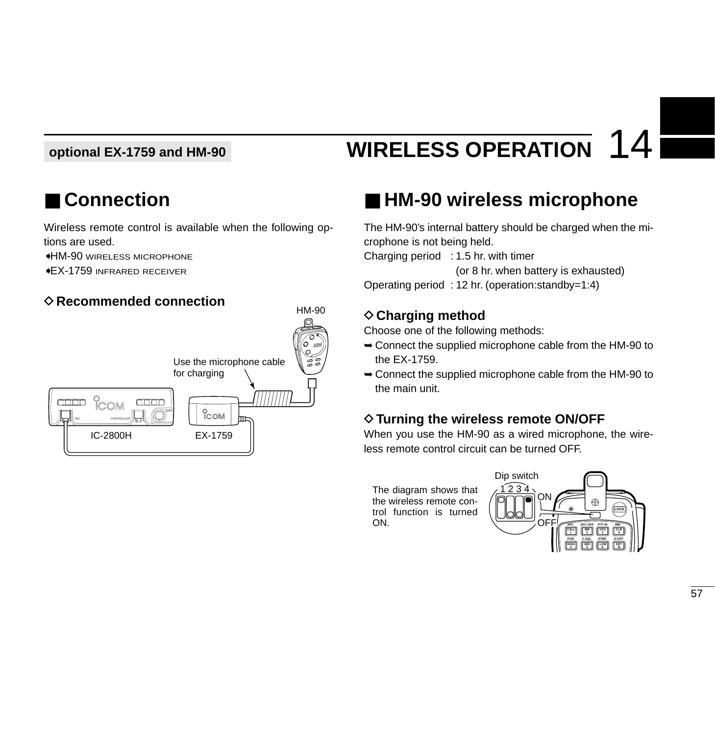optional EX-1759 and HM-90

# 14 WIRELESS OPERATION

## ■ Connection

Wireless remote control is available when the following options are used.

- HM-90 WIRELESS MICROPHONE
- EX-1759 INFRARED RECEIVER

### ◇ Recommended connection

HM-90

Use the microphone cable for charging

IC-2800H EX-1759

## ■ HM-90 wireless microphone

The HM-90's internal battery should be charged when the microphone is not being held.

Charging period : 1.5 hr. with timer
(or 8 hr. when battery is exhausted)

Operating period : 12 hr. (operation:standby=1:4)

### ◇ Charging method

Choose one of the following methods:

➥ Connect the supplied microphone cable from the HM-90 to the EX-1759.

➥ Connect the supplied microphone cable from the HM-90 to the main unit.

### ◇ Turning the wireless remote ON/OFF

When you use the HM-90 as a wired microphone, the wireless remote control circuit can be turned OFF.

The diagram shows that the wireless remote control function is turned ON.

Dip switch 1 2 3 4 ON OFF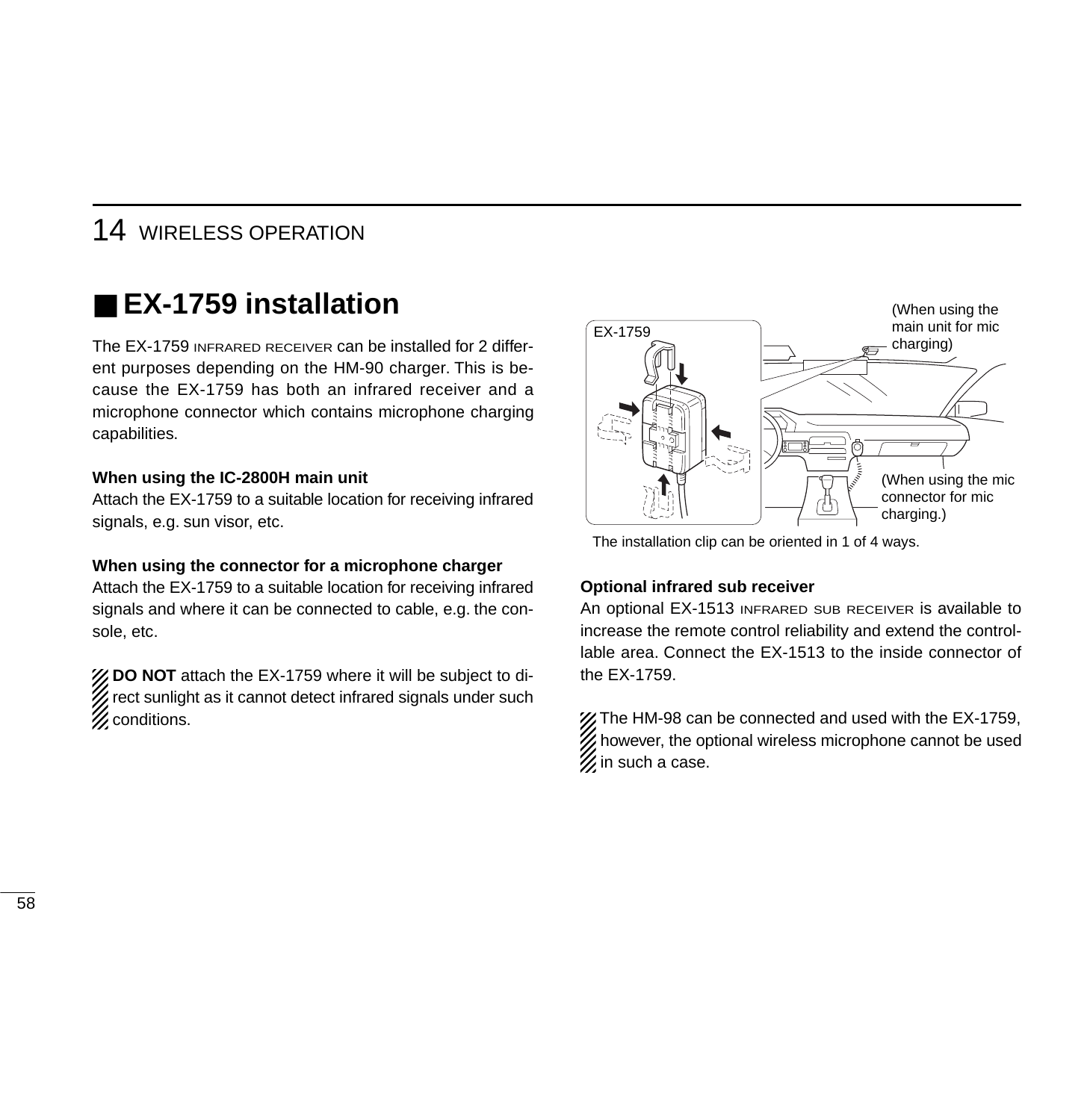## ■ EX-1759 installation

The EX-1759 INFRARED RECEIVER can be installed for 2 different purposes depending on the HM-90 charger. This is because the EX-1759 has both an infrared receiver and a microphone connector which contains microphone charging capabilities.

**When using the IC-2800H main unit**
Attach the EX-1759 to a suitable location for receiving infrared signals, e.g. sun visor, etc.

**When using the connector for a microphone charger**
Attach the EX-1759 to a suitable location for receiving infrared signals and where it can be connected to cable, e.g. the console, etc.

**DO NOT** attach the EX-1759 where it will be subject to direct sunlight as it cannot detect infrared signals under such conditions.

EX-1759

(When using the main unit for mic charging)

(When using the mic connector for mic charging.)

The installation clip can be oriented in 1 of 4 ways.

**Optional infrared sub receiver**
An optional EX-1513 INFRARED SUB RECEIVER is available to increase the remote control reliability and extend the controllable area. Connect the EX-1513 to the inside connector of the EX-1759.

The HM-98 can be connected and used with the EX-1759, however, the optional wireless microphone cannot be used in such a case.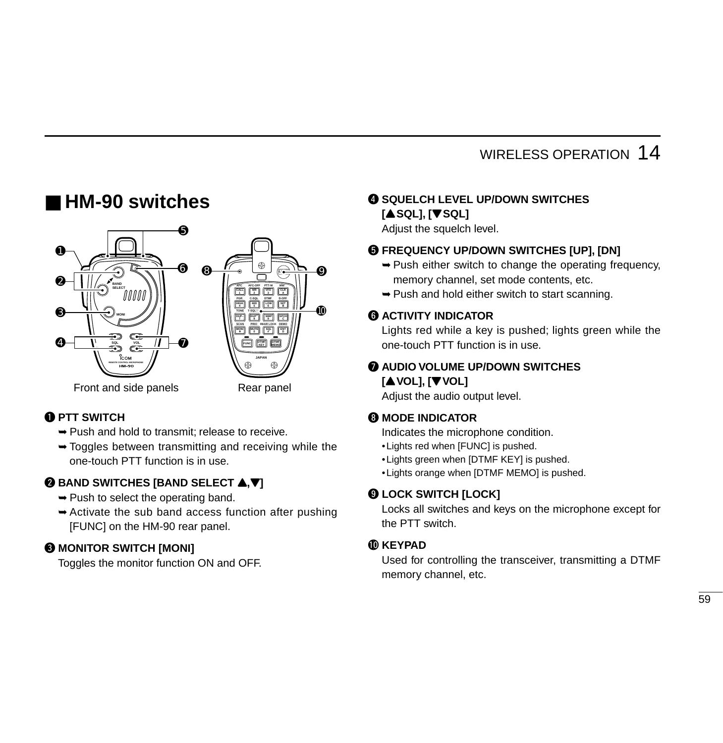## ■ HM-90 switches

Front and side panels Rear panel

❶ **PTT SWITCH**

- ➥ Push and hold to transmit; release to receive.
- ➥ Toggles between transmitting and receiving while the one-touch PTT function is in use.

❷ **BAND SWITCHES [BAND SELECT ▲,▼]**

- ➥ Push to select the operating band.
- ➥ Activate the sub band access function after pushing [FUNC] on the HM-90 rear panel.

❸ **MONITOR SWITCH [MONI]**

Toggles the monitor function ON and OFF.

❹ **SQUELCH LEVEL UP/DOWN SWITCHES [▲SQL], [▼SQL]**

Adjust the squelch level.

❺ **FREQUENCY UP/DOWN SWITCHES [UP], [DN]**

- ➥ Push either switch to change the operating frequency, memory channel, set mode contents, etc.
- ➥ Push and hold either switch to start scanning.

❻ **ACTIVITY INDICATOR**

Lights red while a key is pushed; lights green while the one-touch PTT function is in use.

❼ **AUDIO VOLUME UP/DOWN SWITCHES [▲VOL], [▼VOL]**

Adjust the audio output level.

❽ **MODE INDICATOR**

Indicates the microphone condition.

- Lights red when [FUNC] is pushed.
- Lights green when [DTMF KEY] is pushed.
- Lights orange when [DTMF MEMO] is pushed.

❾ **LOCK SWITCH [LOCK]**

Locks all switches and keys on the microphone except for the PTT switch.

❿ **KEYPAD**

Used for controlling the transceiver, transmitting a DTMF memory channel, etc.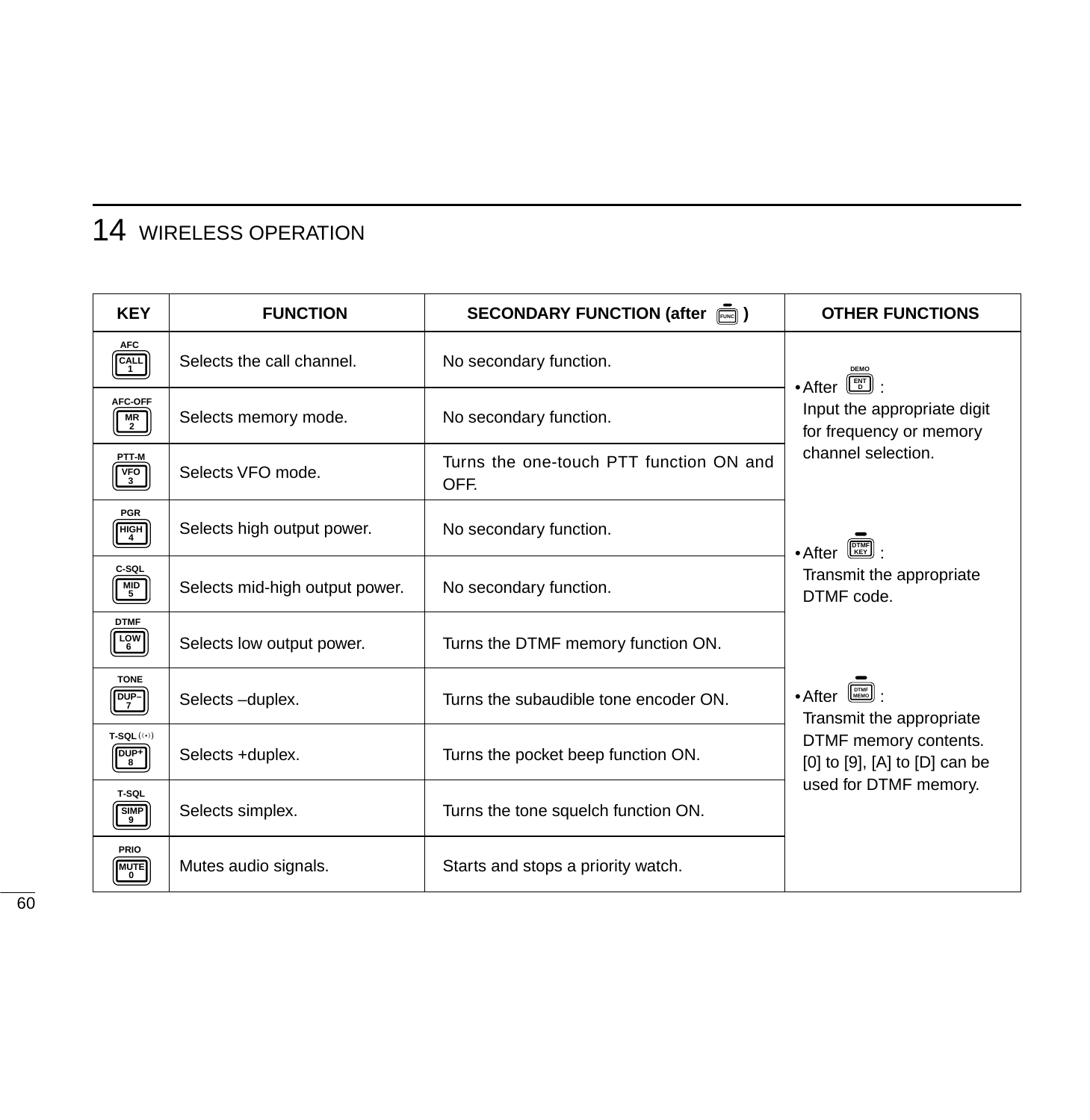# 14 WIRELESS OPERATION

| KEY | FUNCTION | SECONDARY FUNCTION (after FUNC) | OTHER FUNCTIONS |
|---|---|---|---|
| AFC CALL 1 | Selects the call channel. | No secondary function. | • After DEMO ENT D : Input the appropriate digit for frequency or memory channel selection.<br>• After DTMF KEY : Transmit the appropriate DTMF code.<br>• After DTMF MEMO : Transmit the appropriate DTMF memory contents. [0] to [9], [A] to [D] can be used for DTMF memory. |
| AFC-OFF MR 2 | Selects memory mode. | No secondary function. | |
| PTT-M VFO 3 | Selects VFO mode. | Turns the one-touch PTT function ON and OFF. | |
| PGR HIGH 4 | Selects high output power. | No secondary function. | |
| C-SQL MID 5 | Selects mid-high output power. | No secondary function. | |
| DTMF LOW 6 | Selects low output power. | Turns the DTMF memory function ON. | |
| TONE DUP– 7 | Selects –duplex. | Turns the subaudible tone encoder ON. | |
| T-SQL ((•)) DUP+ 8 | Selects +duplex. | Turns the pocket beep function ON. | |
| T-SQL SIMP 9 | Selects simplex. | Turns the tone squelch function ON. | |
| PRIO MUTE 0 | Mutes audio signals. | Starts and stops a priority watch. | |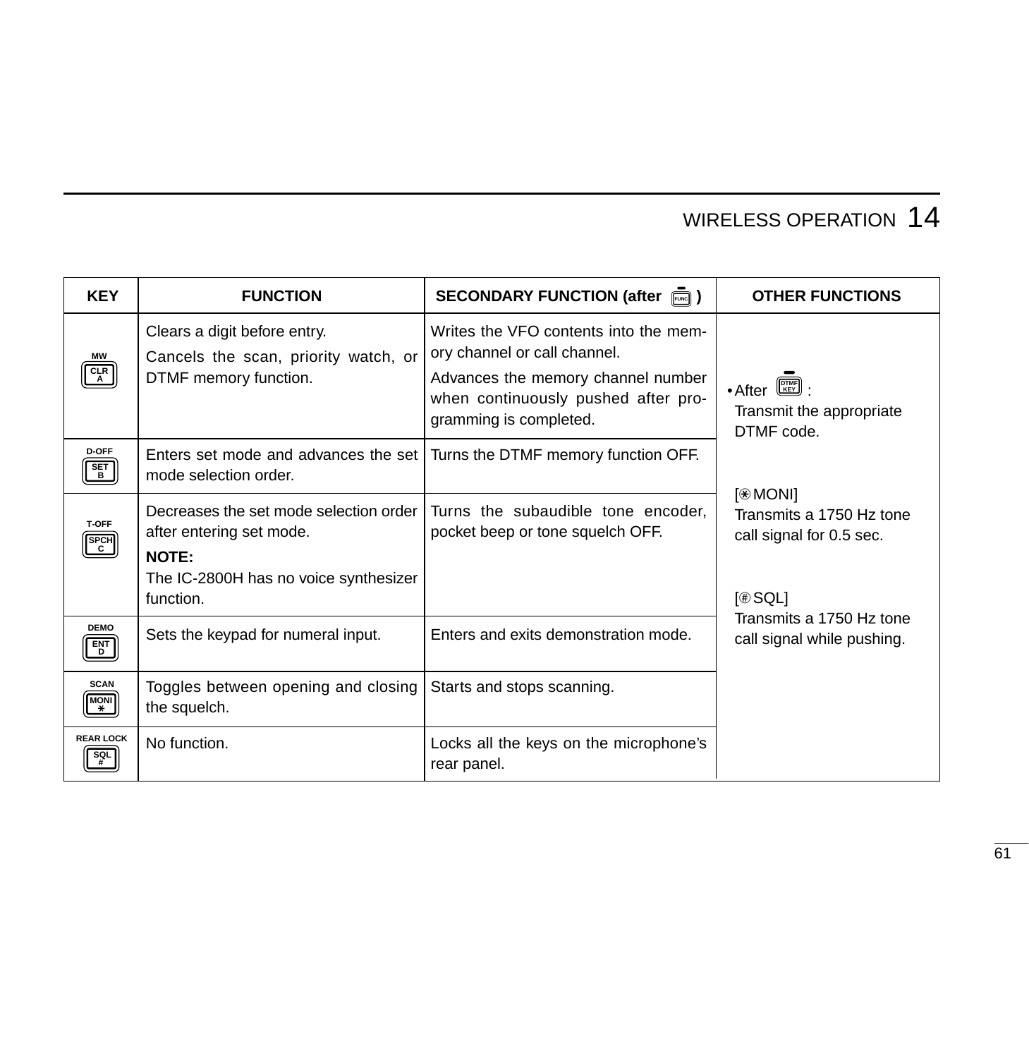| KEY | FUNCTION | SECONDARY FUNCTION (after [FUNC]) | OTHER FUNCTIONS |
|---|---|---|---|
| MW [CLR A] | Clears a digit before entry.<br>Cancels the scan, priority watch, or DTMF memory function. | Writes the VFO contents into the memory channel or call channel.<br>Advances the memory channel number when continuously pushed after programming is completed. | • After [DTMF KEY] :<br>Transmit the appropriate DTMF code.<br><br>[*MONI]<br>Transmits a 1750 Hz tone call signal for 0.5 sec.<br><br>[#SQL]<br>Transmits a 1750 Hz tone call signal while pushing. |
| D-OFF [SET B] | Enters set mode and advances the set mode selection order. | Turns the DTMF memory function OFF. | |
| T-OFF [SPCH C] | Decreases the set mode selection order after entering set mode.<br>**NOTE:**<br>The IC-2800H has no voice synthesizer function. | Turns the subaudible tone encoder, pocket beep or tone squelch OFF. | |
| DEMO [ENT D] | Sets the keypad for numeral input. | Enters and exits demonstration mode. | |
| SCAN [MONI *] | Toggles between opening and closing the squelch. | Starts and stops scanning. | |
| REAR LOCK [SQL #] | No function. | Locks all the keys on the microphone's rear panel. | |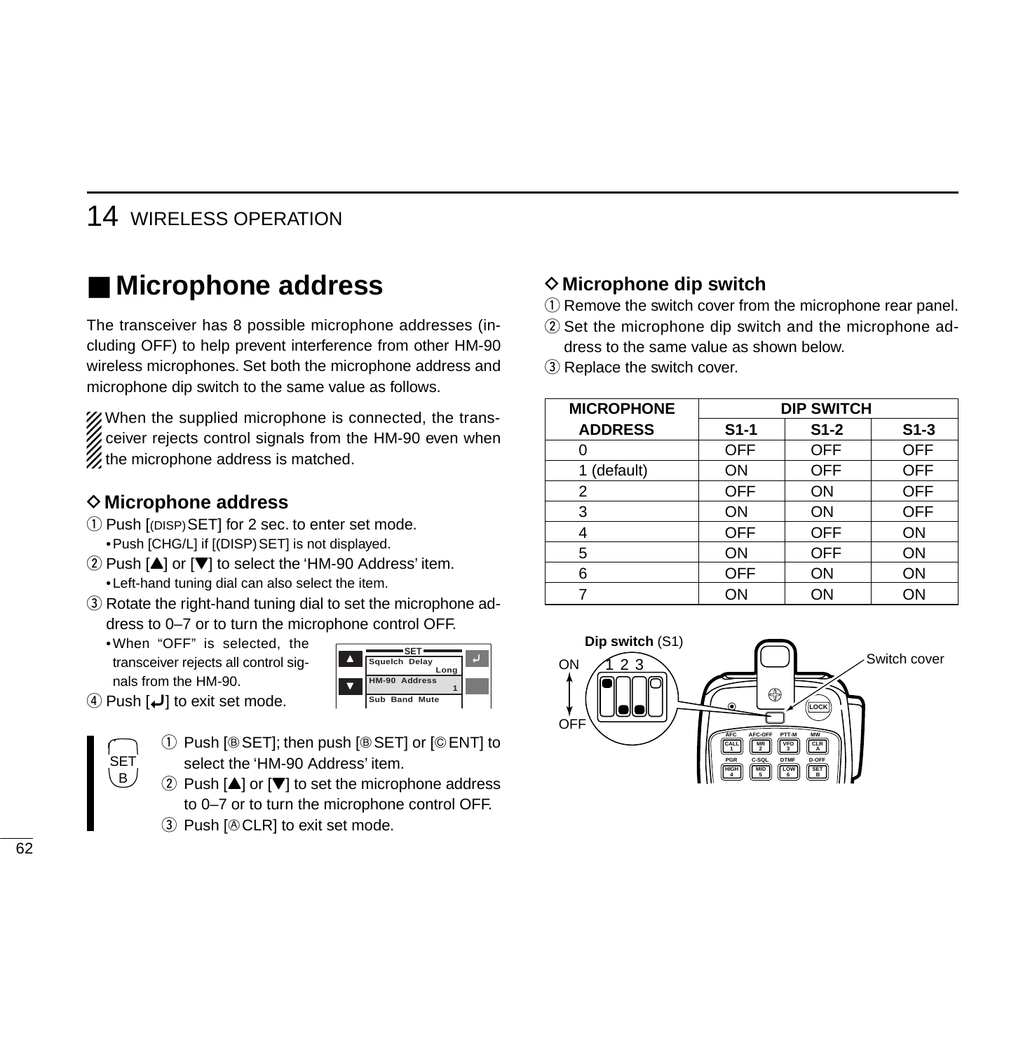## ■ Microphone address

The transceiver has 8 possible microphone addresses (including OFF) to help prevent interference from other HM-90 wireless microphones. Set both the microphone address and microphone dip switch to the same value as follows.

When the supplied microphone is connected, the transceiver rejects control signals from the HM-90 even when the microphone address is matched.

### ◇ Microphone address

① Push [(DISP) SET] for 2 sec. to enter set mode.
- Push [CHG/L] if [(DISP) SET] is not displayed.

② Push [▲] or [▼] to select the 'HM-90 Address' item.
- Left-hand tuning dial can also select the item.

③ Rotate the right-hand tuning dial to set the microphone address to 0–7 or to turn the microphone control OFF.
- When "OFF" is selected, the transceiver rejects all control signals from the HM-90.

④ Push [↵] to exit set mode.

SET B

① Push [Ⓑ SET]; then push [Ⓑ SET] or [Ⓒ ENT] to select the 'HM-90 Address' item.

② Push [▲] or [▼] to set the microphone address to 0–7 or to turn the microphone control OFF.

③ Push [Ⓐ CLR] to exit set mode.

### ◇ Microphone dip switch

① Remove the switch cover from the microphone rear panel.

② Set the microphone dip switch and the microphone address to the same value as shown below.

③ Replace the switch cover.

| MICROPHONE ADDRESS | DIP SWITCH | | |
|---|---|---|---|
| | S1-1 | S1-2 | S1-3 |
| 0 | OFF | OFF | OFF |
| 1 (default) | ON | OFF | OFF |
| 2 | OFF | ON | OFF |
| 3 | ON | ON | OFF |
| 4 | OFF | OFF | ON |
| 5 | ON | OFF | ON |
| 6 | OFF | ON | ON |
| 7 | ON | ON | ON |

**Dip switch** (S1)

Switch cover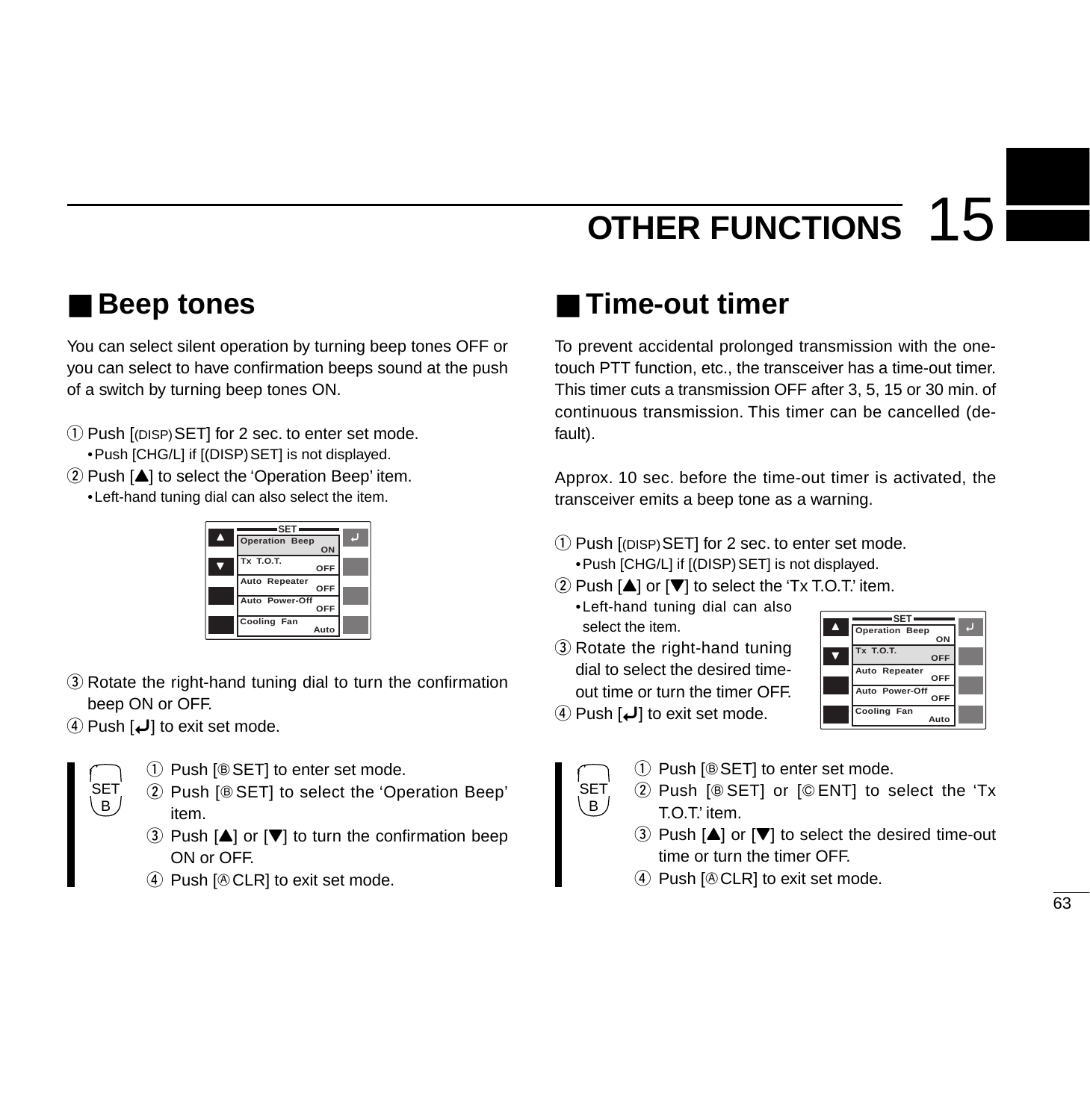# 15 OTHER FUNCTIONS

## ■ Beep tones

You can select silent operation by turning beep tones OFF or you can select to have confirmation beeps sound at the push of a switch by turning beep tones ON.

① Push [(DISP) SET] for 2 sec. to enter set mode.
  • Push [CHG/L] if [(DISP) SET] is not displayed.

② Push [▲] to select the 'Operation Beep' item.
  • Left-hand tuning dial can also select the item.

| SET | |
|---|---|
| Operation Beep | ON |
| Tx T.O.T. | OFF |
| Auto Repeater | OFF |
| Auto Power-Off | OFF |
| Cooling Fan | Auto |

③ Rotate the right-hand tuning dial to turn the confirmation beep ON or OFF.

④ Push [↵] to exit set mode.

SET B

① Push [Ⓑ SET] to enter set mode.
② Push [Ⓑ SET] to select the 'Operation Beep' item.
③ Push [▲] or [▼] to turn the confirmation beep ON or OFF.
④ Push [Ⓐ CLR] to exit set mode.

## ■ Time-out timer

To prevent accidental prolonged transmission with the one-touch PTT function, etc., the transceiver has a time-out timer. This timer cuts a transmission OFF after 3, 5, 15 or 30 min. of continuous transmission. This timer can be cancelled (default).

Approx. 10 sec. before the time-out timer is activated, the transceiver emits a beep tone as a warning.

① Push [(DISP) SET] for 2 sec. to enter set mode.
  • Push [CHG/L] if [(DISP) SET] is not displayed.

② Push [▲] or [▼] to select the 'Tx T.O.T.' item.
  • Left-hand tuning dial can also select the item.

③ Rotate the right-hand tuning dial to select the desired time-out time or turn the timer OFF.

④ Push [↵] to exit set mode.

| SET | |
|---|---|
| Operation Beep | ON |
| Tx T.O.T. | OFF |
| Auto Repeater | OFF |
| Auto Power-Off | OFF |
| Cooling Fan | Auto |

SET B

① Push [Ⓑ SET] to enter set mode.
② Push [Ⓑ SET] or [Ⓒ ENT] to select the 'Tx T.O.T.' item.
③ Push [▲] or [▼] to select the desired time-out time or turn the timer OFF.
④ Push [Ⓐ CLR] to exit set mode.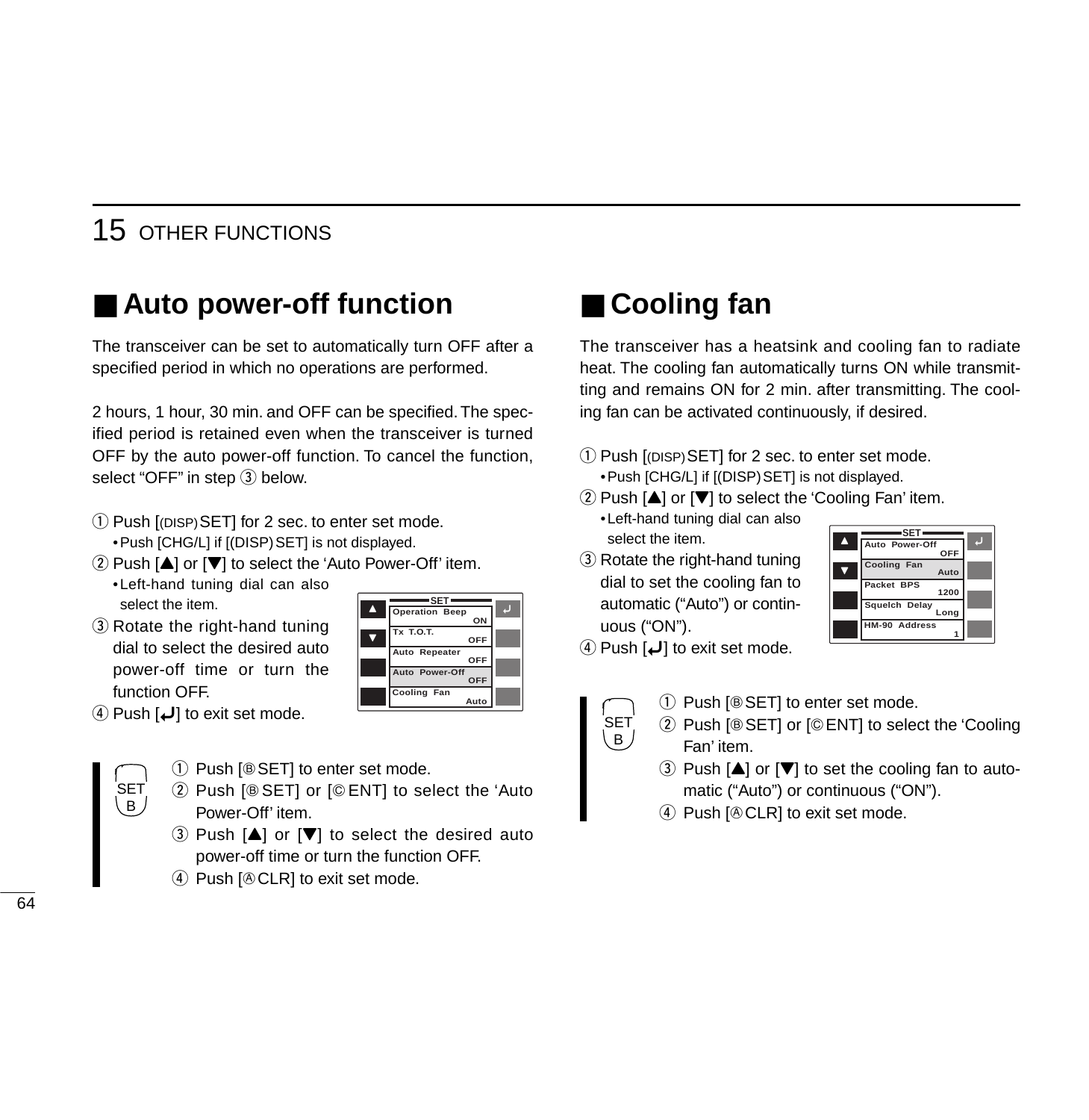## ■ Auto power-off function

The transceiver can be set to automatically turn OFF after a specified period in which no operations are performed.

2 hours, 1 hour, 30 min. and OFF can be specified. The specified period is retained even when the transceiver is turned OFF by the auto power-off function. To cancel the function, select “OFF” in step ③ below.

① Push [(DISP) SET] for 2 sec. to enter set mode.
 • Push [CHG/L] if [(DISP) SET] is not displayed.
② Push [▲] or [▼] to select the ‘Auto Power-Off’ item.
 • Left-hand tuning dial can also select the item.
③ Rotate the right-hand tuning dial to select the desired auto power-off time or turn the function OFF.
④ Push [↵] to exit set mode.

| SET | |
|---|---|
| Operation Beep | ON |
| Tx T.O.T. | OFF |
| Auto Repeater | OFF |
| Auto Power-Off | OFF |
| Cooling Fan | Auto |

SET B

① Push [Ⓑ SET] to enter set mode.
② Push [Ⓑ SET] or [Ⓒ ENT] to select the ‘Auto Power-Off’ item.
③ Push [▲] or [▼] to select the desired auto power-off time or turn the function OFF.
④ Push [Ⓐ CLR] to exit set mode.

## ■ Cooling fan

The transceiver has a heatsink and cooling fan to radiate heat. The cooling fan automatically turns ON while transmitting and remains ON for 2 min. after transmitting. The cooling fan can be activated continuously, if desired.

① Push [(DISP) SET] for 2 sec. to enter set mode.
 • Push [CHG/L] if [(DISP) SET] is not displayed.
② Push [▲] or [▼] to select the ‘Cooling Fan’ item.
 • Left-hand tuning dial can also select the item.
③ Rotate the right-hand tuning dial to set the cooling fan to automatic (“Auto”) or continuous (“ON”).
④ Push [↵] to exit set mode.

| SET | |
|---|---|
| Auto Power-Off | OFF |
| Cooling Fan | Auto |
| Packet BPS | 1200 |
| Squelch Delay | Long |
| HM-90 Address | 1 |

SET B

① Push [Ⓑ SET] to enter set mode.
② Push [Ⓑ SET] or [Ⓒ ENT] to select the ‘Cooling Fan’ item.
③ Push [▲] or [▼] to set the cooling fan to automatic (“Auto”) or continuous (“ON”).
④ Push [Ⓐ CLR] to exit set mode.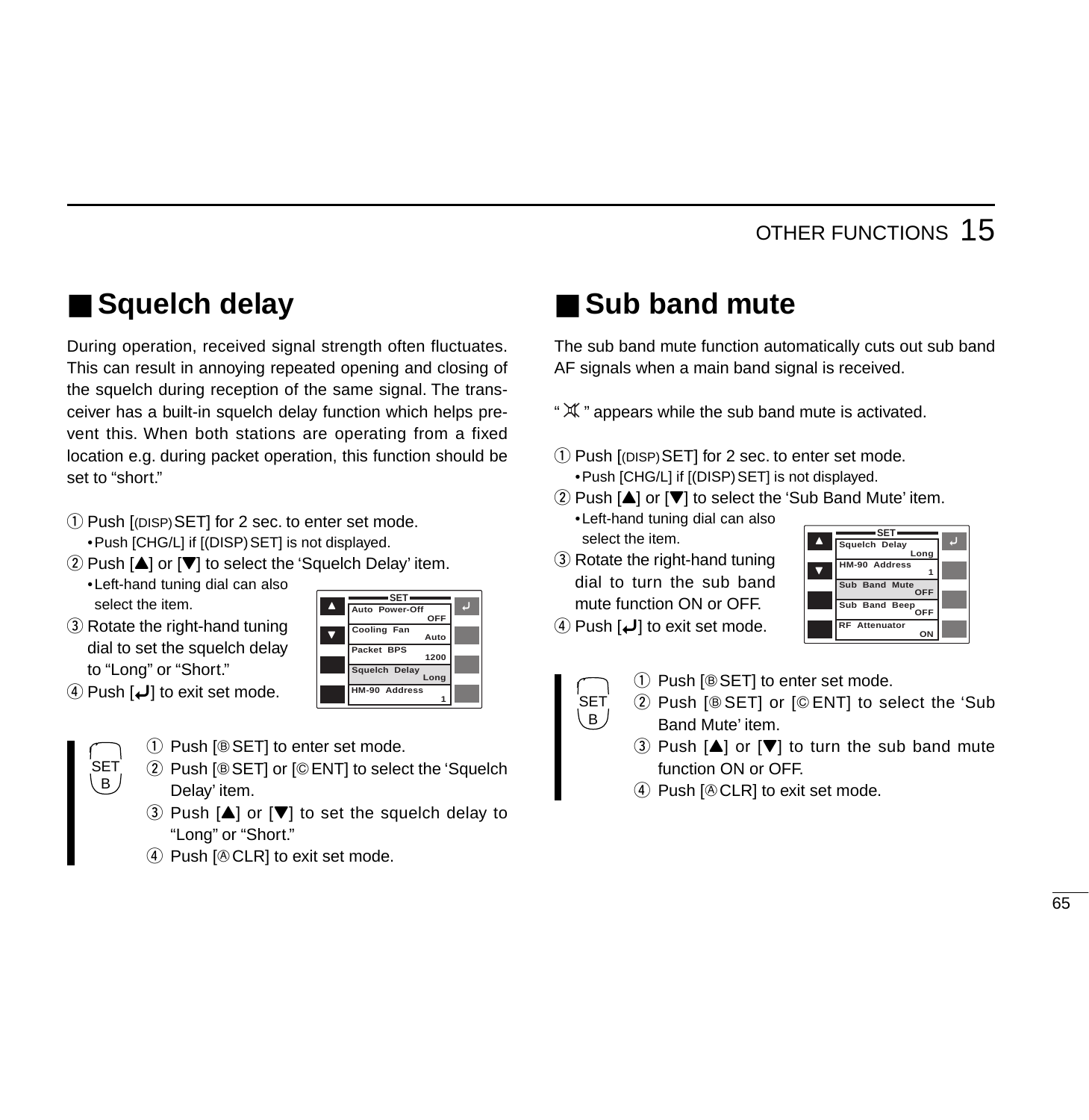## ■ Squelch delay

During operation, received signal strength often fluctuates. This can result in annoying repeated opening and closing of the squelch during reception of the same signal. The transceiver has a built-in squelch delay function which helps prevent this. When both stations are operating from a fixed location e.g. during packet operation, this function should be set to "short."

① Push [(DISP) SET] for 2 sec. to enter set mode.
  • Push [CHG/L] if [(DISP) SET] is not displayed.

② Push [▲] or [▼] to select the 'Squelch Delay' item.
  • Left-hand tuning dial can also select the item.

③ Rotate the right-hand tuning dial to set the squelch delay to "Long" or "Short."

④ Push [↵] to exit set mode.

| SET | |
|---|---|
| Auto Power-Off | OFF |
| Cooling Fan | Auto |
| Packet BPS | 1200 |
| Squelch Delay | Long |
| HM-90 Address | 1 |

SET B

① Push [Ⓑ SET] to enter set mode.

② Push [Ⓑ SET] or [Ⓒ ENT] to select the 'Squelch Delay' item.

③ Push [▲] or [▼] to set the squelch delay to "Long" or "Short."

④ Push [Ⓐ CLR] to exit set mode.

## ■ Sub band mute

The sub band mute function automatically cuts out sub band AF signals when a main band signal is received.

" 🔇 " appears while the sub band mute is activated.

① Push [(DISP) SET] for 2 sec. to enter set mode.
  • Push [CHG/L] if [(DISP) SET] is not displayed.

② Push [▲] or [▼] to select the 'Sub Band Mute' item.
  • Left-hand tuning dial can also select the item.

③ Rotate the right-hand tuning dial to turn the sub band mute function ON or OFF.

④ Push [↵] to exit set mode.

| SET | |
|---|---|
| Squelch Delay | Long |
| HM-90 Address | 1 |
| Sub Band Mute | OFF |
| Sub Band Beep | OFF |
| RF Attenuator | ON |

SET B

① Push [Ⓑ SET] to enter set mode.

② Push [Ⓑ SET] or [Ⓒ ENT] to select the 'Sub Band Mute' item.

③ Push [▲] or [▼] to turn the sub band mute function ON or OFF.

④ Push [Ⓐ CLR] to exit set mode.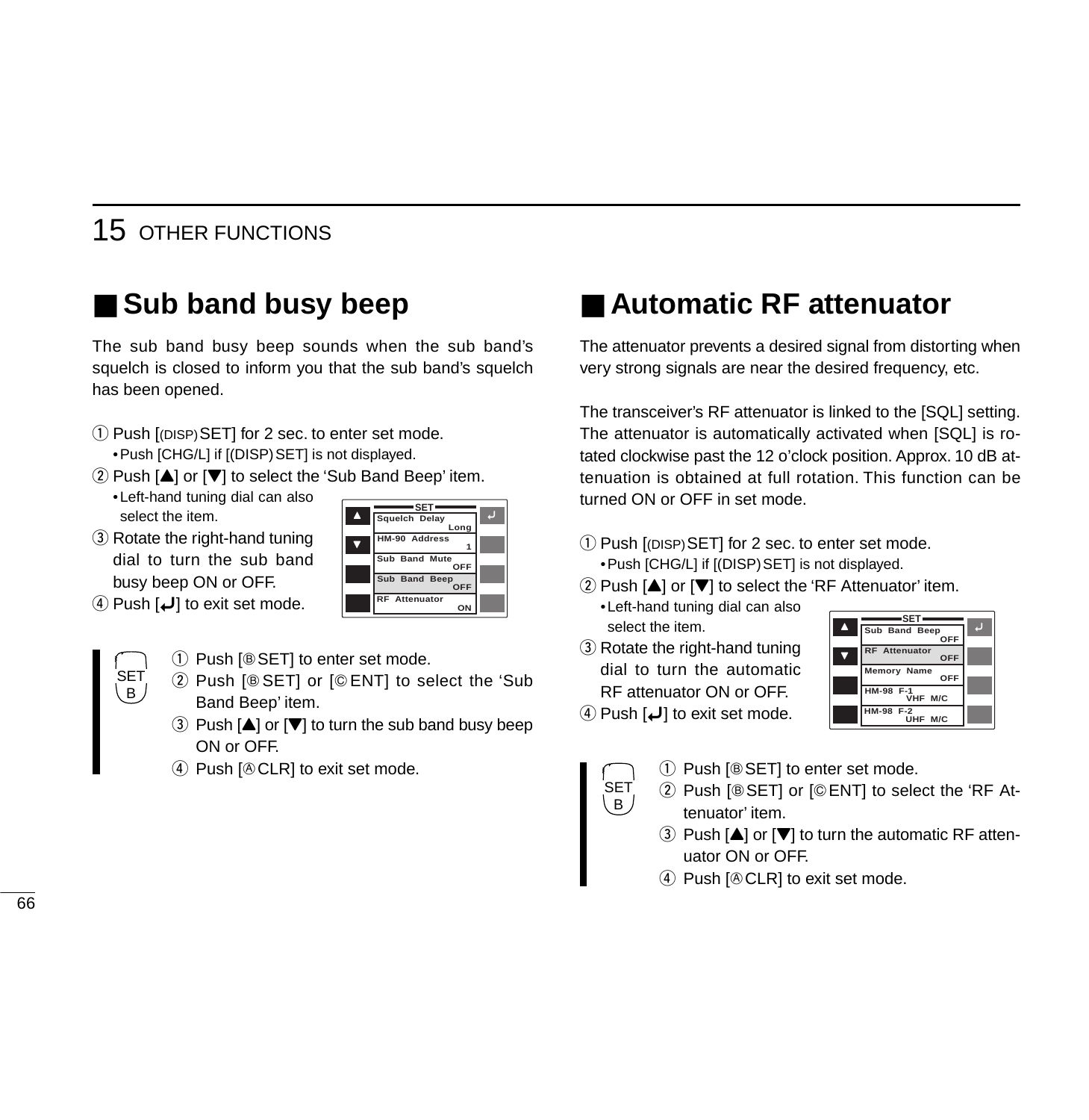## ■ Sub band busy beep

The sub band busy beep sounds when the sub band's squelch is closed to inform you that the sub band's squelch has been opened.

① Push [(DISP) SET] for 2 sec. to enter set mode.
- Push [CHG/L] if [(DISP) SET] is not displayed.

② Push [▲] or [▼] to select the 'Sub Band Beep' item.
- Left-hand tuning dial can also select the item.

③ Rotate the right-hand tuning dial to turn the sub band busy beep ON or OFF.

④ Push [↵] to exit set mode.

| SET | |
|---|---|
| Squelch Delay | Long |
| HM-90 Address | 1 |
| Sub Band Mute | OFF |
| Sub Band Beep | OFF |
| RF Attenuator | ON |

SET B

① Push [Ⓑ SET] to enter set mode.
② Push [Ⓑ SET] or [Ⓒ ENT] to select the 'Sub Band Beep' item.
③ Push [▲] or [▼] to turn the sub band busy beep ON or OFF.
④ Push [Ⓐ CLR] to exit set mode.

## ■ Automatic RF attenuator

The attenuator prevents a desired signal from distorting when very strong signals are near the desired frequency, etc.

The transceiver's RF attenuator is linked to the [SQL] setting. The attenuator is automatically activated when [SQL] is rotated clockwise past the 12 o'clock position. Approx. 10 dB attenuation is obtained at full rotation. This function can be turned ON or OFF in set mode.

① Push [(DISP) SET] for 2 sec. to enter set mode.
- Push [CHG/L] if [(DISP) SET] is not displayed.

② Push [▲] or [▼] to select the 'RF Attenuator' item.
- Left-hand tuning dial can also select the item.

③ Rotate the right-hand tuning dial to turn the automatic RF attenuator ON or OFF.

④ Push [↵] to exit set mode.

| SET | |
|---|---|
| Sub Band Beep | OFF |
| RF Attenuator | OFF |
| Memory Name | OFF |
| HM-98 F-1 | VHF M/C |
| HM-98 F-2 | UHF M/C |

SET B

① Push [Ⓑ SET] to enter set mode.
② Push [Ⓑ SET] or [Ⓒ ENT] to select the 'RF Attenuator' item.
③ Push [▲] or [▼] to turn the automatic RF attenuator ON or OFF.
④ Push [Ⓐ CLR] to exit set mode.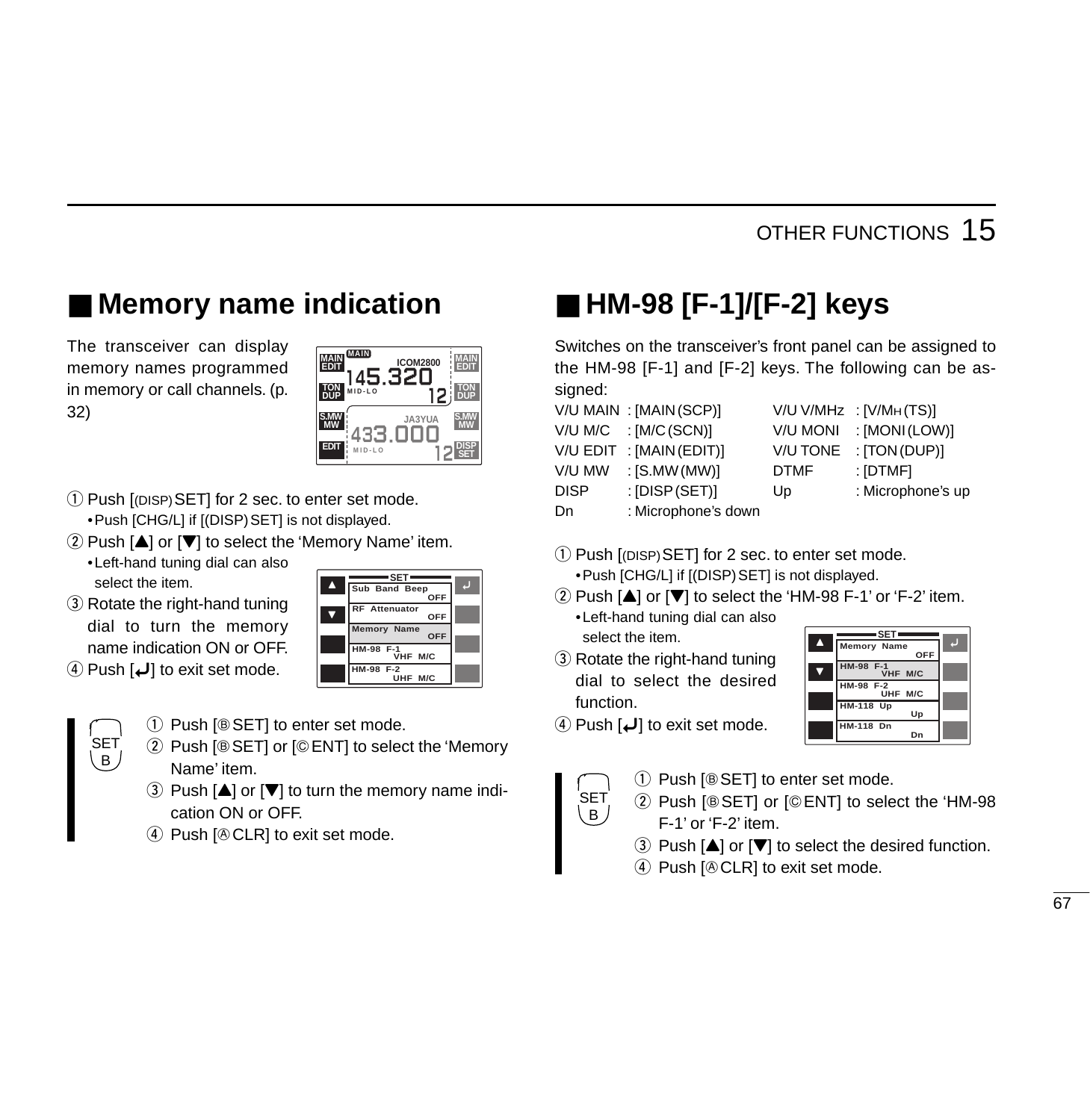## ■ Memory name indication

The transceiver can display memory names programmed in memory or call channels. (p. 32)

① Push [(DISP) SET] for 2 sec. to enter set mode.
- Push [CHG/L] if [(DISP) SET] is not displayed.

② Push [▲] or [▼] to select the 'Memory Name' item.
- Left-hand tuning dial can also select the item.

③ Rotate the right-hand tuning dial to turn the memory name indication ON or OFF.

④ Push [↵] to exit set mode.

SET B

① Push [Ⓑ SET] to enter set mode.
② Push [Ⓑ SET] or [Ⓒ ENT] to select the 'Memory Name' item.
③ Push [▲] or [▼] to turn the memory name indication ON or OFF.
④ Push [Ⓐ CLR] to exit set mode.

## ■ HM-98 [F-1]/[F-2] keys

Switches on the transceiver's front panel can be assigned to the HM-98 [F-1] and [F-2] keys. The following can be assigned:

| | | | |
|---|---|---|---|
| V/U MAIN | : [MAIN (SCP)] | V/U V/MHz | : [V/MH (TS)] |
| V/U M/C | : [M/C (SCN)] | V/U MONI | : [MONI (LOW)] |
| V/U EDIT | : [MAIN (EDIT)] | V/U TONE | : [TON (DUP)] |
| V/U MW | : [S.MW (MW)] | DTMF | : [DTMF] |
| DISP | : [DISP (SET)] | Up | : Microphone's up |
| Dn | : Microphone's down | | |

① Push [(DISP) SET] for 2 sec. to enter set mode.
- Push [CHG/L] if [(DISP) SET] is not displayed.

② Push [▲] or [▼] to select the 'HM-98 F-1' or 'F-2' item.
- Left-hand tuning dial can also select the item.

③ Rotate the right-hand tuning dial to select the desired function.

④ Push [↵] to exit set mode.

SET B

① Push [Ⓑ SET] to enter set mode.
② Push [Ⓑ SET] or [Ⓒ ENT] to select the 'HM-98 F-1' or 'F-2' item.
③ Push [▲] or [▼] to select the desired function.
④ Push [Ⓐ CLR] to exit set mode.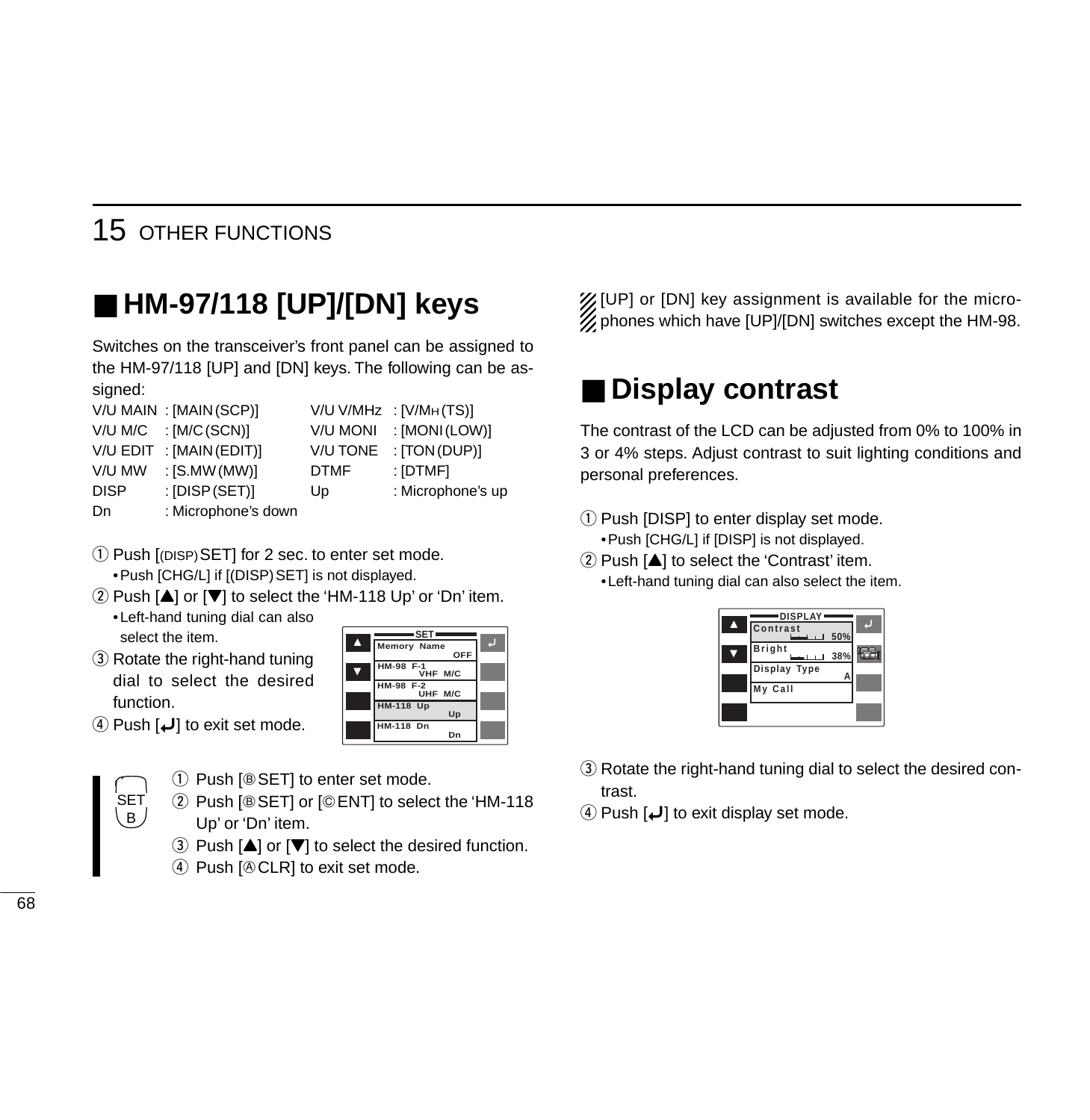## ■ HM-97/118 [UP]/[DN] keys

Switches on the transceiver's front panel can be assigned to the HM-97/118 [UP] and [DN] keys. The following can be assigned:

| | | | |
|---|---|---|---|
| V/U MAIN | : [MAIN (SCP)] | V/U V/MHz | : [V/MH (TS)] |
| V/U M/C | : [M/C (SCN)] | V/U MONI | : [MONI (LOW)] |
| V/U EDIT | : [MAIN (EDIT)] | V/U TONE | : [TON (DUP)] |
| V/U MW | : [S.MW (MW)] | DTMF | : [DTMF] |
| DISP | : [DISP (SET)] | Up | : Microphone's up |
| Dn | : Microphone's down | | |

① Push [(DISP) SET] for 2 sec. to enter set mode.
  • Push [CHG/L] if [(DISP) SET] is not displayed.

② Push [▲] or [▼] to select the 'HM-118 Up' or 'Dn' item.
  • Left-hand tuning dial can also select the item.

③ Rotate the right-hand tuning dial to select the desired function.

④ Push [↵] to exit set mode.

SET B

① Push [Ⓑ SET] to enter set mode.

② Push [Ⓑ SET] or [Ⓒ ENT] to select the 'HM-118 Up' or 'Dn' item.

③ Push [▲] or [▼] to select the desired function.

④ Push [Ⓐ CLR] to exit set mode.

[UP] or [DN] key assignment is available for the microphones which have [UP]/[DN] switches except the HM-98.

## ■ Display contrast

The contrast of the LCD can be adjusted from 0% to 100% in 3 or 4% steps. Adjust contrast to suit lighting conditions and personal preferences.

① Push [DISP] to enter display set mode.
  • Push [CHG/L] if [DISP] is not displayed.

② Push [▲] to select the 'Contrast' item.
  • Left-hand tuning dial can also select the item.

③ Rotate the right-hand tuning dial to select the desired contrast.

④ Push [↵] to exit display set mode.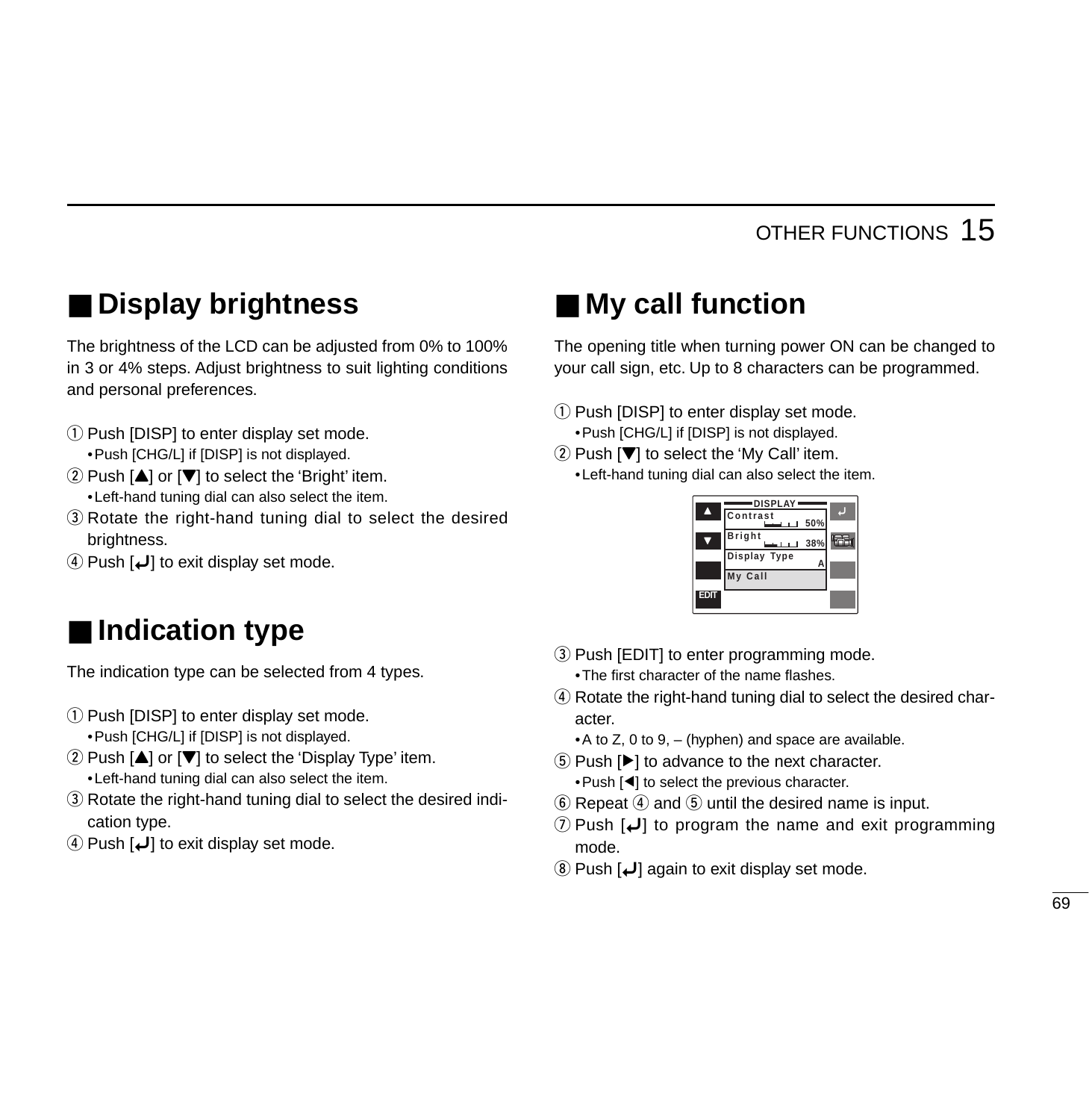## ■ Display brightness

The brightness of the LCD can be adjusted from 0% to 100% in 3 or 4% steps. Adjust brightness to suit lighting conditions and personal preferences.

① Push [DISP] to enter display set mode.
  • Push [CHG/L] if [DISP] is not displayed.
② Push [▲] or [▼] to select the 'Bright' item.
  • Left-hand tuning dial can also select the item.
③ Rotate the right-hand tuning dial to select the desired brightness.
④ Push [↵] to exit display set mode.

## ■ Indication type

The indication type can be selected from 4 types.

① Push [DISP] to enter display set mode.
  • Push [CHG/L] if [DISP] is not displayed.
② Push [▲] or [▼] to select the 'Display Type' item.
  • Left-hand tuning dial can also select the item.
③ Rotate the right-hand tuning dial to select the desired indication type.
④ Push [↵] to exit display set mode.

## ■ My call function

The opening title when turning power ON can be changed to your call sign, etc. Up to 8 characters can be programmed.

① Push [DISP] to enter display set mode.
  • Push [CHG/L] if [DISP] is not displayed.
② Push [▼] to select the 'My Call' item.
  • Left-hand tuning dial can also select the item.

DISPLAY
Contrast 50%
Bright 38%
Display Type A
My Call
EDIT

③ Push [EDIT] to enter programming mode.
  • The first character of the name flashes.
④ Rotate the right-hand tuning dial to select the desired character.
  • A to Z, 0 to 9, – (hyphen) and space are available.
⑤ Push [▶] to advance to the next character.
  • Push [◀] to select the previous character.
⑥ Repeat ④ and ⑤ until the desired name is input.
⑦ Push [↵] to program the name and exit programming mode.
⑧ Push [↵] again to exit display set mode.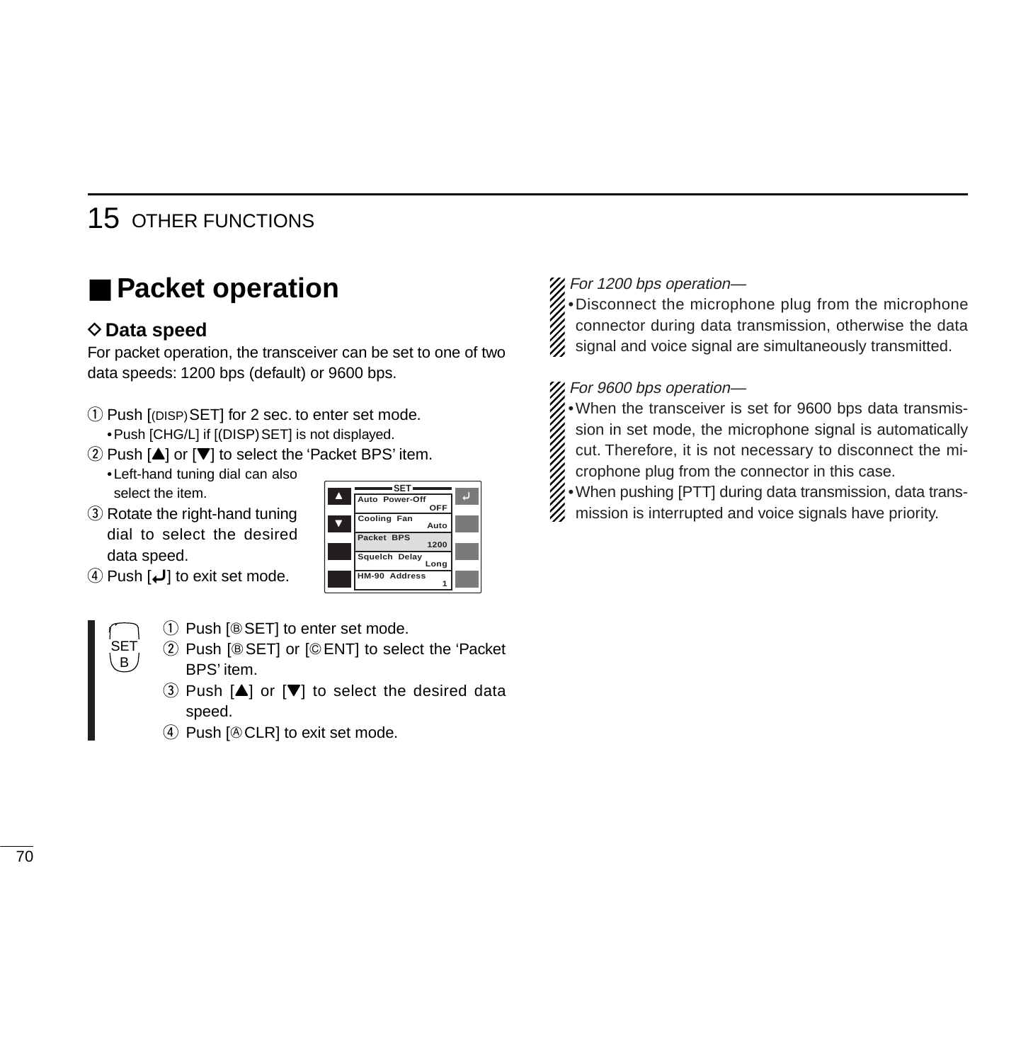## ■ Packet operation

### ◇ Data speed

For packet operation, the transceiver can be set to one of two data speeds: 1200 bps (default) or 9600 bps.

① Push [(DISP) SET] for 2 sec. to enter set mode.
- Push [CHG/L] if [(DISP) SET] is not displayed.

② Push [▲] or [▼] to select the 'Packet BPS' item.
- Left-hand tuning dial can also select the item.

③ Rotate the right-hand tuning dial to select the desired data speed.

④ Push [↵] to exit set mode.

| SET | |
|---|---|
| Auto Power-Off | OFF |
| Cooling Fan | Auto |
| Packet BPS | 1200 |
| Squelch Delay | Long |
| HM-90 Address | 1 |

SET B

① Push [Ⓑ SET] to enter set mode.

② Push [Ⓑ SET] or [Ⓒ ENT] to select the 'Packet BPS' item.

③ Push [▲] or [▼] to select the desired data speed.

④ Push [Ⓐ CLR] to exit set mode.

*For 1200 bps operation—*

- Disconnect the microphone plug from the microphone connector during data transmission, otherwise the data signal and voice signal are simultaneously transmitted.

*For 9600 bps operation—*

- When the transceiver is set for 9600 bps data transmission in set mode, the microphone signal is automatically cut. Therefore, it is not necessary to disconnect the microphone plug from the connector in this case.
- When pushing [PTT] during data transmission, data transmission is interrupted and voice signals have priority.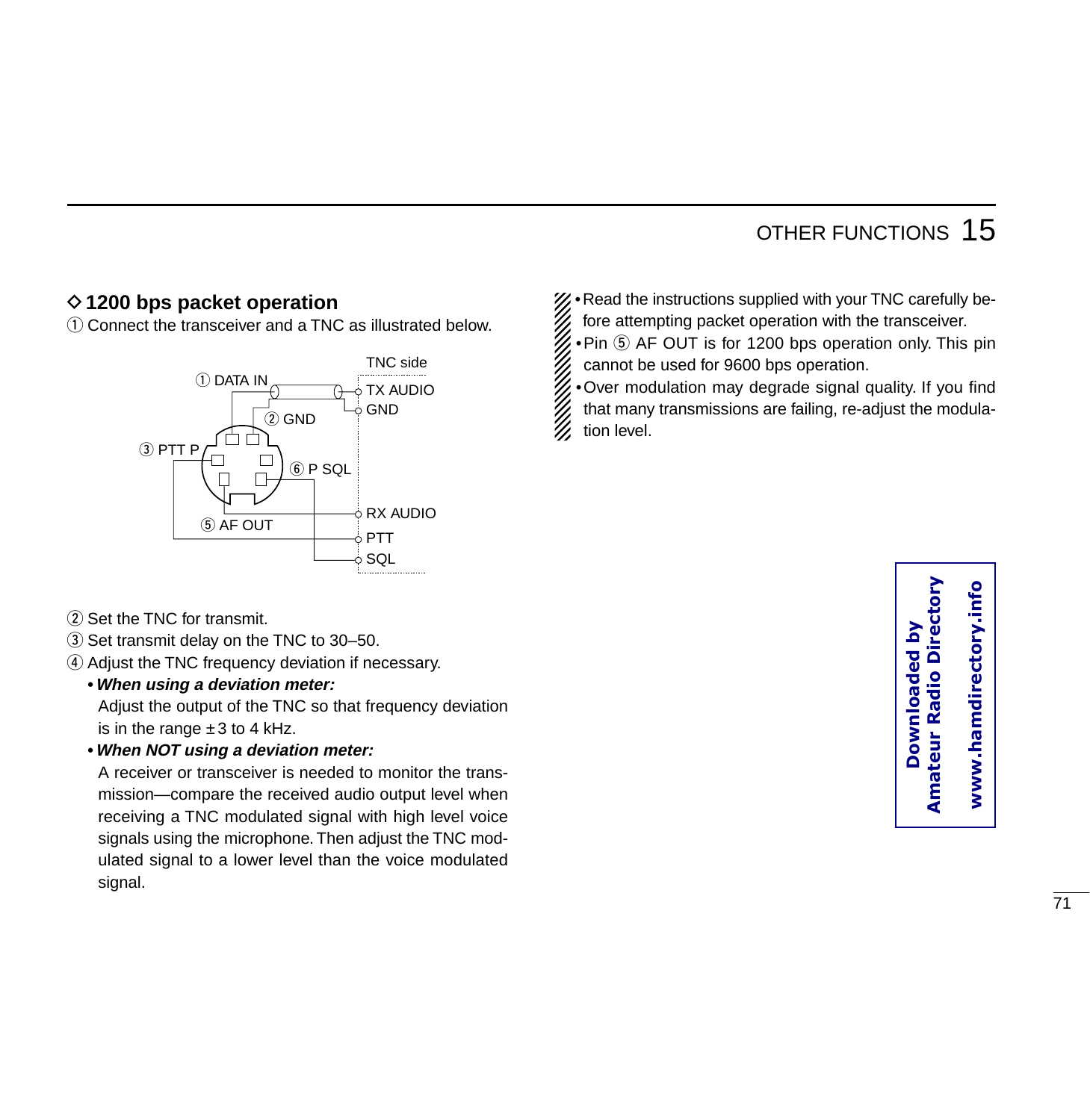### ◇ 1200 bps packet operation

① Connect the transceiver and a TNC as illustrated below.

① DATA IN
② GND
③ PTT P
⑥ P SQL
⑤ AF OUT

TNC side
TX AUDIO
GND
RX AUDIO
PTT
SQL

② Set the TNC for transmit.

③ Set transmit delay on the TNC to 30–50.

④ Adjust the TNC frequency deviation if necessary.

- ***When using a deviation meter:***
  Adjust the output of the TNC so that frequency deviation is in the range ±3 to 4 kHz.
- ***When NOT using a deviation meter:***
  A receiver or transceiver is needed to monitor the transmission—compare the received audio output level when receiving a TNC modulated signal with high level voice signals using the microphone. Then adjust the TNC modulated signal to a lower level than the voice modulated signal.

- Read the instructions supplied with your TNC carefully before attempting packet operation with the transceiver.
- Pin ⑤ AF OUT is for 1200 bps operation only. This pin cannot be used for 9600 bps operation.
- Over modulation may degrade signal quality. If you find that many transmissions are failing, re-adjust the modulation level.

**Downloaded by Amateur Radio Directory**
**www.hamdirectory.info**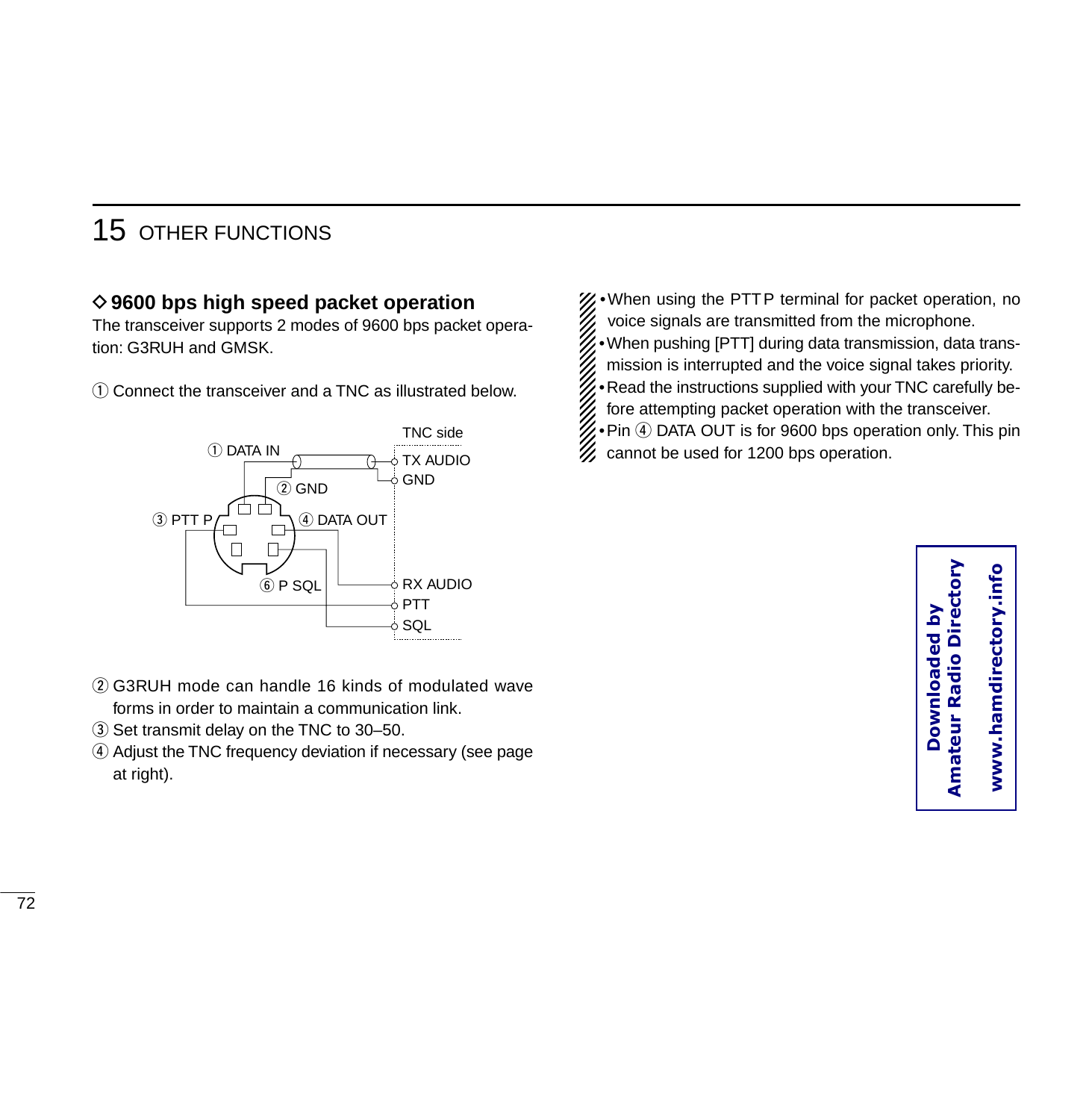## ◇ 9600 bps high speed packet operation

The transceiver supports 2 modes of 9600 bps packet operation: G3RUH and GMSK.

① Connect the transceiver and a TNC as illustrated below.

① DATA IN
② GND
③ PTT P
④ DATA OUT
⑥ P SQL

TNC side: TX AUDIO, GND, RX AUDIO, PTT, SQL

② G3RUH mode can handle 16 kinds of modulated wave forms in order to maintain a communication link.

③ Set transmit delay on the TNC to 30–50.

④ Adjust the TNC frequency deviation if necessary (see page at right).

- When using the PTT P terminal for packet operation, no voice signals are transmitted from the microphone.
- When pushing [PTT] during data transmission, data transmission is interrupted and the voice signal takes priority.
- Read the instructions supplied with your TNC carefully before attempting packet operation with the transceiver.
- Pin ④ DATA OUT is for 9600 bps operation only. This pin cannot be used for 1200 bps operation.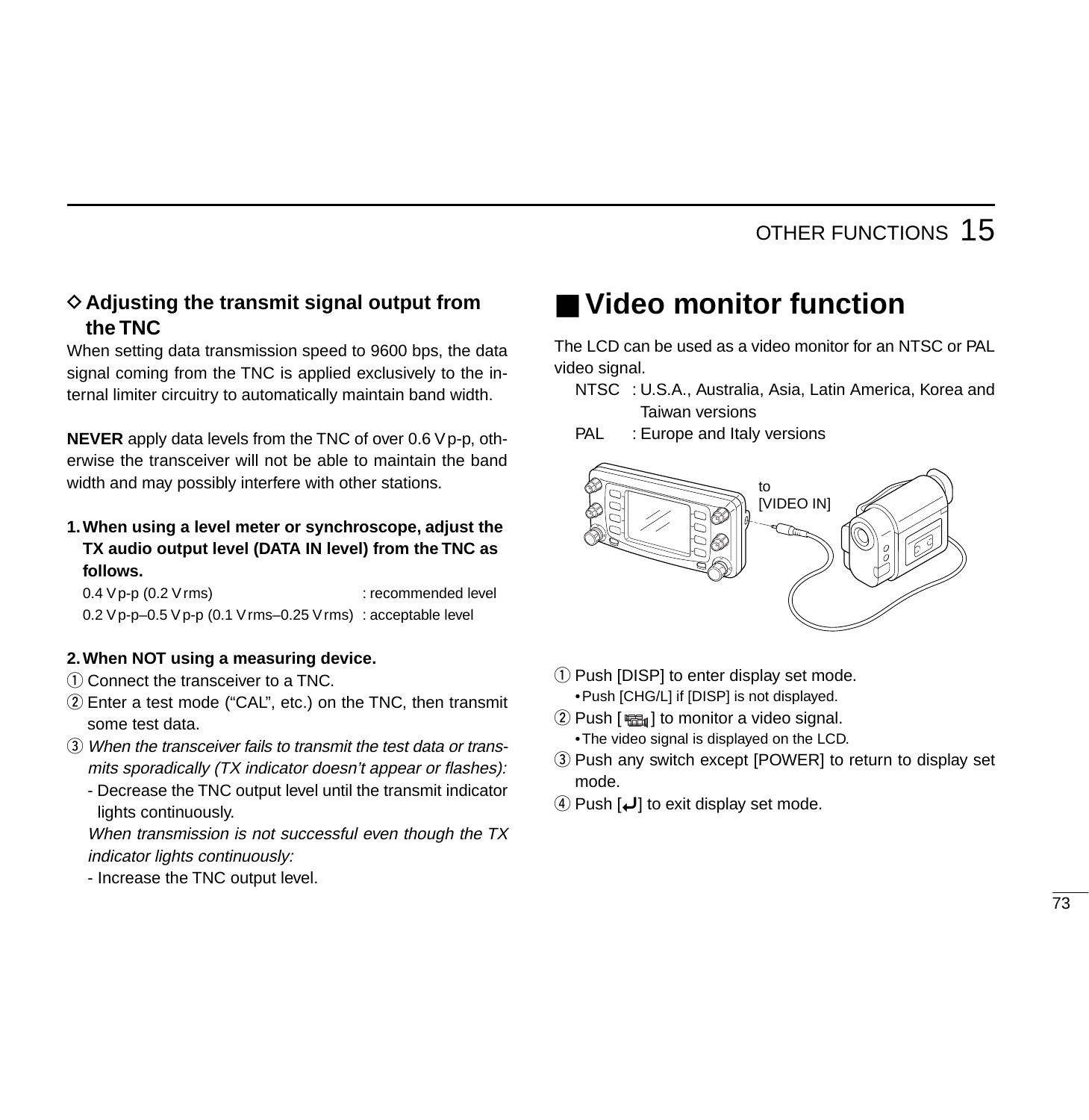### ◇ Adjusting the transmit signal output from the TNC

When setting data transmission speed to 9600 bps, the data signal coming from the TNC is applied exclusively to the internal limiter circuitry to automatically maintain band width.

**NEVER** apply data levels from the TNC of over 0.6 Vp-p, otherwise the transceiver will not be able to maintain the band width and may possibly interfere with other stations.

**1. When using a level meter or synchroscope, adjust the TX audio output level (DATA IN level) from the TNC as follows.**

| | |
|---|---|
| 0.4 Vp-p (0.2 Vrms) | : recommended level |
| 0.2 Vp-p–0.5 Vp-p (0.1 Vrms–0.25 Vrms) | : acceptable level |

**2. When NOT using a measuring device.**

① Connect the transceiver to a TNC.
② Enter a test mode (“CAL”, etc.) on the TNC, then transmit some test data.
③ *When the transceiver fails to transmit the test data or transmits sporadically (TX indicator doesn’t appear or flashes):*
- Decrease the TNC output level until the transmit indicator lights continuously.

*When transmission is not successful even though the TX indicator lights continuously:*
- Increase the TNC output level.

## ■ Video monitor function

The LCD can be used as a video monitor for an NTSC or PAL video signal.

NTSC : U.S.A., Australia, Asia, Latin America, Korea and Taiwan versions
PAL : Europe and Italy versions

to [VIDEO IN]

① Push [DISP] to enter display set mode.
• Push [CHG/L] if [DISP] is not displayed.
② Push [ ] to monitor a video signal.
• The video signal is displayed on the LCD.
③ Push any switch except [POWER] to return to display set mode.
④ Push [↵] to exit display set mode.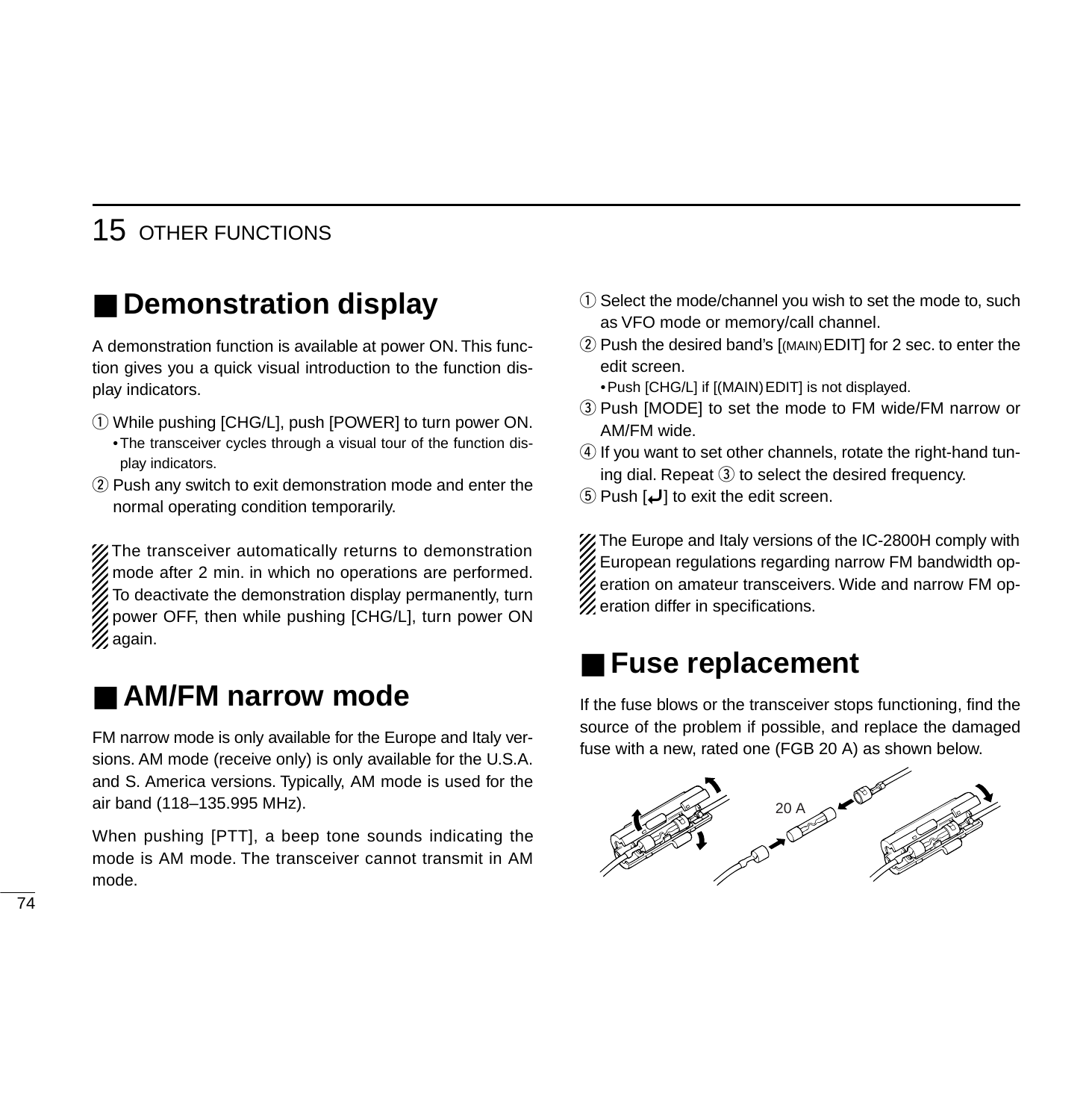# 15 OTHER FUNCTIONS

## ■ Demonstration display

A demonstration function is available at power ON. This function gives you a quick visual introduction to the function display indicators.

① While pushing [CHG/L], push [POWER] to turn power ON.
  • The transceiver cycles through a visual tour of the function display indicators.

② Push any switch to exit demonstration mode and enter the normal operating condition temporarily.

The transceiver automatically returns to demonstration mode after 2 min. in which no operations are performed. To deactivate the demonstration display permanently, turn power OFF, then while pushing [CHG/L], turn power ON again.

## ■ AM/FM narrow mode

FM narrow mode is only available for the Europe and Italy versions. AM mode (receive only) is only available for the U.S.A. and S. America versions. Typically, AM mode is used for the air band (118–135.995 MHz).

When pushing [PTT], a beep tone sounds indicating the mode is AM mode. The transceiver cannot transmit in AM mode.

① Select the mode/channel you wish to set the mode to, such as VFO mode or memory/call channel.

② Push the desired band's [(MAIN) EDIT] for 2 sec. to enter the edit screen.
  • Push [CHG/L] if [(MAIN) EDIT] is not displayed.

③ Push [MODE] to set the mode to FM wide/FM narrow or AM/FM wide.

④ If you want to set other channels, rotate the right-hand tuning dial. Repeat ③ to select the desired frequency.

⑤ Push [↵] to exit the edit screen.

The Europe and Italy versions of the IC-2800H comply with European regulations regarding narrow FM bandwidth operation on amateur transceivers. Wide and narrow FM operation differ in specifications.

## ■ Fuse replacement

If the fuse blows or the transceiver stops functioning, find the source of the problem if possible, and replace the damaged fuse with a new, rated one (FGB 20 A) as shown below.

20 A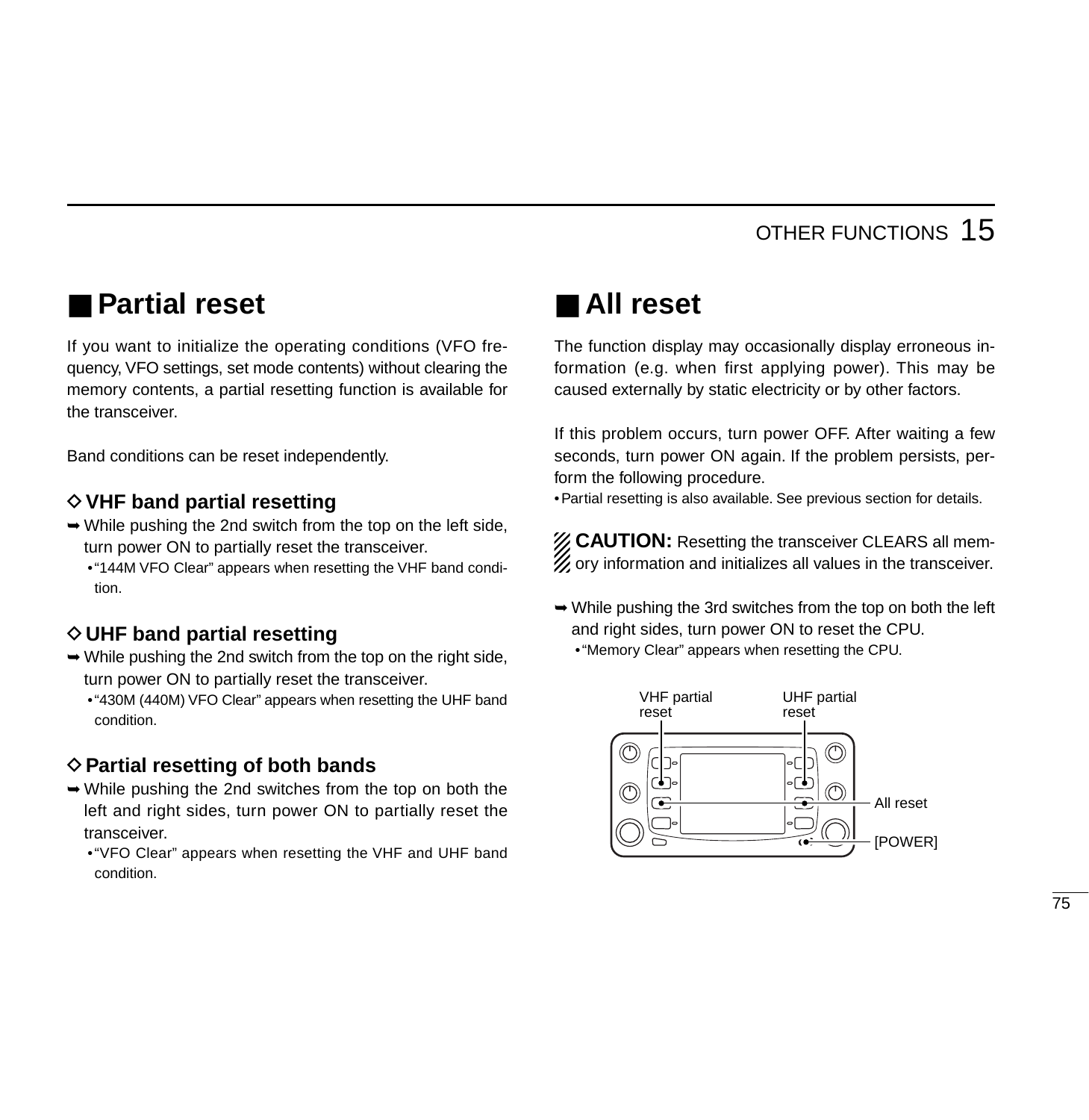## ■ Partial reset

If you want to initialize the operating conditions (VFO frequency, VFO settings, set mode contents) without clearing the memory contents, a partial resetting function is available for the transceiver.

Band conditions can be reset independently.

### ◇ VHF band partial resetting

➥ While pushing the 2nd switch from the top on the left side, turn power ON to partially reset the transceiver.
- "144M VFO Clear" appears when resetting the VHF band condition.

### ◇ UHF band partial resetting

➥ While pushing the 2nd switch from the top on the right side, turn power ON to partially reset the transceiver.
- "430M (440M) VFO Clear" appears when resetting the UHF band condition.

### ◇ Partial resetting of both bands

➥ While pushing the 2nd switches from the top on both the left and right sides, turn power ON to partially reset the transceiver.
- "VFO Clear" appears when resetting the VHF and UHF band condition.

## ■ All reset

The function display may occasionally display erroneous information (e.g. when first applying power). This may be caused externally by static electricity or by other factors.

If this problem occurs, turn power OFF. After waiting a few seconds, turn power ON again. If the problem persists, perform the following procedure.
- Partial resetting is also available. See previous section for details.

**CAUTION:** Resetting the transceiver CLEARS all memory information and initializes all values in the transceiver.

➥ While pushing the 3rd switches from the top on both the left and right sides, turn power ON to reset the CPU.
- "Memory Clear" appears when resetting the CPU.

VHF partial reset | UHF partial reset | All reset | [POWER]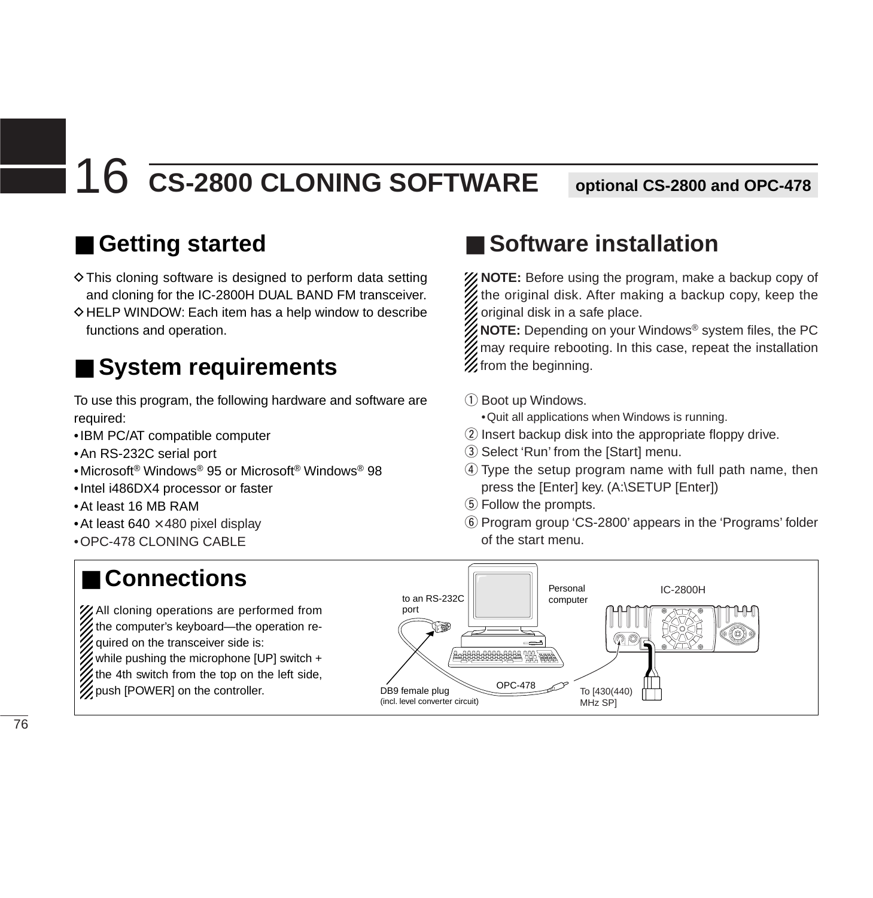# 16 CS-2800 CLONING SOFTWARE

optional CS-2800 and OPC-478

## ■ Getting started

◇ This cloning software is designed to perform data setting and cloning for the IC-2800H DUAL BAND FM transceiver.

◇ HELP WINDOW: Each item has a help window to describe functions and operation.

## ■ System requirements

To use this program, the following hardware and software are required:

- IBM PC/AT compatible computer
- An RS-232C serial port
- Microsoft® Windows® 95 or Microsoft® Windows® 98
- Intel i486DX4 processor or faster
- At least 16 MB RAM
- At least 640 ×480 pixel display
- OPC-478 CLONING CABLE

## ■ Software installation

**NOTE:** Before using the program, make a backup copy of the original disk. After making a backup copy, keep the original disk in a safe place.

**NOTE:** Depending on your Windows® system files, the PC may require rebooting. In this case, repeat the installation from the beginning.

① Boot up Windows.
   - Quit all applications when Windows is running.

② Insert backup disk into the appropriate floppy drive.

③ Select 'Run' from the [Start] menu.

④ Type the setup program name with full path name, then press the [Enter] key. (A:\SETUP [Enter])

⑤ Follow the prompts.

⑥ Program group 'CS-2800' appears in the 'Programs' folder of the start menu.

## ■ Connections

All cloning operations are performed from the computer's keyboard—the operation required on the transceiver side is:
while pushing the microphone [UP] switch + the 4th switch from the top on the left side, push [POWER] on the controller.

to an RS-232C port

Personal computer

IC-2800H

OPC-478

DB9 female plug (incl. level converter circuit)

To [430(440) MHz SP]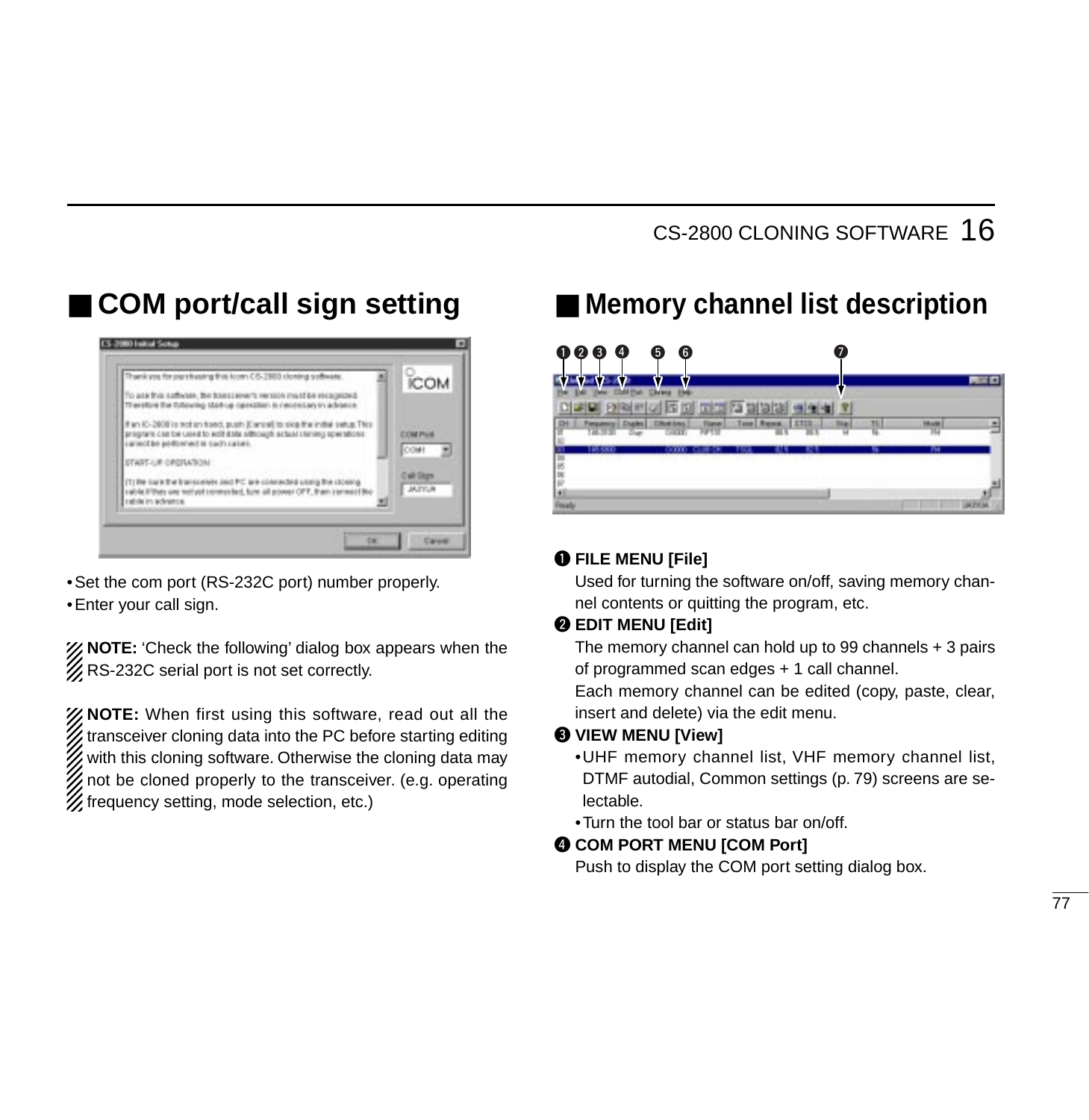## COM port/call sign setting

• Set the com port (RS-232C port) number properly.
• Enter your call sign.

**NOTE:** 'Check the following' dialog box appears when the RS-232C serial port is not set correctly.

**NOTE:** When first using this software, read out all the transceiver cloning data into the PC before starting editing with this cloning software. Otherwise the cloning data may not be cloned properly to the transceiver. (e.g. operating frequency setting, mode selection, etc.)

## Memory channel list description

❶ **FILE MENU [File]**
Used for turning the software on/off, saving memory channel contents or quitting the program, etc.

❷ **EDIT MENU [Edit]**
The memory channel can hold up to 99 channels + 3 pairs of programmed scan edges + 1 call channel.
Each memory channel can be edited (copy, paste, clear, insert and delete) via the edit menu.

❸ **VIEW MENU [View]**
• UHF memory channel list, VHF memory channel list, DTMF autodial, Common settings (p. 79) screens are selectable.
• Turn the tool bar or status bar on/off.

❹ **COM PORT MENU [COM Port]**
Push to display the COM port setting dialog box.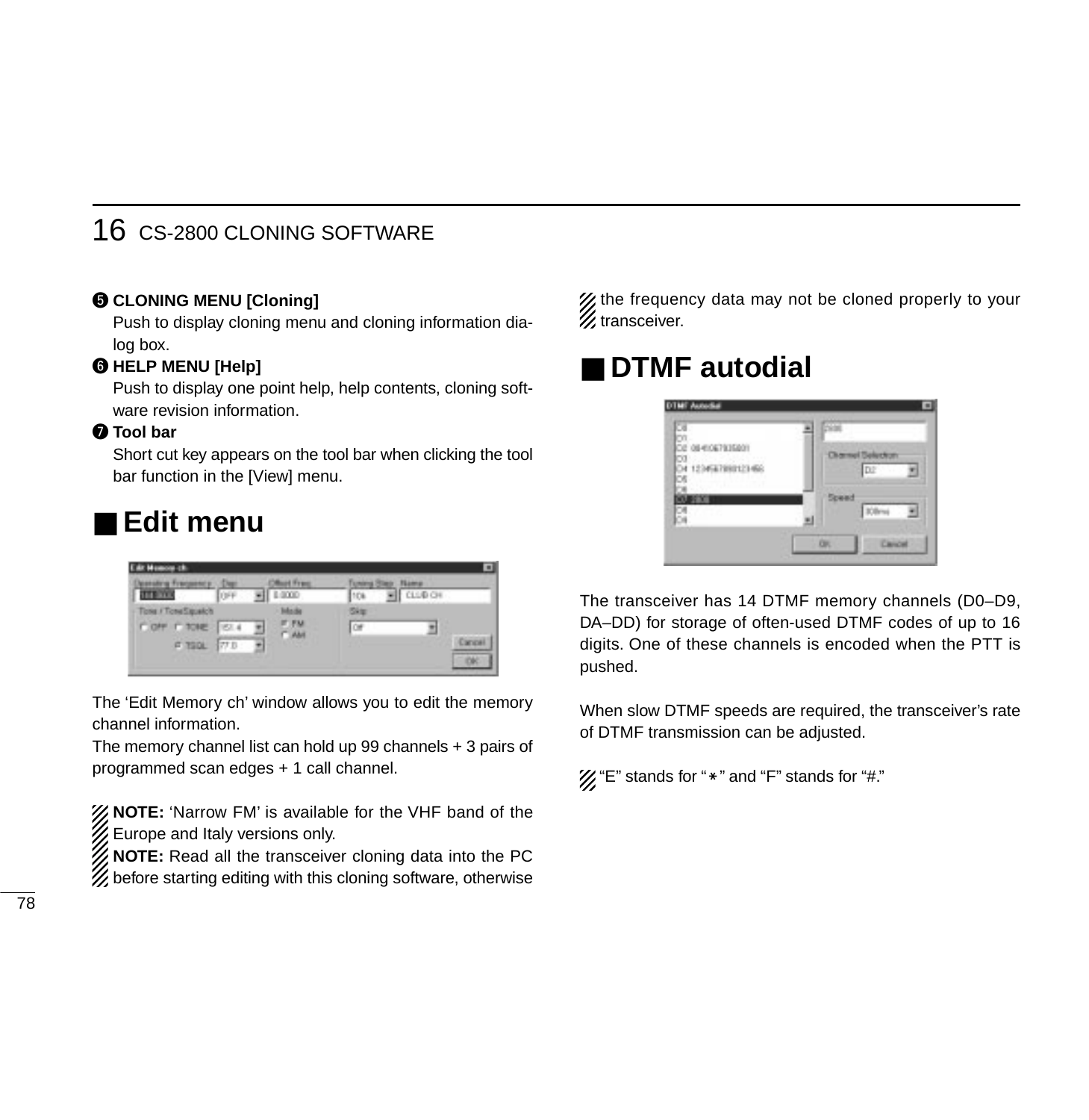❺ **CLONING MENU [Cloning]**

Push to display cloning menu and cloning information dialog box.

❻ **HELP MENU [Help]**

Push to display one point help, help contents, cloning software revision information.

❼ **Tool bar**

Short cut key appears on the tool bar when clicking the tool bar function in the [View] menu.

## ■ Edit menu

The 'Edit Memory ch' window allows you to edit the memory channel information.

The memory channel list can hold up 99 channels + 3 pairs of programmed scan edges + 1 call channel.

**NOTE:** 'Narrow FM' is available for the VHF band of the Europe and Italy versions only.

**NOTE:** Read all the transceiver cloning data into the PC before starting editing with this cloning software, otherwise the frequency data may not be cloned properly to your transceiver.

## ■ DTMF autodial

The transceiver has 14 DTMF memory channels (D0–D9, DA–DD) for storage of often-used DTMF codes of up to 16 digits. One of these channels is encoded when the PTT is pushed.

When slow DTMF speeds are required, the transceiver's rate of DTMF transmission can be adjusted.

"E" stands for "∗" and "F" stands for "#."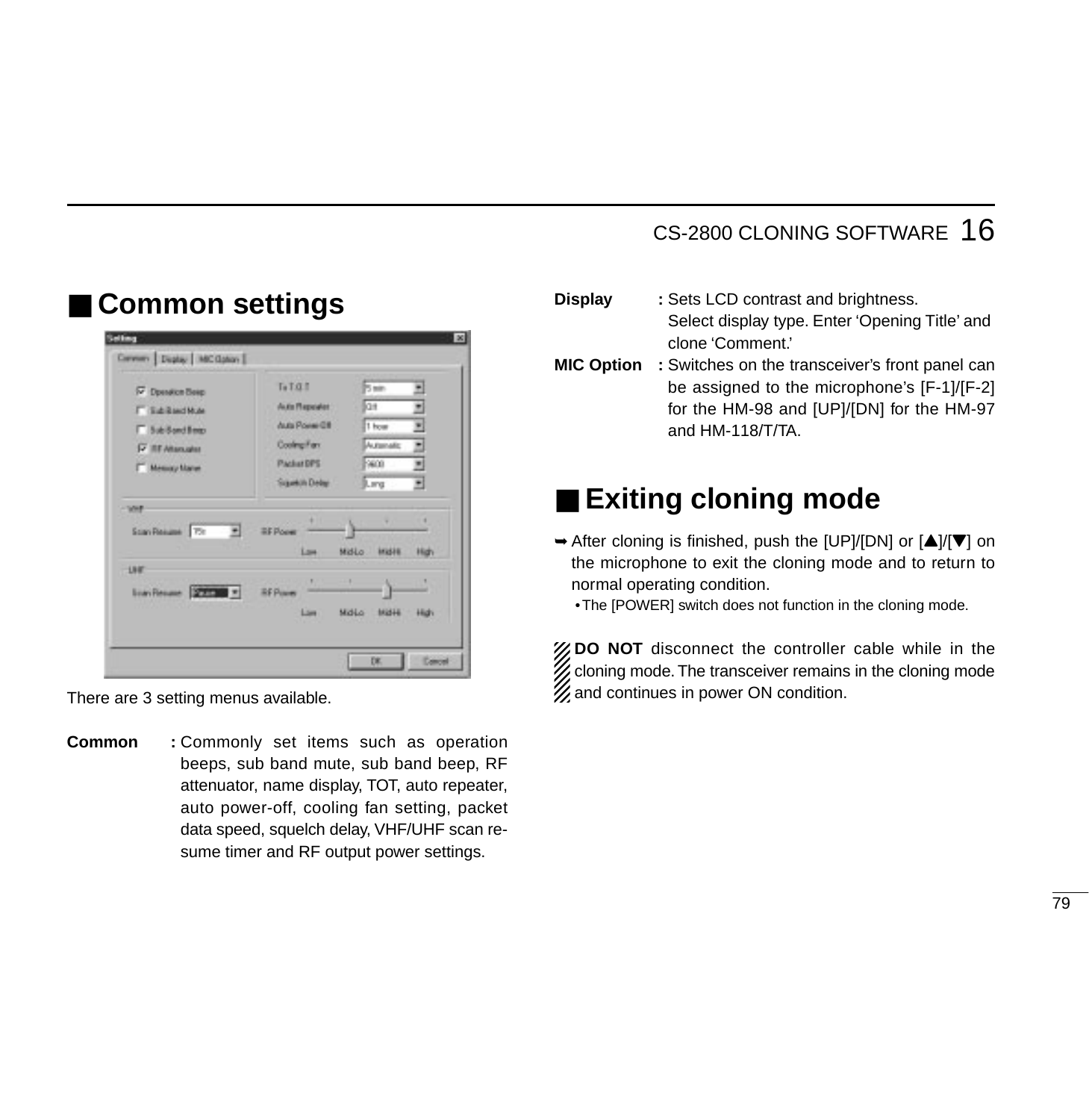## ■ Common settings

There are 3 setting menus available.

**Common** : Commonly set items such as operation beeps, sub band mute, sub band beep, RF attenuator, name display, TOT, auto repeater, auto power-off, cooling fan setting, packet data speed, squelch delay, VHF/UHF scan resume timer and RF output power settings.

**Display** : Sets LCD contrast and brightness. Select display type. Enter 'Opening Title' and clone 'Comment.'

**MIC Option** : Switches on the transceiver's front panel can be assigned to the microphone's [F-1]/[F-2] for the HM-98 and [UP]/[DN] for the HM-97 and HM-118/T/TA.

## ■ Exiting cloning mode

➥ After cloning is finished, push the [UP]/[DN] or [▲]/[▼] on the microphone to exit the cloning mode and to return to normal operating condition.
  • The [POWER] switch does not function in the cloning mode.

**DO NOT** disconnect the controller cable while in the cloning mode. The transceiver remains in the cloning mode and continues in power ON condition.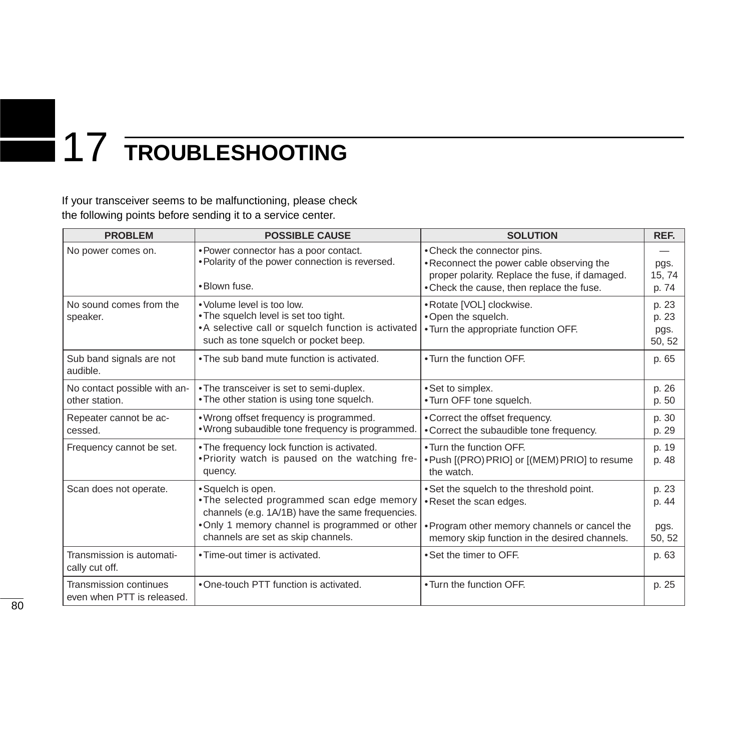# 17 TROUBLESHOOTING

If your transceiver seems to be malfunctioning, please check the following points before sending it to a service center.

| PROBLEM | POSSIBLE CAUSE | SOLUTION | REF. |
|---|---|---|---|
| No power comes on. | • Power connector has a poor contact.<br>• Polarity of the power connection is reversed.<br>• Blown fuse. | • Check the connector pins.<br>• Reconnect the power cable observing the proper polarity. Replace the fuse, if damaged.<br>• Check the cause, then replace the fuse. | —<br>pgs. 15, 74<br>p. 74 |
| No sound comes from the speaker. | • Volume level is too low.<br>• The squelch level is set too tight.<br>• A selective call or squelch function is activated such as tone squelch or pocket beep. | • Rotate [VOL] clockwise.<br>• Open the squelch.<br>• Turn the appropriate function OFF. | p. 23<br>p. 23<br>pgs. 50, 52 |
| Sub band signals are not audible. | • The sub band mute function is activated. | • Turn the function OFF. | p. 65 |
| No contact possible with another station. | • The transceiver is set to semi-duplex.<br>• The other station is using tone squelch. | • Set to simplex.<br>• Turn OFF tone squelch. | p. 26<br>p. 50 |
| Repeater cannot be accessed. | • Wrong offset frequency is programmed.<br>• Wrong subaudible tone frequency is programmed. | • Correct the offset frequency.<br>• Correct the subaudible tone frequency. | p. 30<br>p. 29 |
| Frequency cannot be set. | • The frequency lock function is activated.<br>• Priority watch is paused on the watching frequency. | • Turn the function OFF.<br>• Push [(PRO) PRIO] or [(MEM) PRIO] to resume the watch. | p. 19<br>p. 48 |
| Scan does not operate. | • Squelch is open.<br>• The selected programmed scan edge memory channels (e.g. 1A/1B) have the same frequencies.<br>• Only 1 memory channel is programmed or other channels are set as skip channels. | • Set the squelch to the threshold point.<br>• Reset the scan edges.<br>• Program other memory channels or cancel the memory skip function in the desired channels. | p. 23<br>p. 44<br>pgs. 50, 52 |
| Transmission is automatically cut off. | • Time-out timer is activated. | • Set the timer to OFF. | p. 63 |
| Transmission continues even when PTT is released. | • One-touch PTT function is activated. | • Turn the function OFF. | p. 25 |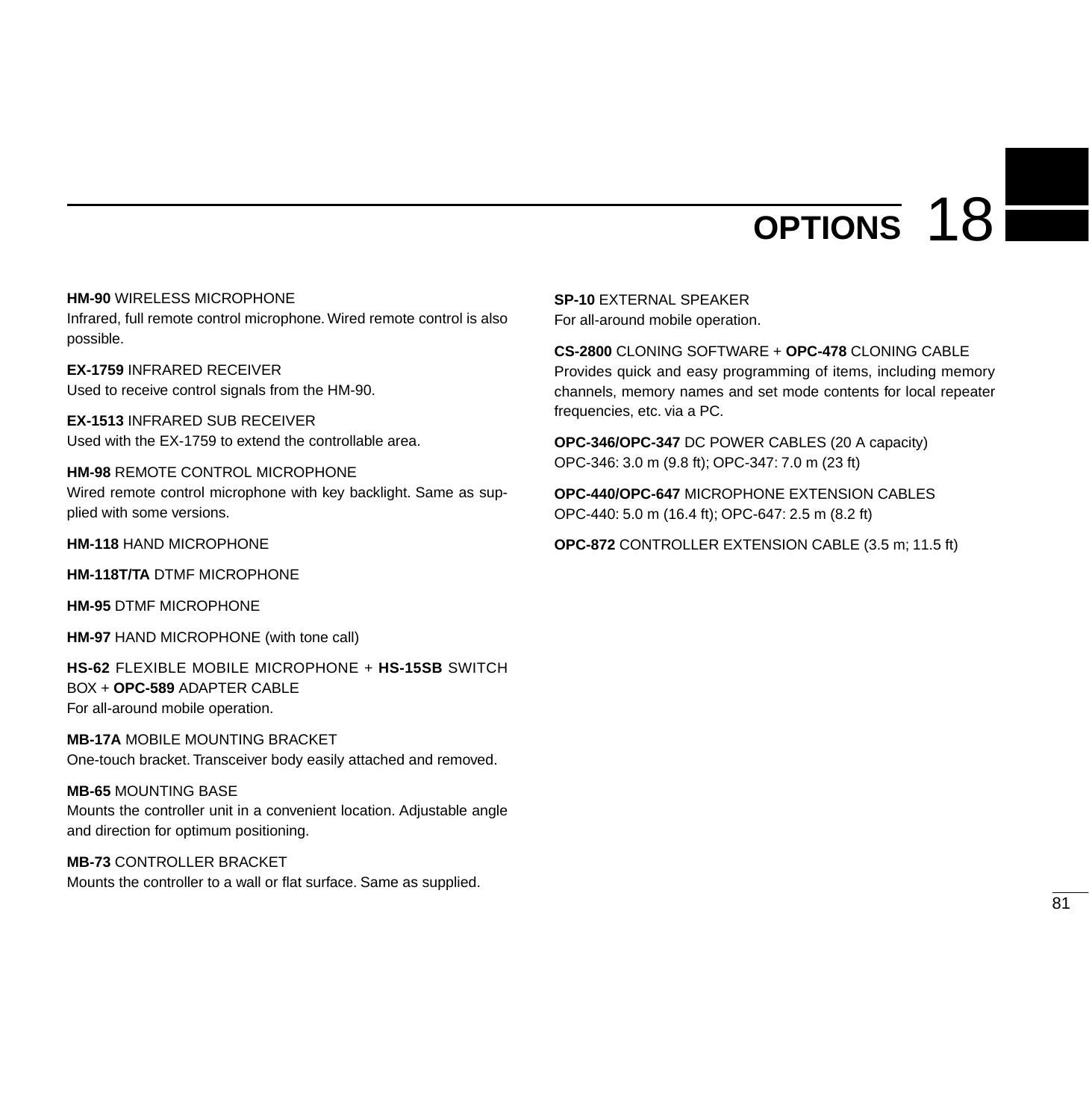# 18 OPTIONS

**HM-90** WIRELESS MICROPHONE
Infrared, full remote control microphone. Wired remote control is also possible.

**EX-1759** INFRARED RECEIVER
Used to receive control signals from the HM-90.

**EX-1513** INFRARED SUB RECEIVER
Used with the EX-1759 to extend the controllable area.

**HM-98** REMOTE CONTROL MICROPHONE
Wired remote control microphone with key backlight. Same as supplied with some versions.

**HM-118** HAND MICROPHONE

**HM-118T/TA** DTMF MICROPHONE

**HM-95** DTMF MICROPHONE

**HM-97** HAND MICROPHONE (with tone call)

**HS-62** FLEXIBLE MOBILE MICROPHONE + **HS-15SB** SWITCH BOX + **OPC-589** ADAPTER CABLE
For all-around mobile operation.

**MB-17A** MOBILE MOUNTING BRACKET
One-touch bracket. Transceiver body easily attached and removed.

**MB-65** MOUNTING BASE
Mounts the controller unit in a convenient location. Adjustable angle and direction for optimum positioning.

**MB-73** CONTROLLER BRACKET
Mounts the controller to a wall or flat surface. Same as supplied.

**SP-10** EXTERNAL SPEAKER
For all-around mobile operation.

**CS-2800** CLONING SOFTWARE + **OPC-478** CLONING CABLE
Provides quick and easy programming of items, including memory channels, memory names and set mode contents for local repeater frequencies, etc. via a PC.

**OPC-346/OPC-347** DC POWER CABLES (20 A capacity)
OPC-346: 3.0 m (9.8 ft); OPC-347: 7.0 m (23 ft)

**OPC-440/OPC-647** MICROPHONE EXTENSION CABLES
OPC-440: 5.0 m (16.4 ft); OPC-647: 2.5 m (8.2 ft)

**OPC-872** CONTROLLER EXTENSION CABLE (3.5 m; 11.5 ft)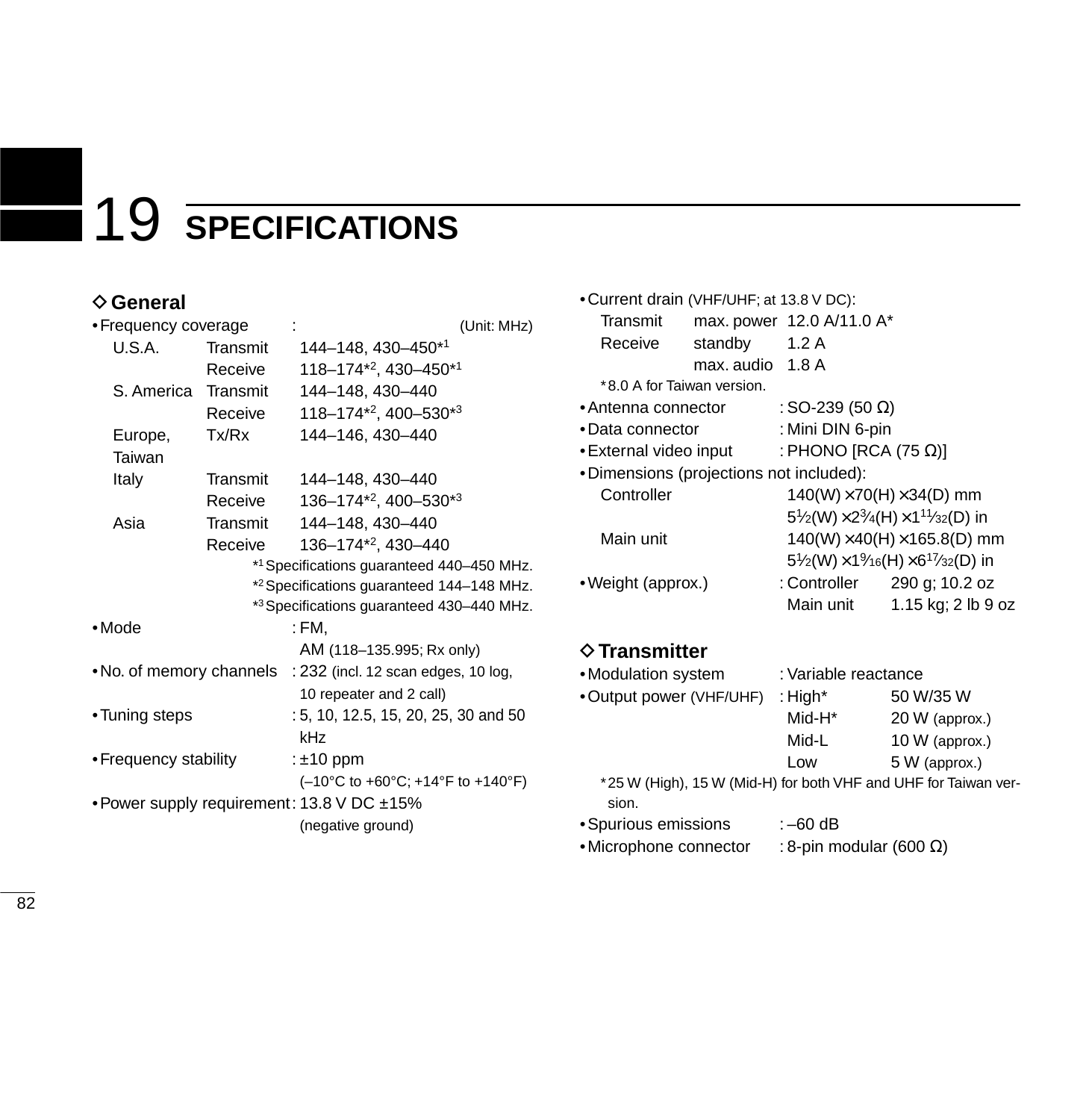# 19 SPECIFICATIONS

## ◇ General

• Frequency coverage : (Unit: MHz)

| | | |
|---|---|---|
| U.S.A. | Transmit | 144–148, 430–450*1 |
| | Receive | 118–174*2, 430–450*1 |
| S. America | Transmit | 144–148, 430–440 |
| | Receive | 118–174*2, 400–530*3 |
| Europe, Taiwan | Tx/Rx | 144–146, 430–440 |
| Italy | Transmit | 144–148, 430–440 |
| | Receive | 136–174*2, 400–530*3 |
| Asia | Transmit | 144–148, 430–440 |
| | Receive | 136–174*2, 430–440 |

*1 Specifications guaranteed 440–450 MHz.
*2 Specifications guaranteed 144–148 MHz.
*3 Specifications guaranteed 430–440 MHz.

• Mode : FM, AM (118–135.995; Rx only)

• No. of memory channels : 232 (incl. 12 scan edges, 10 log, 10 repeater and 2 call)

• Tuning steps : 5, 10, 12.5, 15, 20, 25, 30 and 50 kHz

• Frequency stability : ±10 ppm (–10°C to +60°C; +14°F to +140°F)

• Power supply requirement : 13.8 V DC ±15% (negative ground)

• Current drain (VHF/UHF; at 13.8 V DC):

| | | |
|---|---|---|
| Transmit | max. power | 12.0 A/11.0 A* |
| Receive | standby | 1.2 A |
| | max. audio | 1.8 A |

*8.0 A for Taiwan version.

• Antenna connector : SO-239 (50 Ω)

• Data connector : Mini DIN 6-pin

• External video input : PHONO [RCA (75 Ω)]

• Dimensions (projections not included):

| | |
|---|---|
| Controller | 140(W) ×70(H) ×34(D) mm |
| | 5½(W) ×2¾(H) ×1 11⁄32(D) in |
| Main unit | 140(W) ×40(H) ×165.8(D) mm |
| | 5½(W) ×1 9⁄16(H) ×6 17⁄32(D) in |

• Weight (approx.) : Controller 290 g; 10.2 oz
Main unit 1.15 kg; 2 lb 9 oz

## ◇ Transmitter

• Modulation system : Variable reactance

• Output power (VHF/UHF) :

| | |
|---|---|
| High* | 50 W/35 W |
| Mid-H* | 20 W (approx.) |
| Mid-L | 10 W (approx.) |
| Low | 5 W (approx.) |

*25 W (High), 15 W (Mid-H) for both VHF and UHF for Taiwan version.

• Spurious emissions : –60 dB

• Microphone connector : 8-pin modular (600 Ω)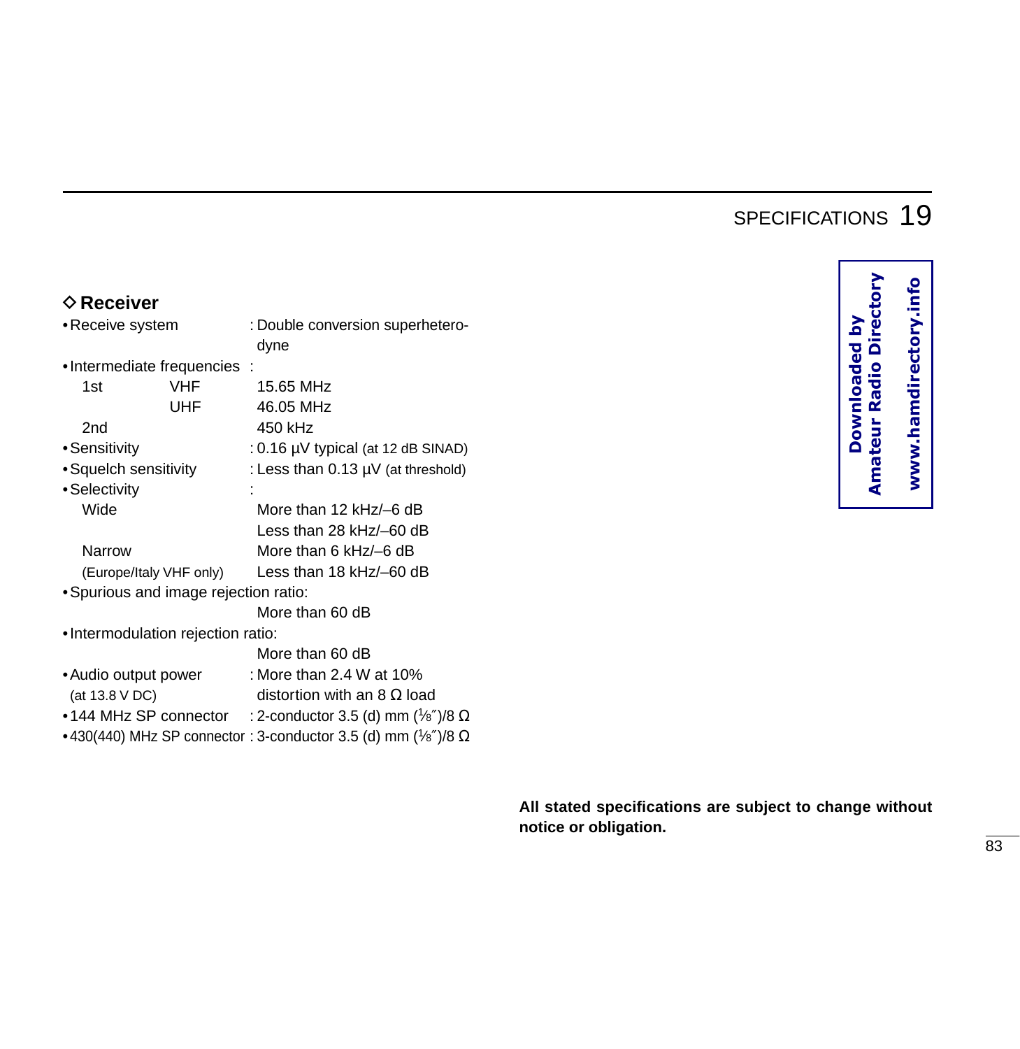## ◇ Receiver

- Receive system : Double conversion superheterodyne
- Intermediate frequencies :

| | | |
|---|---|---|
| 1st | VHF | 15.65 MHz |
| | UHF | 46.05 MHz |
| 2nd | | 450 kHz |

- Sensitivity : 0.16 µV typical (at 12 dB SINAD)
- Squelch sensitivity : Less than 0.13 µV (at threshold)
- Selectivity :
  - Wide: More than 12 kHz/–6 dB; Less than 28 kHz/–60 dB
  - Narrow (Europe/Italy VHF only): More than 6 kHz/–6 dB; Less than 18 kHz/–60 dB
- Spurious and image rejection ratio: More than 60 dB
- Intermodulation rejection ratio: More than 60 dB
- Audio output power (at 13.8 V DC) : More than 2.4 W at 10% distortion with an 8 Ω load
- 144 MHz SP connector : 2-conductor 3.5 (d) mm (⅛″)/8 Ω
- 430(440) MHz SP connector : 3-conductor 3.5 (d) mm (⅛″)/8 Ω

**All stated specifications are subject to change without notice or obligation.**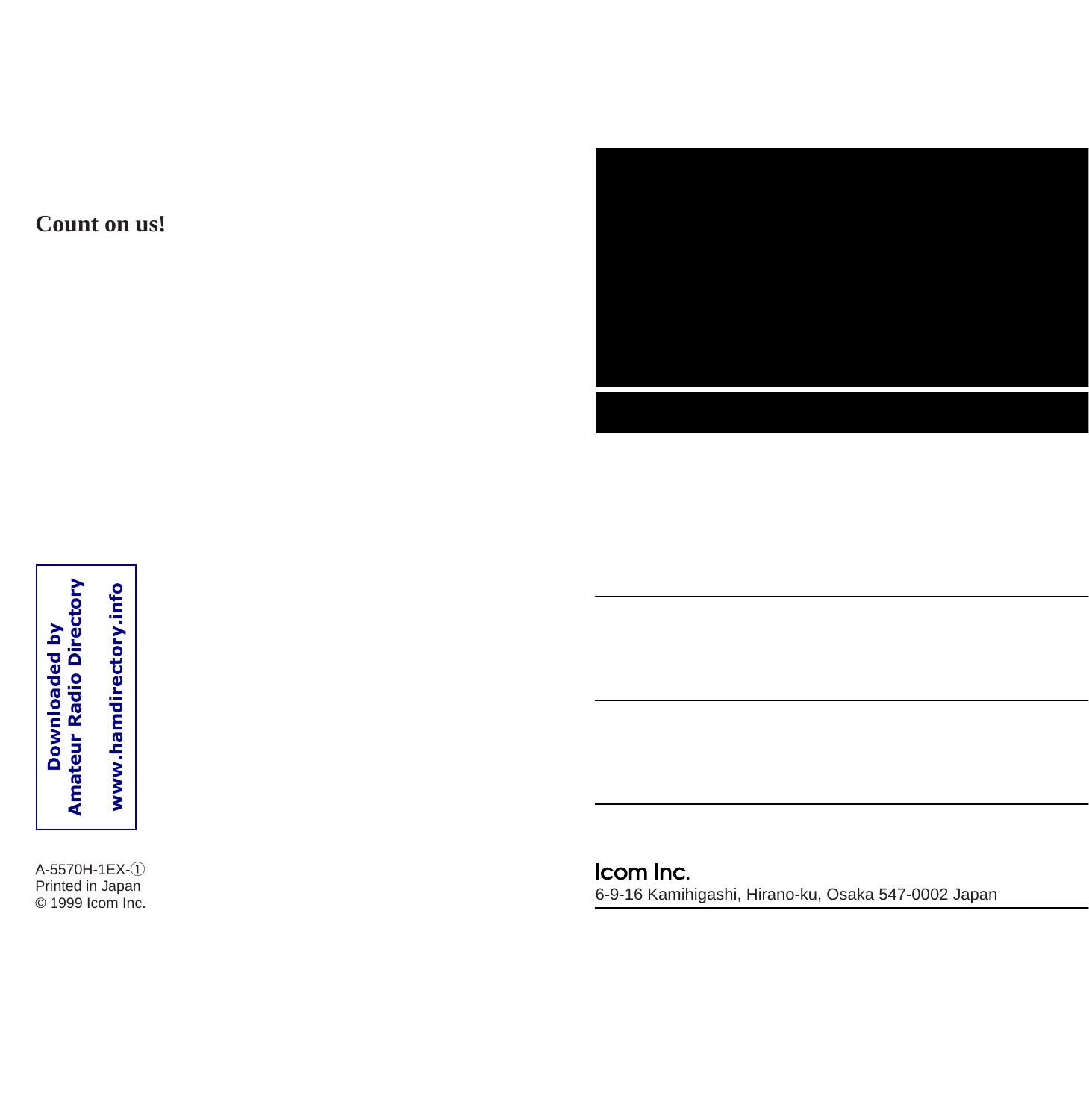**Count on us!**

Downloaded by
Amateur Radio Directory
www.hamdirectory.info

A-5570H-1EX-①
Printed in Japan
© 1999 Icom Inc.

Icom Inc.
6-9-16 Kamihigashi, Hirano-ku, Osaka 547-0002 Japan